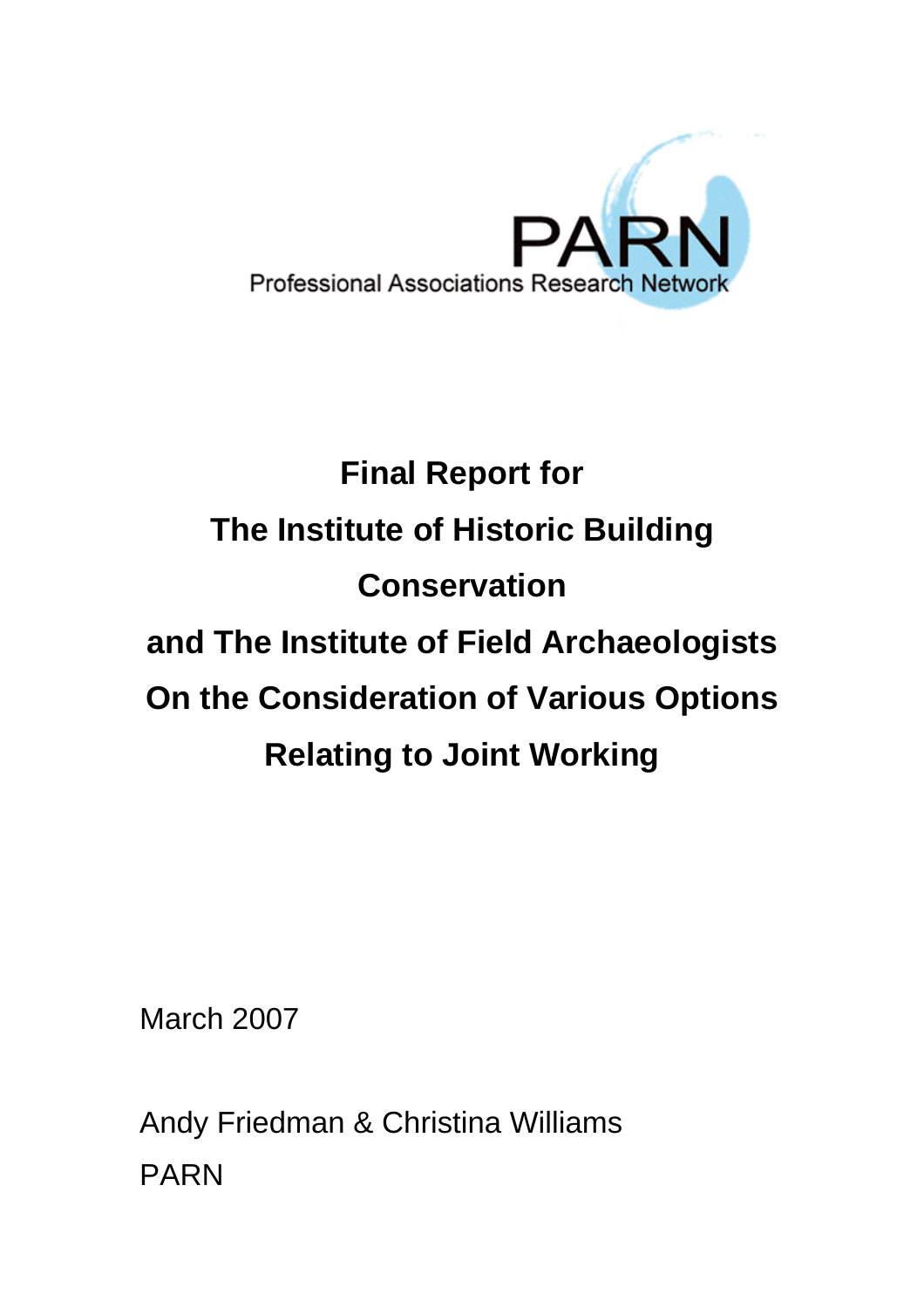PARN

Professional Associations Research Network

# Final Report for The Institute of Historic Building Conservation and The Institute of Field Archaeologists On the Consideration of Various Options Relating to Joint Working

March 2007

Andy Friedman & Christina Williams

PARN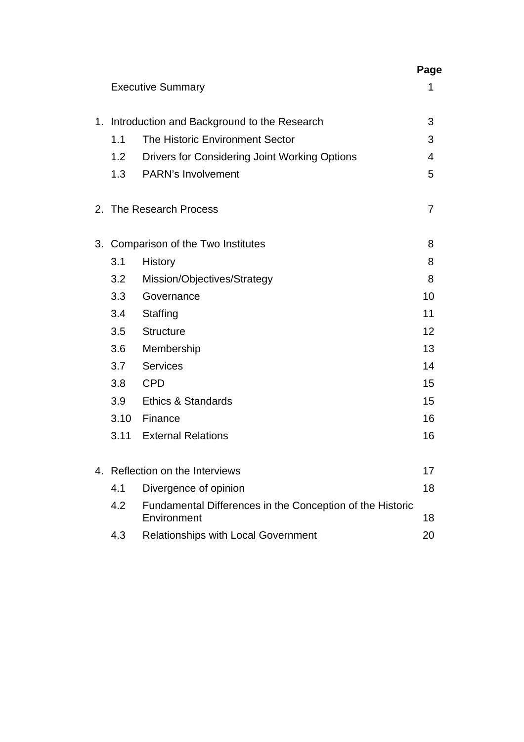| | | Page |
|---|---|---|
| | Executive Summary | 1 |
| 1. | Introduction and Background to the Research | 3 |
| 1.1 | The Historic Environment Sector | 3 |
| 1.2 | Drivers for Considering Joint Working Options | 4 |
| 1.3 | PARN's Involvement | 5 |
| 2. | The Research Process | 7 |
| 3. | Comparison of the Two Institutes | 8 |
| 3.1 | History | 8 |
| 3.2 | Mission/Objectives/Strategy | 8 |
| 3.3 | Governance | 10 |
| 3.4 | Staffing | 11 |
| 3.5 | Structure | 12 |
| 3.6 | Membership | 13 |
| 3.7 | Services | 14 |
| 3.8 | CPD | 15 |
| 3.9 | Ethics & Standards | 15 |
| 3.10 | Finance | 16 |
| 3.11 | External Relations | 16 |
| 4. | Reflection on the Interviews | 17 |
| 4.1 | Divergence of opinion | 18 |
| 4.2 | Fundamental Differences in the Conception of the Historic Environment | 18 |
| 4.3 | Relationships with Local Government | 20 |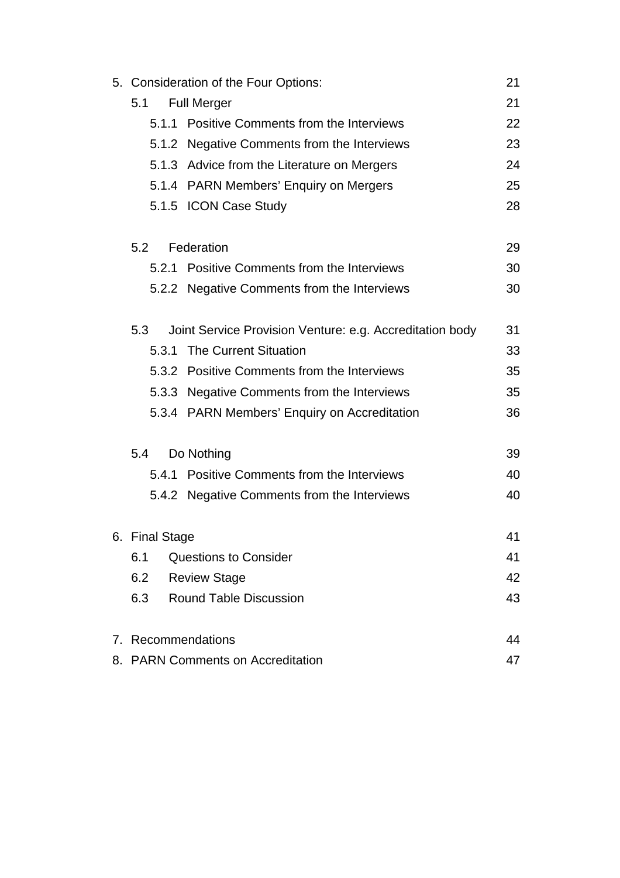5. Consideration of the Four Options: 21
   - 5.1 Full Merger 21
     - 5.1.1 Positive Comments from the Interviews 22
     - 5.1.2 Negative Comments from the Interviews 23
     - 5.1.3 Advice from the Literature on Mergers 24
     - 5.1.4 PARN Members' Enquiry on Mergers 25
     - 5.1.5 ICON Case Study 28
   - 5.2 Federation 29
     - 5.2.1 Positive Comments from the Interviews 30
     - 5.2.2 Negative Comments from the Interviews 30
   - 5.3 Joint Service Provision Venture: e.g. Accreditation body 31
     - 5.3.1 The Current Situation 33
     - 5.3.2 Positive Comments from the Interviews 35
     - 5.3.3 Negative Comments from the Interviews 35
     - 5.3.4 PARN Members' Enquiry on Accreditation 36
   - 5.4 Do Nothing 39
     - 5.4.1 Positive Comments from the Interviews 40
     - 5.4.2 Negative Comments from the Interviews 40

6. Final Stage 41
   - 6.1 Questions to Consider 41
   - 6.2 Review Stage 42
   - 6.3 Round Table Discussion 43

7. Recommendations 44
8. PARN Comments on Accreditation 47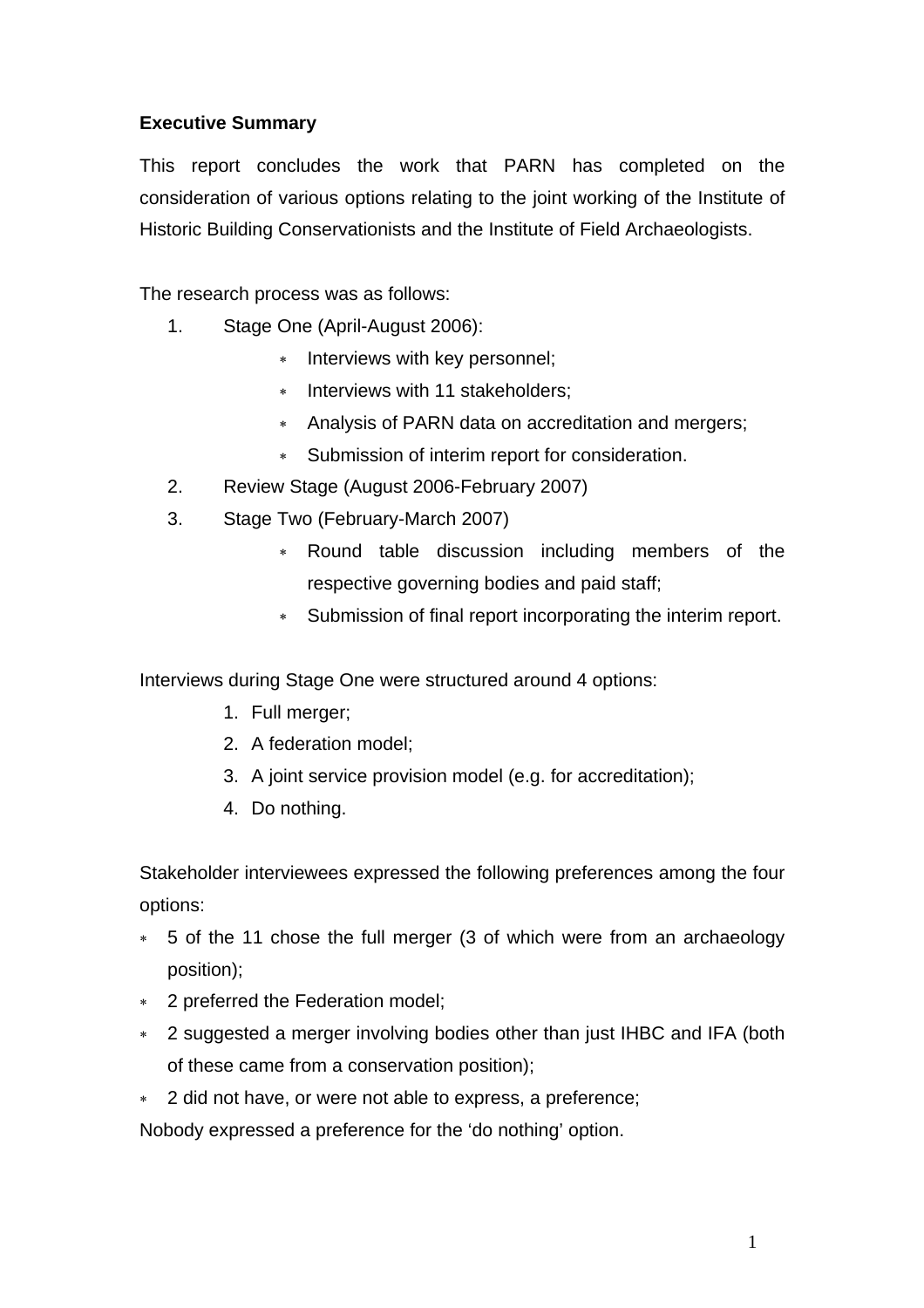**Executive Summary**

This report concludes the work that PARN has completed on the consideration of various options relating to the joint working of the Institute of Historic Building Conservationists and the Institute of Field Archaeologists.

The research process was as follows:

1. Stage One (April-August 2006):
   - Interviews with key personnel;
   - Interviews with 11 stakeholders;
   - Analysis of PARN data on accreditation and mergers;
   - Submission of interim report for consideration.
2. Review Stage (August 2006-February 2007)
3. Stage Two (February-March 2007)
   - Round table discussion including members of the respective governing bodies and paid staff;
   - Submission of final report incorporating the interim report.

Interviews during Stage One were structured around 4 options:

1. Full merger;
2. A federation model;
3. A joint service provision model (e.g. for accreditation);
4. Do nothing.

Stakeholder interviewees expressed the following preferences among the four options:

- 5 of the 11 chose the full merger (3 of which were from an archaeology position);
- 2 preferred the Federation model;
- 2 suggested a merger involving bodies other than just IHBC and IFA (both of these came from a conservation position);
- 2 did not have, or were not able to express, a preference;

Nobody expressed a preference for the 'do nothing' option.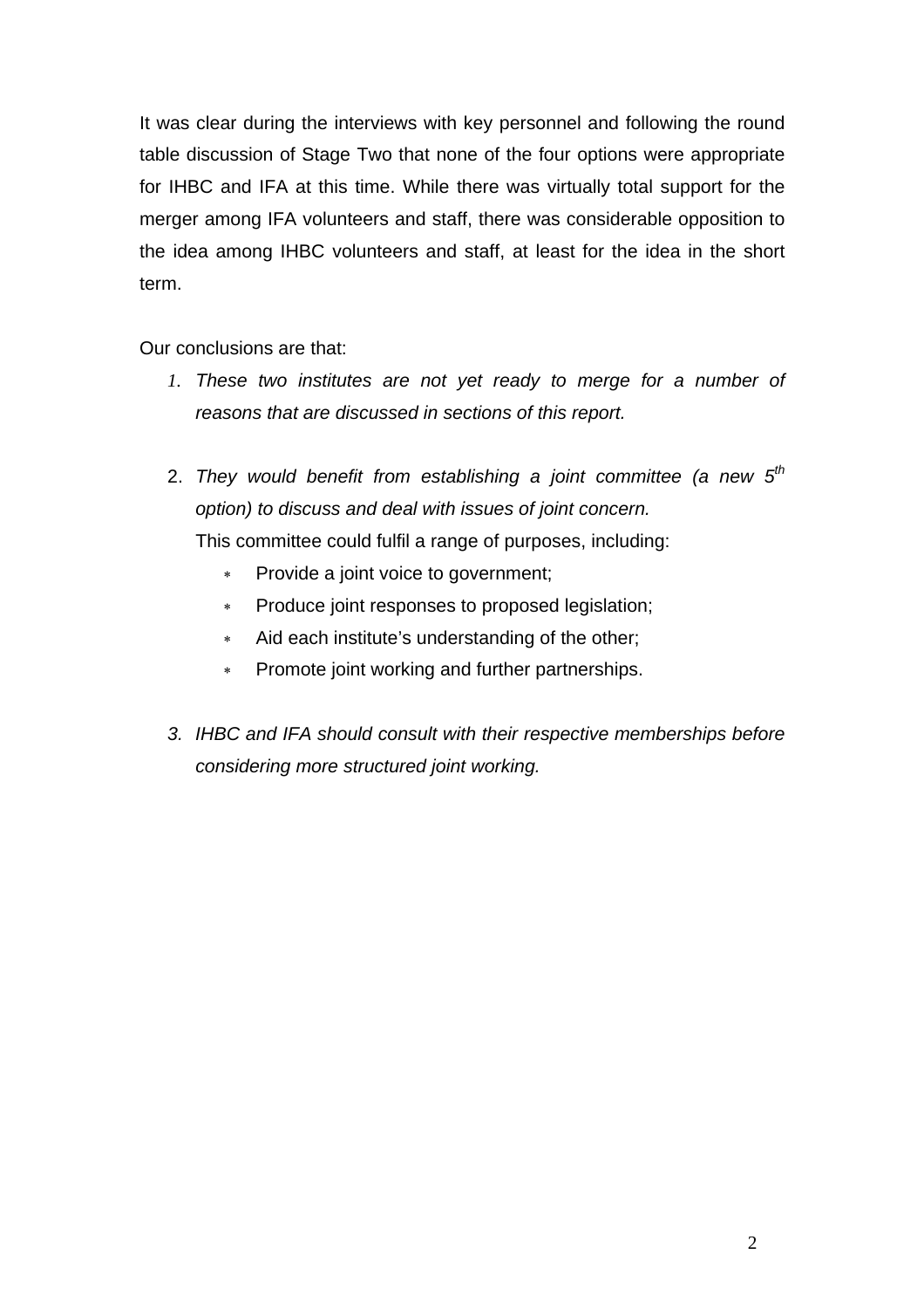It was clear during the interviews with key personnel and following the round table discussion of Stage Two that none of the four options were appropriate for IHBC and IFA at this time. While there was virtually total support for the merger among IFA volunteers and staff, there was considerable opposition to the idea among IHBC volunteers and staff, at least for the idea in the short term.

Our conclusions are that:

1. *These two institutes are not yet ready to merge for a number of reasons that are discussed in sections of this report.*

2. *They would benefit from establishing a joint committee (a new 5th option) to discuss and deal with issues of joint concern.*
   This committee could fulfil a range of purposes, including:
   - Provide a joint voice to government;
   - Produce joint responses to proposed legislation;
   - Aid each institute's understanding of the other;
   - Promote joint working and further partnerships.

3. *IHBC and IFA should consult with their respective memberships before considering more structured joint working.*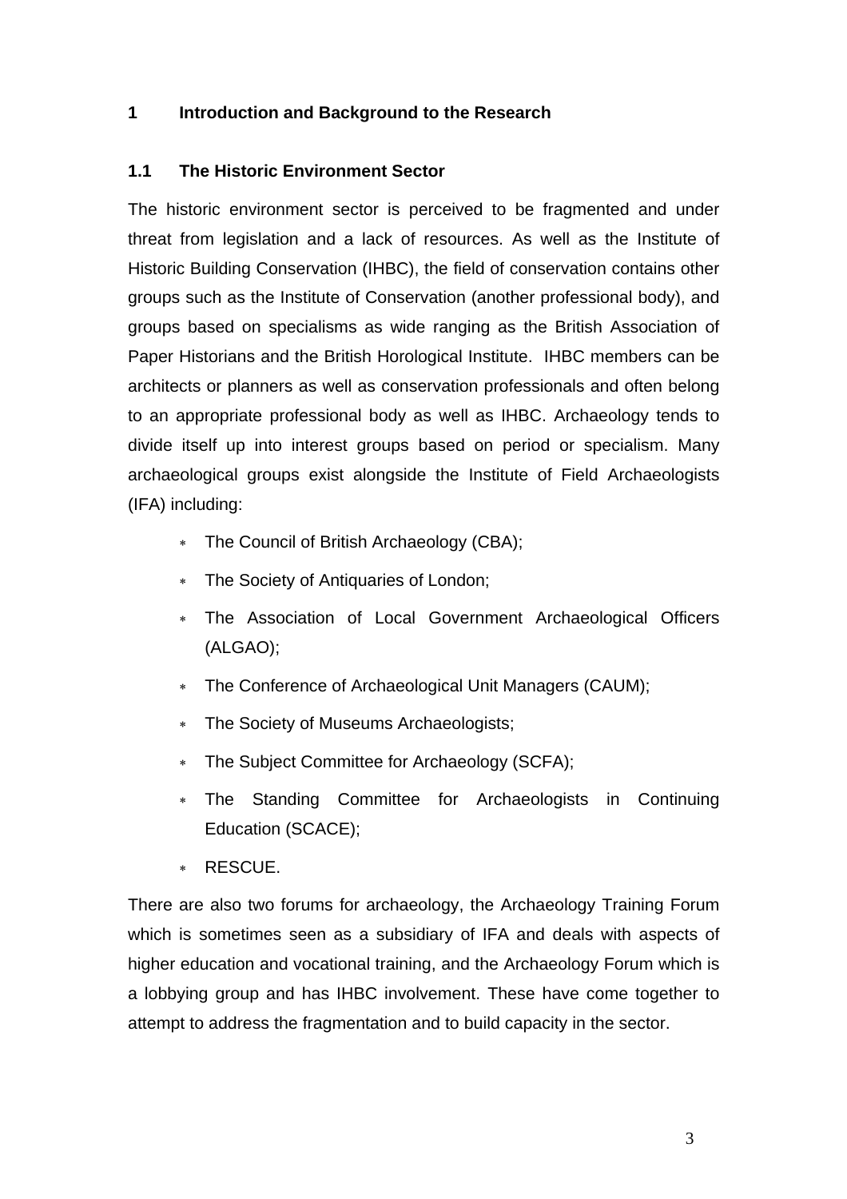# 1 Introduction and Background to the Research

## 1.1 The Historic Environment Sector

The historic environment sector is perceived to be fragmented and under threat from legislation and a lack of resources. As well as the Institute of Historic Building Conservation (IHBC), the field of conservation contains other groups such as the Institute of Conservation (another professional body), and groups based on specialisms as wide ranging as the British Association of Paper Historians and the British Horological Institute. IHBC members can be architects or planners as well as conservation professionals and often belong to an appropriate professional body as well as IHBC. Archaeology tends to divide itself up into interest groups based on period or specialism. Many archaeological groups exist alongside the Institute of Field Archaeologists (IFA) including:

- The Council of British Archaeology (CBA);
- The Society of Antiquaries of London;
- The Association of Local Government Archaeological Officers (ALGAO);
- The Conference of Archaeological Unit Managers (CAUM);
- The Society of Museums Archaeologists;
- The Subject Committee for Archaeology (SCFA);
- The Standing Committee for Archaeologists in Continuing Education (SCACE);
- RESCUE.

There are also two forums for archaeology, the Archaeology Training Forum which is sometimes seen as a subsidiary of IFA and deals with aspects of higher education and vocational training, and the Archaeology Forum which is a lobbying group and has IHBC involvement. These have come together to attempt to address the fragmentation and to build capacity in the sector.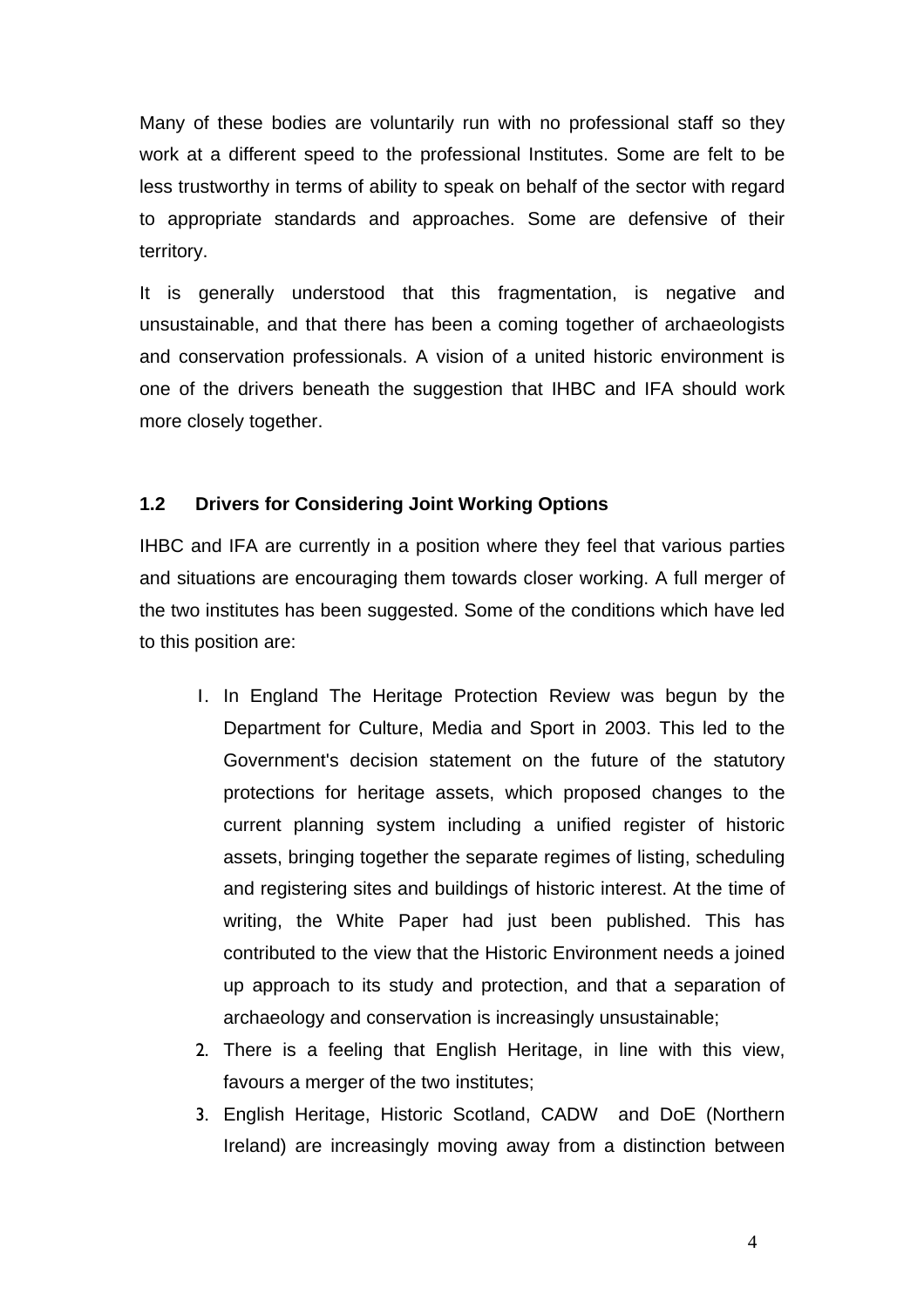Many of these bodies are voluntarily run with no professional staff so they work at a different speed to the professional Institutes. Some are felt to be less trustworthy in terms of ability to speak on behalf of the sector with regard to appropriate standards and approaches. Some are defensive of their territory.

It is generally understood that this fragmentation, is negative and unsustainable, and that there has been a coming together of archaeologists and conservation professionals. A vision of a united historic environment is one of the drivers beneath the suggestion that IHBC and IFA should work more closely together.

### 1.2 Drivers for Considering Joint Working Options

IHBC and IFA are currently in a position where they feel that various parties and situations are encouraging them towards closer working. A full merger of the two institutes has been suggested. Some of the conditions which have led to this position are:

1. In England The Heritage Protection Review was begun by the Department for Culture, Media and Sport in 2003. This led to the Government's decision statement on the future of the statutory protections for heritage assets, which proposed changes to the current planning system including a unified register of historic assets, bringing together the separate regimes of listing, scheduling and registering sites and buildings of historic interest. At the time of writing, the White Paper had just been published. This has contributed to the view that the Historic Environment needs a joined up approach to its study and protection, and that a separation of archaeology and conservation is increasingly unsustainable;
2. There is a feeling that English Heritage, in line with this view, favours a merger of the two institutes;
3. English Heritage, Historic Scotland, CADW and DoE (Northern Ireland) are increasingly moving away from a distinction between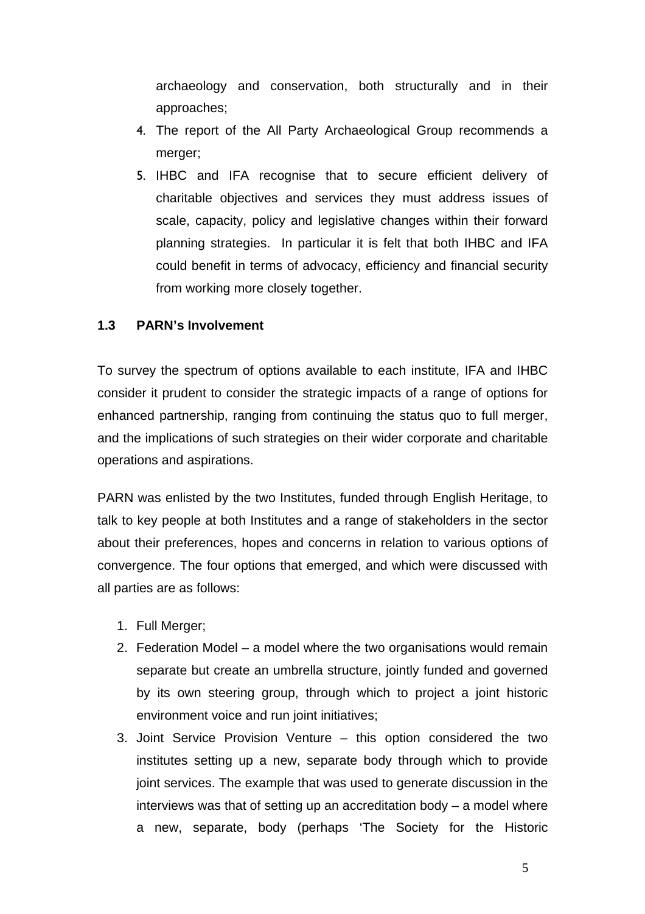archaeology and conservation, both structurally and in their approaches;

4. The report of the All Party Archaeological Group recommends a merger;
5. IHBC and IFA recognise that to secure efficient delivery of charitable objectives and services they must address issues of scale, capacity, policy and legislative changes within their forward planning strategies. In particular it is felt that both IHBC and IFA could benefit in terms of advocacy, efficiency and financial security from working more closely together.

### 1.3 PARN's Involvement

To survey the spectrum of options available to each institute, IFA and IHBC consider it prudent to consider the strategic impacts of a range of options for enhanced partnership, ranging from continuing the status quo to full merger, and the implications of such strategies on their wider corporate and charitable operations and aspirations.

PARN was enlisted by the two Institutes, funded through English Heritage, to talk to key people at both Institutes and a range of stakeholders in the sector about their preferences, hopes and concerns in relation to various options of convergence. The four options that emerged, and which were discussed with all parties are as follows:

1. Full Merger;
2. Federation Model – a model where the two organisations would remain separate but create an umbrella structure, jointly funded and governed by its own steering group, through which to project a joint historic environment voice and run joint initiatives;
3. Joint Service Provision Venture – this option considered the two institutes setting up a new, separate body through which to provide joint services. The example that was used to generate discussion in the interviews was that of setting up an accreditation body – a model where a new, separate, body (perhaps 'The Society for the Historic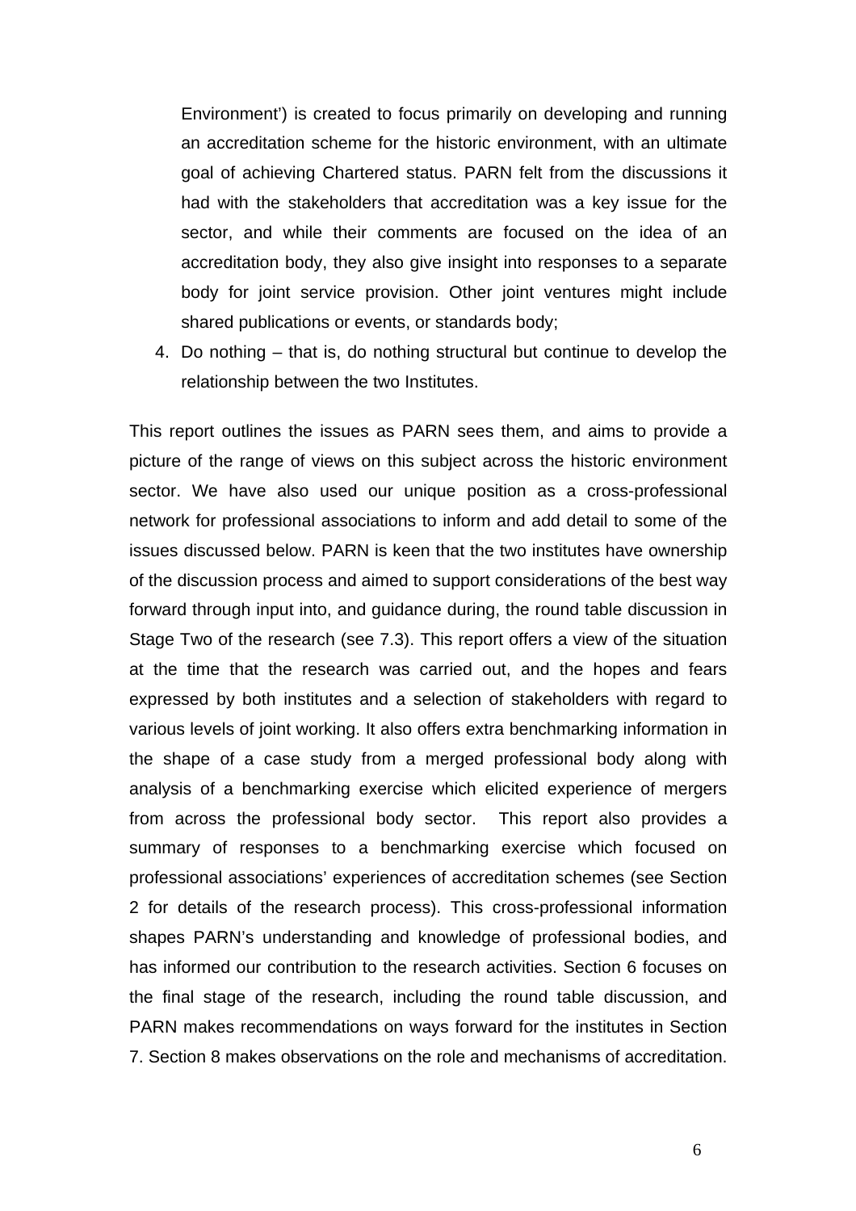Environment') is created to focus primarily on developing and running an accreditation scheme for the historic environment, with an ultimate goal of achieving Chartered status. PARN felt from the discussions it had with the stakeholders that accreditation was a key issue for the sector, and while their comments are focused on the idea of an accreditation body, they also give insight into responses to a separate body for joint service provision. Other joint ventures might include shared publications or events, or standards body;

4. Do nothing – that is, do nothing structural but continue to develop the relationship between the two Institutes.

This report outlines the issues as PARN sees them, and aims to provide a picture of the range of views on this subject across the historic environment sector. We have also used our unique position as a cross-professional network for professional associations to inform and add detail to some of the issues discussed below. PARN is keen that the two institutes have ownership of the discussion process and aimed to support considerations of the best way forward through input into, and guidance during, the round table discussion in Stage Two of the research (see 7.3). This report offers a view of the situation at the time that the research was carried out, and the hopes and fears expressed by both institutes and a selection of stakeholders with regard to various levels of joint working. It also offers extra benchmarking information in the shape of a case study from a merged professional body along with analysis of a benchmarking exercise which elicited experience of mergers from across the professional body sector. This report also provides a summary of responses to a benchmarking exercise which focused on professional associations' experiences of accreditation schemes (see Section 2 for details of the research process). This cross-professional information shapes PARN's understanding and knowledge of professional bodies, and has informed our contribution to the research activities. Section 6 focuses on the final stage of the research, including the round table discussion, and PARN makes recommendations on ways forward for the institutes in Section 7. Section 8 makes observations on the role and mechanisms of accreditation.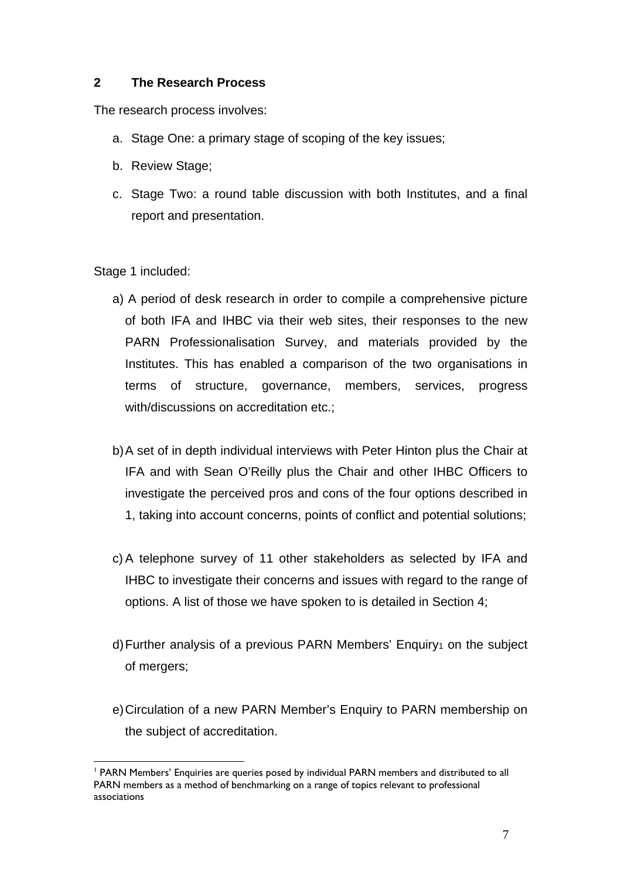## 2 The Research Process

The research process involves:

a. Stage One: a primary stage of scoping of the key issues;

b. Review Stage;

c. Stage Two: a round table discussion with both Institutes, and a final report and presentation.

Stage 1 included:

a) A period of desk research in order to compile a comprehensive picture of both IFA and IHBC via their web sites, their responses to the new PARN Professionalisation Survey, and materials provided by the Institutes. This has enabled a comparison of the two organisations in terms of structure, governance, members, services, progress with/discussions on accreditation etc.;

b) A set of in depth individual interviews with Peter Hinton plus the Chair at IFA and with Sean O'Reilly plus the Chair and other IHBC Officers to investigate the perceived pros and cons of the four options described in 1, taking into account concerns, points of conflict and potential solutions;

c) A telephone survey of 11 other stakeholders as selected by IFA and IHBC to investigate their concerns and issues with regard to the range of options. A list of those we have spoken to is detailed in Section 4;

d) Further analysis of a previous PARN Members' Enquiry[1] on the subject of mergers;

e) Circulation of a new PARN Member's Enquiry to PARN membership on the subject of accreditation.

---

[1] PARN Members' Enquiries are queries posed by individual PARN members and distributed to all PARN members as a method of benchmarking on a range of topics relevant to professional associations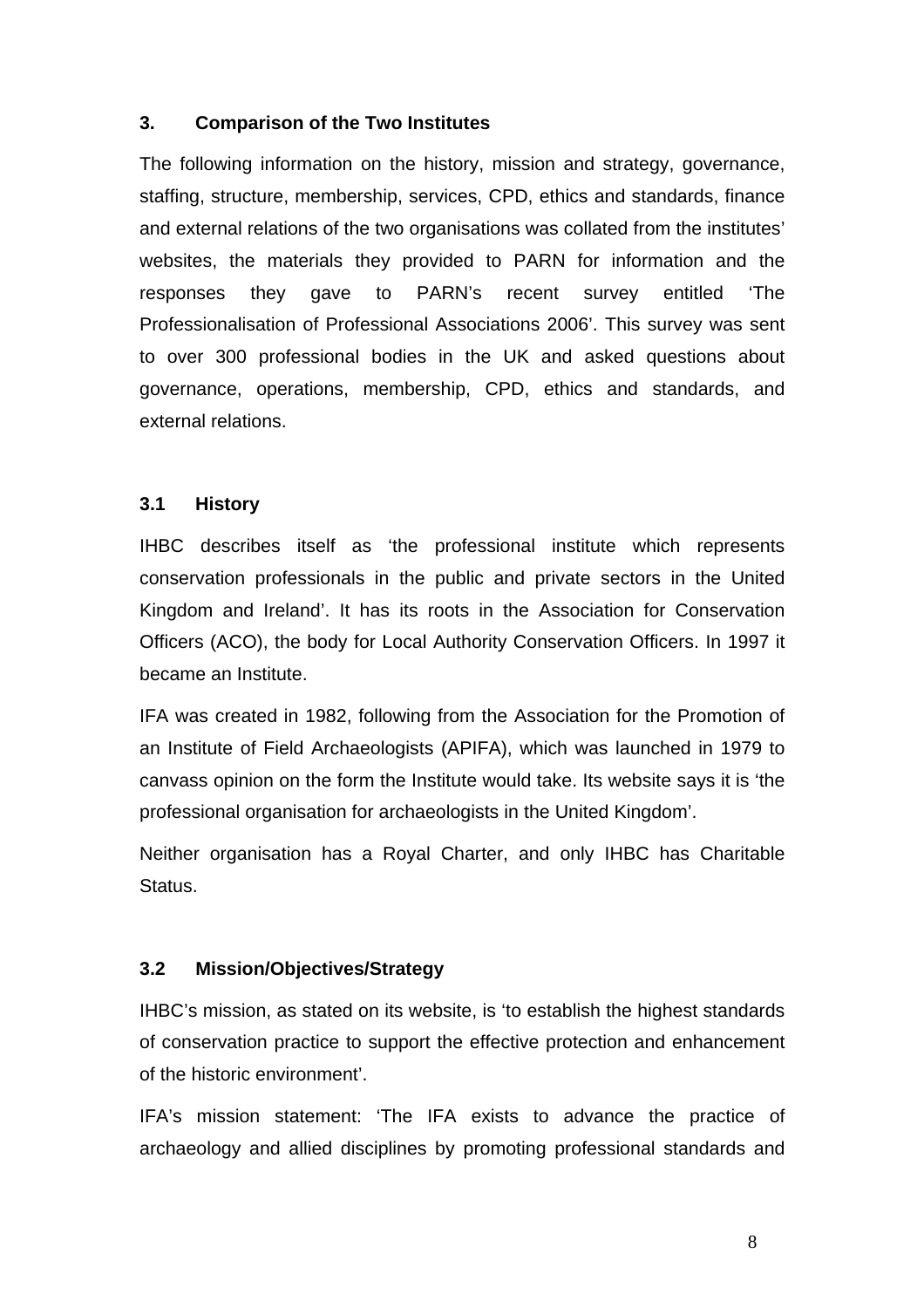## 3. Comparison of the Two Institutes

The following information on the history, mission and strategy, governance, staffing, structure, membership, services, CPD, ethics and standards, finance and external relations of the two organisations was collated from the institutes' websites, the materials they provided to PARN for information and the responses they gave to PARN's recent survey entitled 'The Professionalisation of Professional Associations 2006'. This survey was sent to over 300 professional bodies in the UK and asked questions about governance, operations, membership, CPD, ethics and standards, and external relations.

### 3.1 History

IHBC describes itself as 'the professional institute which represents conservation professionals in the public and private sectors in the United Kingdom and Ireland'. It has its roots in the Association for Conservation Officers (ACO), the body for Local Authority Conservation Officers. In 1997 it became an Institute.

IFA was created in 1982, following from the Association for the Promotion of an Institute of Field Archaeologists (APIFA), which was launched in 1979 to canvass opinion on the form the Institute would take. Its website says it is 'the professional organisation for archaeologists in the United Kingdom'.

Neither organisation has a Royal Charter, and only IHBC has Charitable Status.

### 3.2 Mission/Objectives/Strategy

IHBC's mission, as stated on its website, is 'to establish the highest standards of conservation practice to support the effective protection and enhancement of the historic environment'.

IFA's mission statement: 'The IFA exists to advance the practice of archaeology and allied disciplines by promoting professional standards and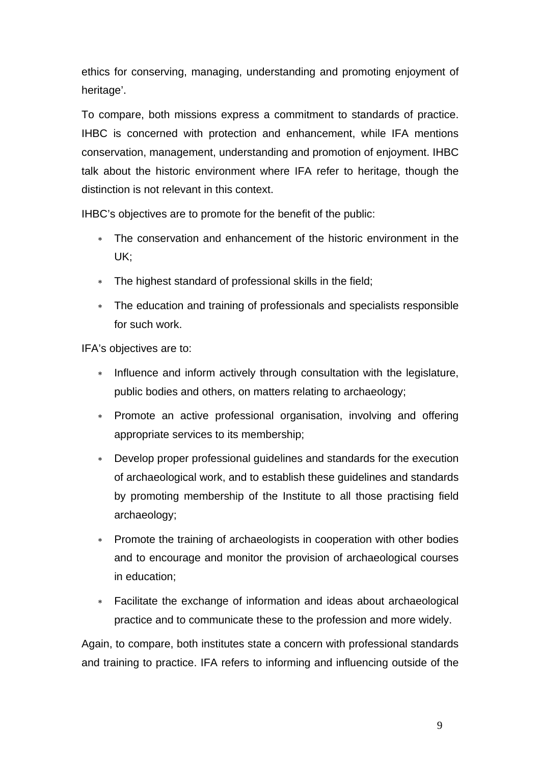ethics for conserving, managing, understanding and promoting enjoyment of heritage'.

To compare, both missions express a commitment to standards of practice. IHBC is concerned with protection and enhancement, while IFA mentions conservation, management, understanding and promotion of enjoyment. IHBC talk about the historic environment where IFA refer to heritage, though the distinction is not relevant in this context.

IHBC's objectives are to promote for the benefit of the public:

* The conservation and enhancement of the historic environment in the UK;
* The highest standard of professional skills in the field;
* The education and training of professionals and specialists responsible for such work.

IFA's objectives are to:

* Influence and inform actively through consultation with the legislature, public bodies and others, on matters relating to archaeology;
* Promote an active professional organisation, involving and offering appropriate services to its membership;
* Develop proper professional guidelines and standards for the execution of archaeological work, and to establish these guidelines and standards by promoting membership of the Institute to all those practising field archaeology;
* Promote the training of archaeologists in cooperation with other bodies and to encourage and monitor the provision of archaeological courses in education;
* Facilitate the exchange of information and ideas about archaeological practice and to communicate these to the profession and more widely.

Again, to compare, both institutes state a concern with professional standards and training to practice. IFA refers to informing and influencing outside of the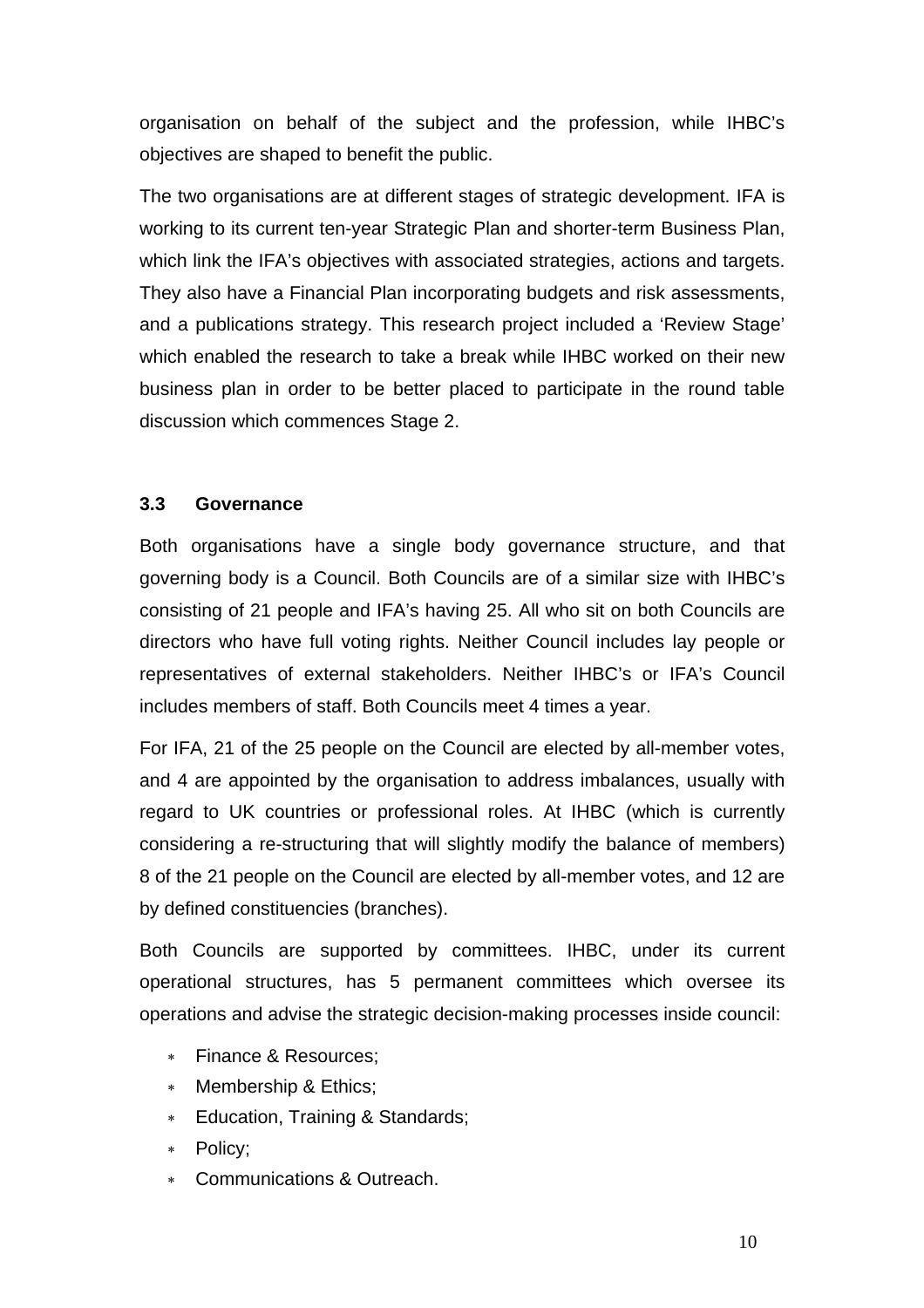organisation on behalf of the subject and the profession, while IHBC's objectives are shaped to benefit the public.

The two organisations are at different stages of strategic development. IFA is working to its current ten-year Strategic Plan and shorter-term Business Plan, which link the IFA's objectives with associated strategies, actions and targets. They also have a Financial Plan incorporating budgets and risk assessments, and a publications strategy. This research project included a 'Review Stage' which enabled the research to take a break while IHBC worked on their new business plan in order to be better placed to participate in the round table discussion which commences Stage 2.

### 3.3 Governance

Both organisations have a single body governance structure, and that governing body is a Council. Both Councils are of a similar size with IHBC's consisting of 21 people and IFA's having 25. All who sit on both Councils are directors who have full voting rights. Neither Council includes lay people or representatives of external stakeholders. Neither IHBC's or IFA's Council includes members of staff. Both Councils meet 4 times a year.

For IFA, 21 of the 25 people on the Council are elected by all-member votes, and 4 are appointed by the organisation to address imbalances, usually with regard to UK countries or professional roles. At IHBC (which is currently considering a re-structuring that will slightly modify the balance of members) 8 of the 21 people on the Council are elected by all-member votes, and 12 are by defined constituencies (branches).

Both Councils are supported by committees. IHBC, under its current operational structures, has 5 permanent committees which oversee its operations and advise the strategic decision-making processes inside council:

- Finance & Resources;
- Membership & Ethics;
- Education, Training & Standards;
- Policy;
- Communications & Outreach.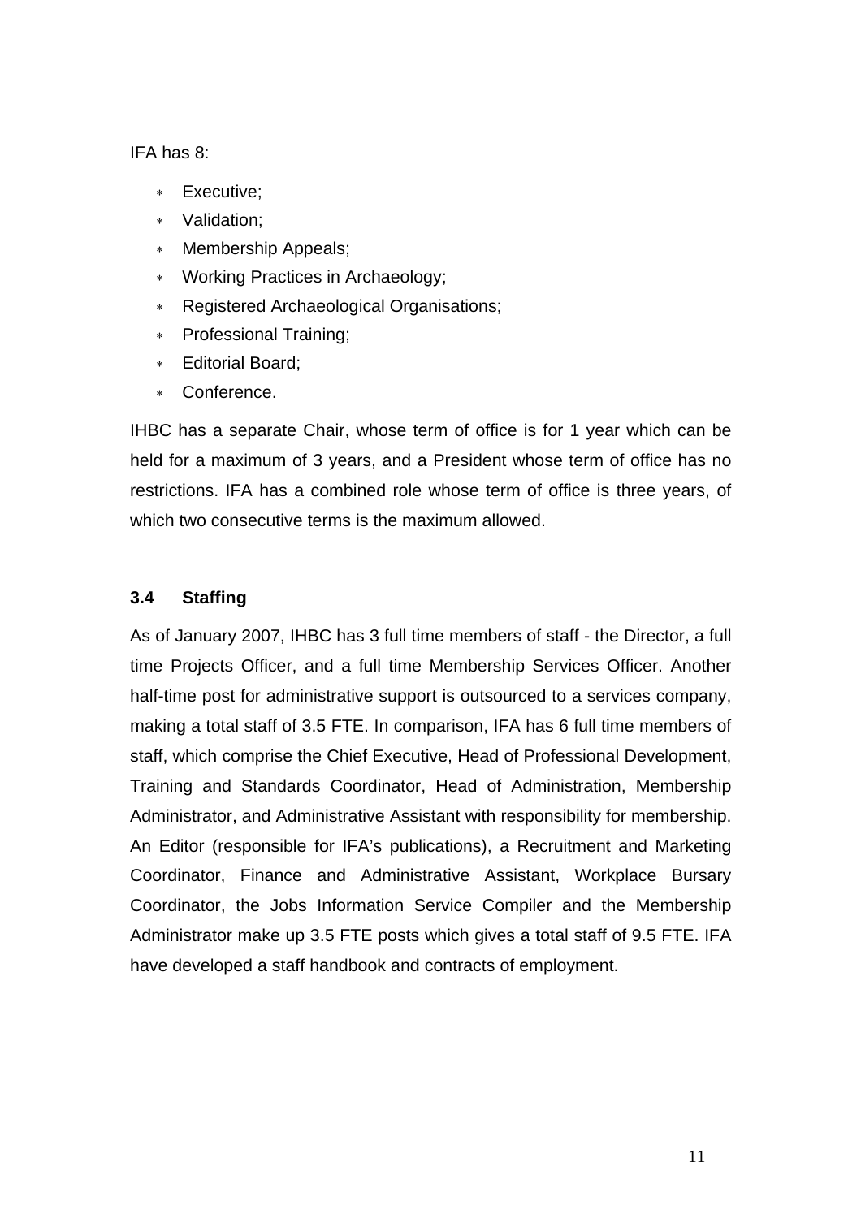IFA has 8:

* Executive;
* Validation;
* Membership Appeals;
* Working Practices in Archaeology;
* Registered Archaeological Organisations;
* Professional Training;
* Editorial Board;
* Conference.

IHBC has a separate Chair, whose term of office is for 1 year which can be held for a maximum of 3 years, and a President whose term of office has no restrictions. IFA has a combined role whose term of office is three years, of which two consecutive terms is the maximum allowed.

### 3.4 Staffing

As of January 2007, IHBC has 3 full time members of staff - the Director, a full time Projects Officer, and a full time Membership Services Officer. Another half-time post for administrative support is outsourced to a services company, making a total staff of 3.5 FTE. In comparison, IFA has 6 full time members of staff, which comprise the Chief Executive, Head of Professional Development, Training and Standards Coordinator, Head of Administration, Membership Administrator, and Administrative Assistant with responsibility for membership. An Editor (responsible for IFA's publications), a Recruitment and Marketing Coordinator, Finance and Administrative Assistant, Workplace Bursary Coordinator, the Jobs Information Service Compiler and the Membership Administrator make up 3.5 FTE posts which gives a total staff of 9.5 FTE. IFA have developed a staff handbook and contracts of employment.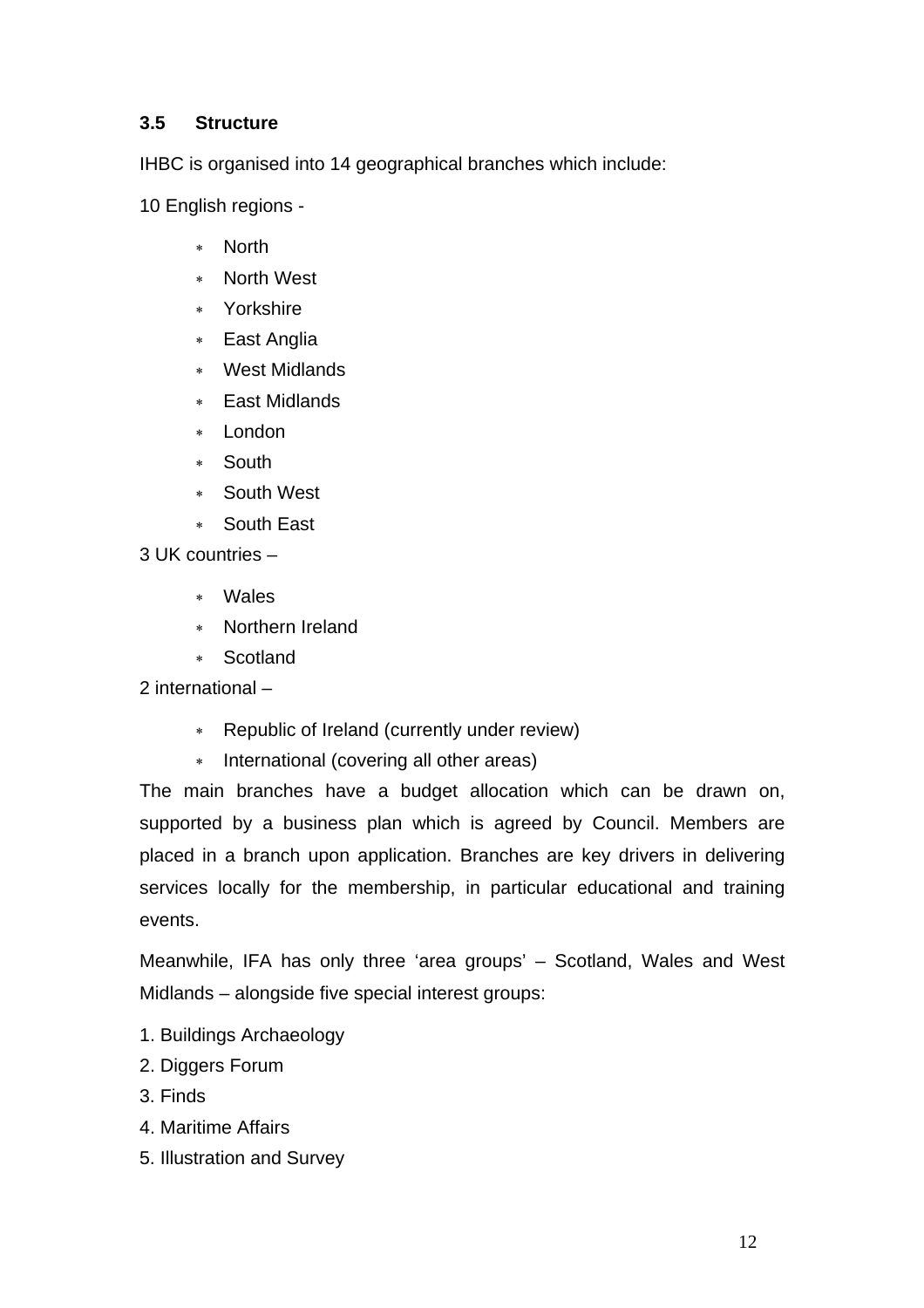### 3.5 Structure

IHBC is organised into 14 geographical branches which include:

10 English regions -

- North
- North West
- Yorkshire
- East Anglia
- West Midlands
- East Midlands
- London
- South
- South West
- South East

3 UK countries –

- Wales
- Northern Ireland
- Scotland

2 international –

- Republic of Ireland (currently under review)
- International (covering all other areas)

The main branches have a budget allocation which can be drawn on, supported by a business plan which is agreed by Council. Members are placed in a branch upon application. Branches are key drivers in delivering services locally for the membership, in particular educational and training events.

Meanwhile, IFA has only three 'area groups' – Scotland, Wales and West Midlands – alongside five special interest groups:

1. Buildings Archaeology
2. Diggers Forum
3. Finds
4. Maritime Affairs
5. Illustration and Survey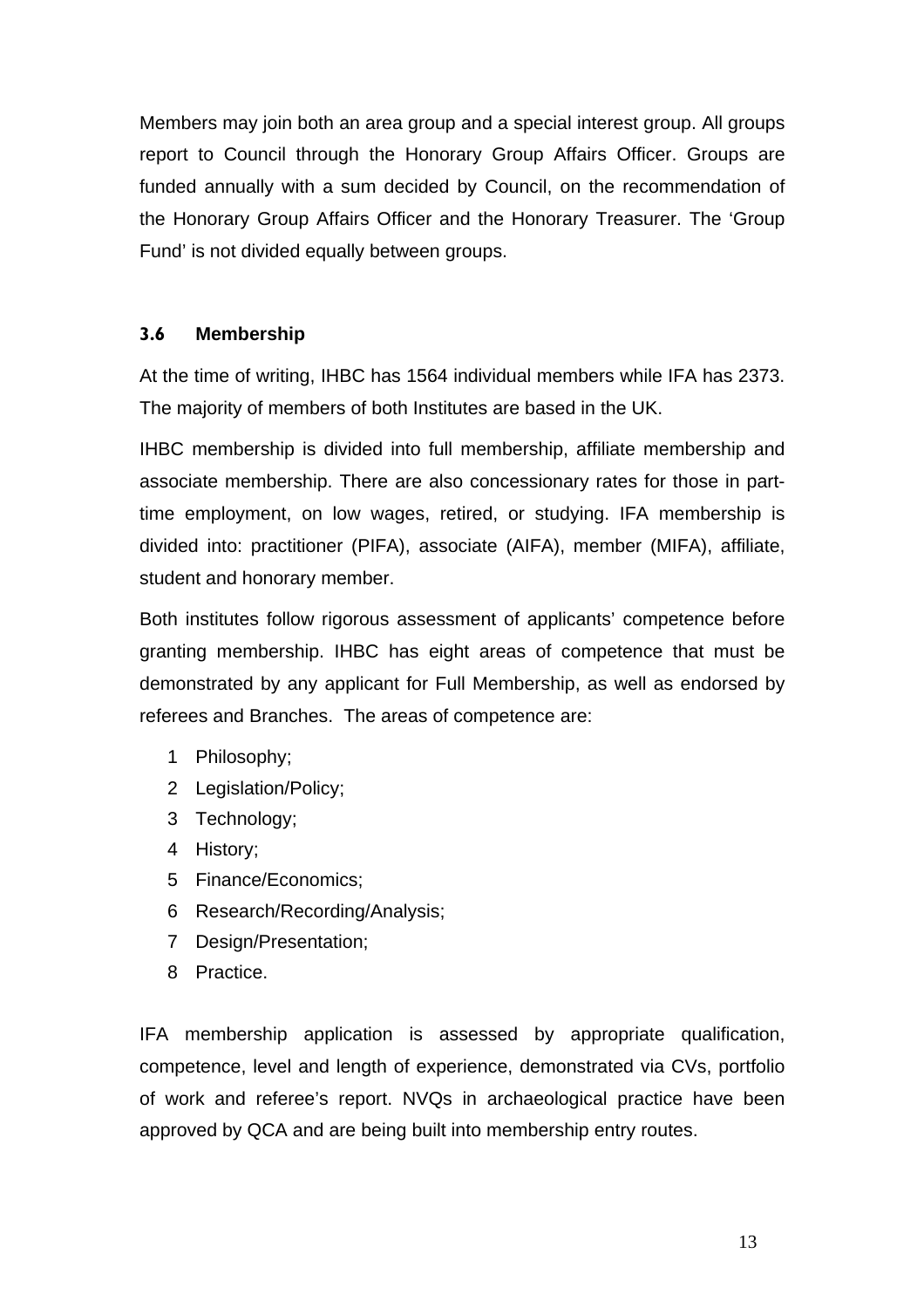Members may join both an area group and a special interest group. All groups report to Council through the Honorary Group Affairs Officer. Groups are funded annually with a sum decided by Council, on the recommendation of the Honorary Group Affairs Officer and the Honorary Treasurer. The 'Group Fund' is not divided equally between groups.

### 3.6 Membership

At the time of writing, IHBC has 1564 individual members while IFA has 2373. The majority of members of both Institutes are based in the UK.

IHBC membership is divided into full membership, affiliate membership and associate membership. There are also concessionary rates for those in part-time employment, on low wages, retired, or studying. IFA membership is divided into: practitioner (PIFA), associate (AIFA), member (MIFA), affiliate, student and honorary member.

Both institutes follow rigorous assessment of applicants' competence before granting membership. IHBC has eight areas of competence that must be demonstrated by any applicant for Full Membership, as well as endorsed by referees and Branches. The areas of competence are:

1. Philosophy;
2. Legislation/Policy;
3. Technology;
4. History;
5. Finance/Economics;
6. Research/Recording/Analysis;
7. Design/Presentation;
8. Practice.

IFA membership application is assessed by appropriate qualification, competence, level and length of experience, demonstrated via CVs, portfolio of work and referee's report. NVQs in archaeological practice have been approved by QCA and are being built into membership entry routes.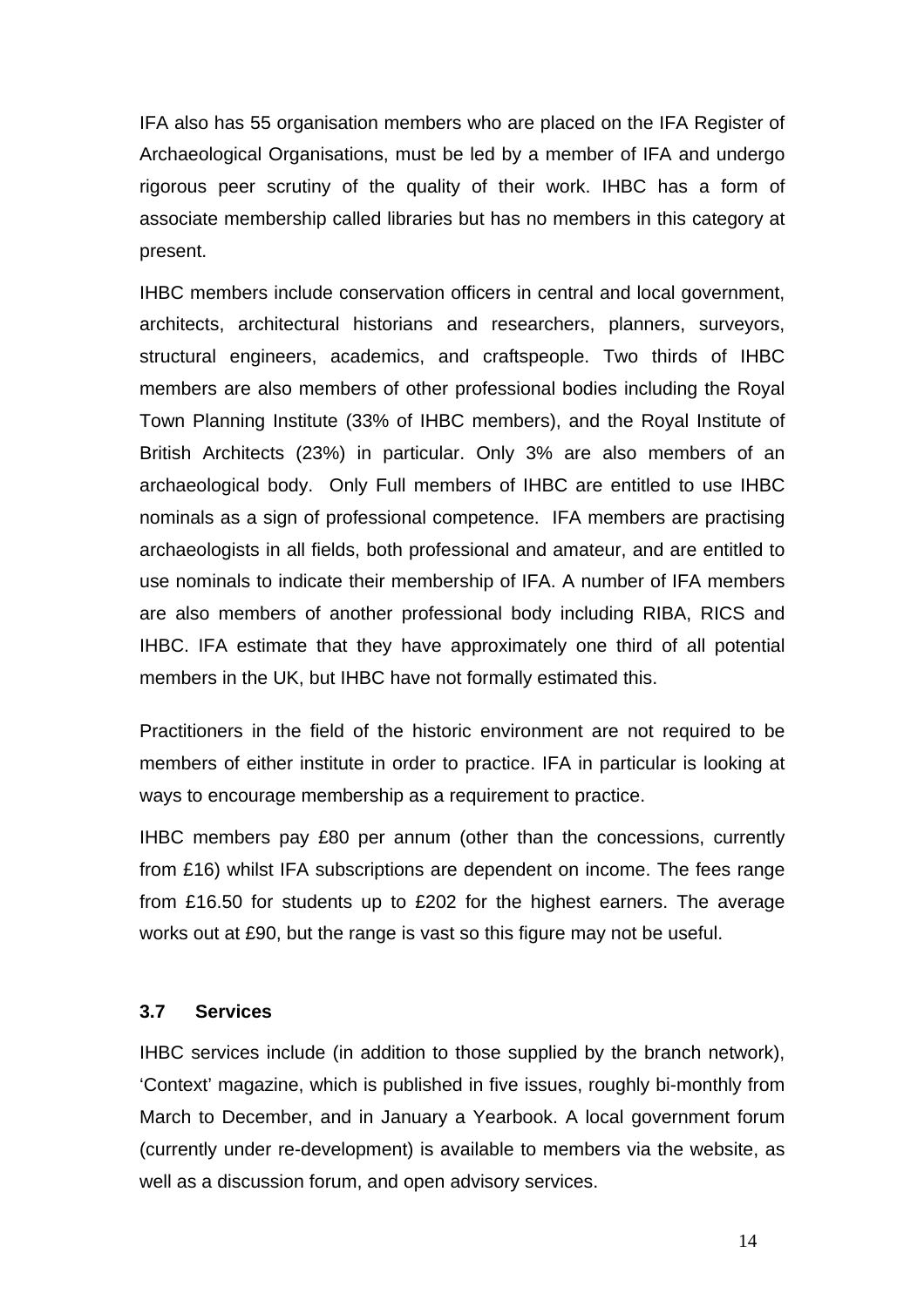IFA also has 55 organisation members who are placed on the IFA Register of Archaeological Organisations, must be led by a member of IFA and undergo rigorous peer scrutiny of the quality of their work. IHBC has a form of associate membership called libraries but has no members in this category at present.

IHBC members include conservation officers in central and local government, architects, architectural historians and researchers, planners, surveyors, structural engineers, academics, and craftspeople. Two thirds of IHBC members are also members of other professional bodies including the Royal Town Planning Institute (33% of IHBC members), and the Royal Institute of British Architects (23%) in particular. Only 3% are also members of an archaeological body. Only Full members of IHBC are entitled to use IHBC nominals as a sign of professional competence. IFA members are practising archaeologists in all fields, both professional and amateur, and are entitled to use nominals to indicate their membership of IFA. A number of IFA members are also members of another professional body including RIBA, RICS and IHBC. IFA estimate that they have approximately one third of all potential members in the UK, but IHBC have not formally estimated this.

Practitioners in the field of the historic environment are not required to be members of either institute in order to practice. IFA in particular is looking at ways to encourage membership as a requirement to practice.

IHBC members pay £80 per annum (other than the concessions, currently from £16) whilst IFA subscriptions are dependent on income. The fees range from £16.50 for students up to £202 for the highest earners. The average works out at £90, but the range is vast so this figure may not be useful.

### 3.7 Services

IHBC services include (in addition to those supplied by the branch network), 'Context' magazine, which is published in five issues, roughly bi-monthly from March to December, and in January a Yearbook. A local government forum (currently under re-development) is available to members via the website, as well as a discussion forum, and open advisory services.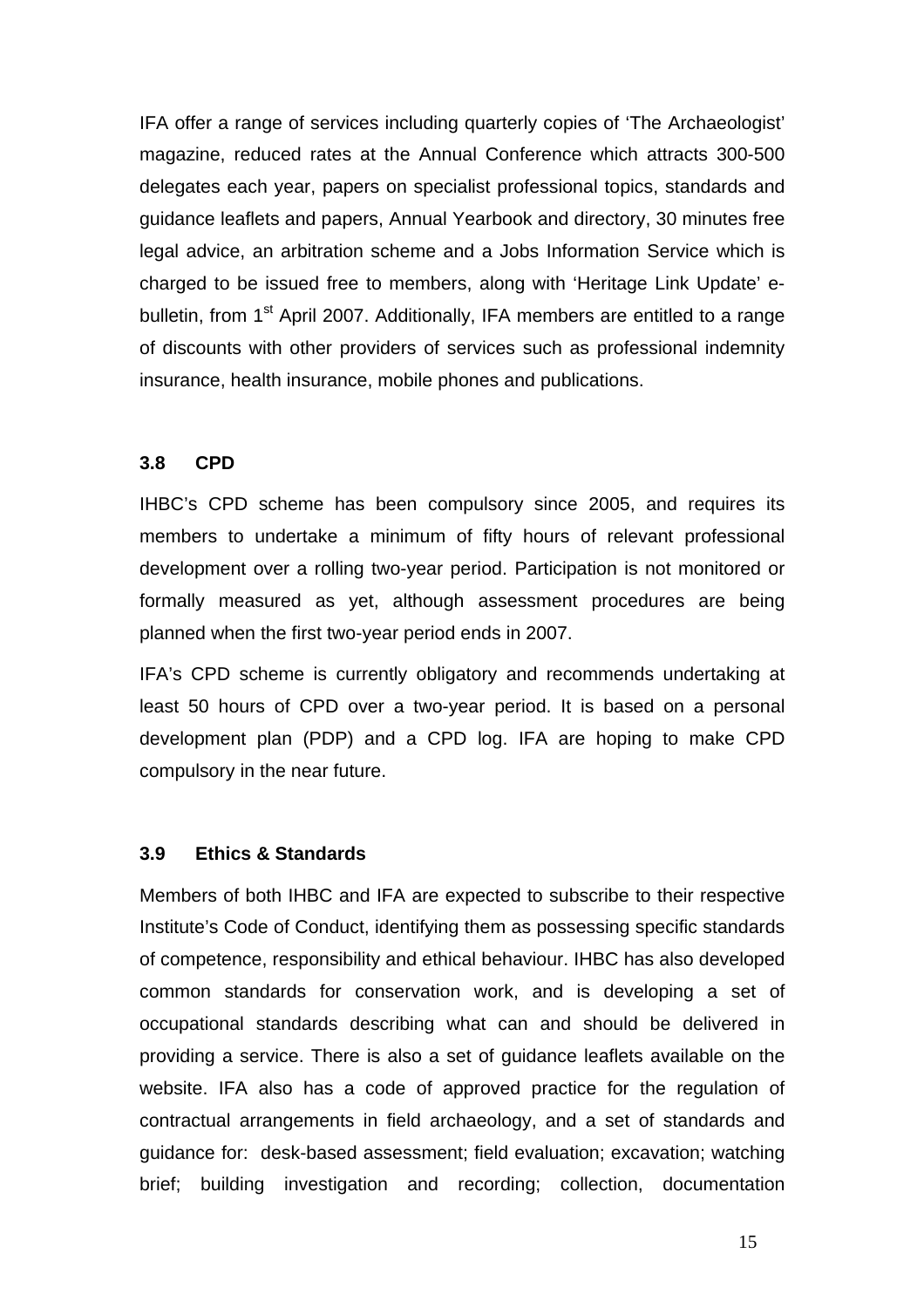IFA offer a range of services including quarterly copies of 'The Archaeologist' magazine, reduced rates at the Annual Conference which attracts 300-500 delegates each year, papers on specialist professional topics, standards and guidance leaflets and papers, Annual Yearbook and directory, 30 minutes free legal advice, an arbitration scheme and a Jobs Information Service which is charged to be issued free to members, along with 'Heritage Link Update' e-bulletin, from 1st April 2007. Additionally, IFA members are entitled to a range of discounts with other providers of services such as professional indemnity insurance, health insurance, mobile phones and publications.

### 3.8 CPD

IHBC's CPD scheme has been compulsory since 2005, and requires its members to undertake a minimum of fifty hours of relevant professional development over a rolling two-year period. Participation is not monitored or formally measured as yet, although assessment procedures are being planned when the first two-year period ends in 2007.

IFA's CPD scheme is currently obligatory and recommends undertaking at least 50 hours of CPD over a two-year period. It is based on a personal development plan (PDP) and a CPD log. IFA are hoping to make CPD compulsory in the near future.

### 3.9 Ethics & Standards

Members of both IHBC and IFA are expected to subscribe to their respective Institute's Code of Conduct, identifying them as possessing specific standards of competence, responsibility and ethical behaviour. IHBC has also developed common standards for conservation work, and is developing a set of occupational standards describing what can and should be delivered in providing a service. There is also a set of guidance leaflets available on the website. IFA also has a code of approved practice for the regulation of contractual arrangements in field archaeology, and a set of standards and guidance for: desk-based assessment; field evaluation; excavation; watching brief; building investigation and recording; collection, documentation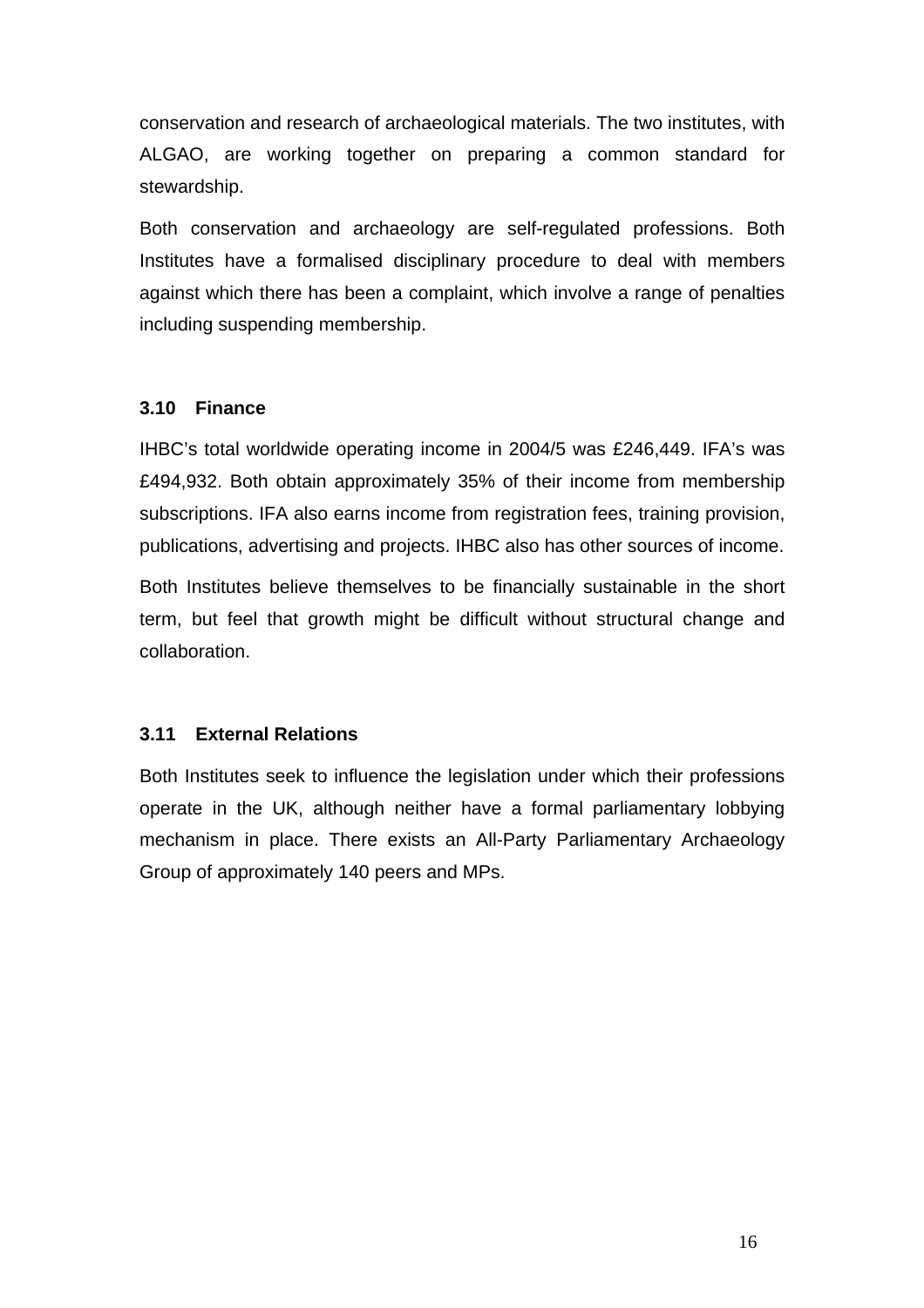conservation and research of archaeological materials. The two institutes, with ALGAO, are working together on preparing a common standard for stewardship.

Both conservation and archaeology are self-regulated professions. Both Institutes have a formalised disciplinary procedure to deal with members against which there has been a complaint, which involve a range of penalties including suspending membership.

### 3.10 Finance

IHBC's total worldwide operating income in 2004/5 was £246,449. IFA's was £494,932. Both obtain approximately 35% of their income from membership subscriptions. IFA also earns income from registration fees, training provision, publications, advertising and projects. IHBC also has other sources of income.

Both Institutes believe themselves to be financially sustainable in the short term, but feel that growth might be difficult without structural change and collaboration.

### 3.11 External Relations

Both Institutes seek to influence the legislation under which their professions operate in the UK, although neither have a formal parliamentary lobbying mechanism in place. There exists an All-Party Parliamentary Archaeology Group of approximately 140 peers and MPs.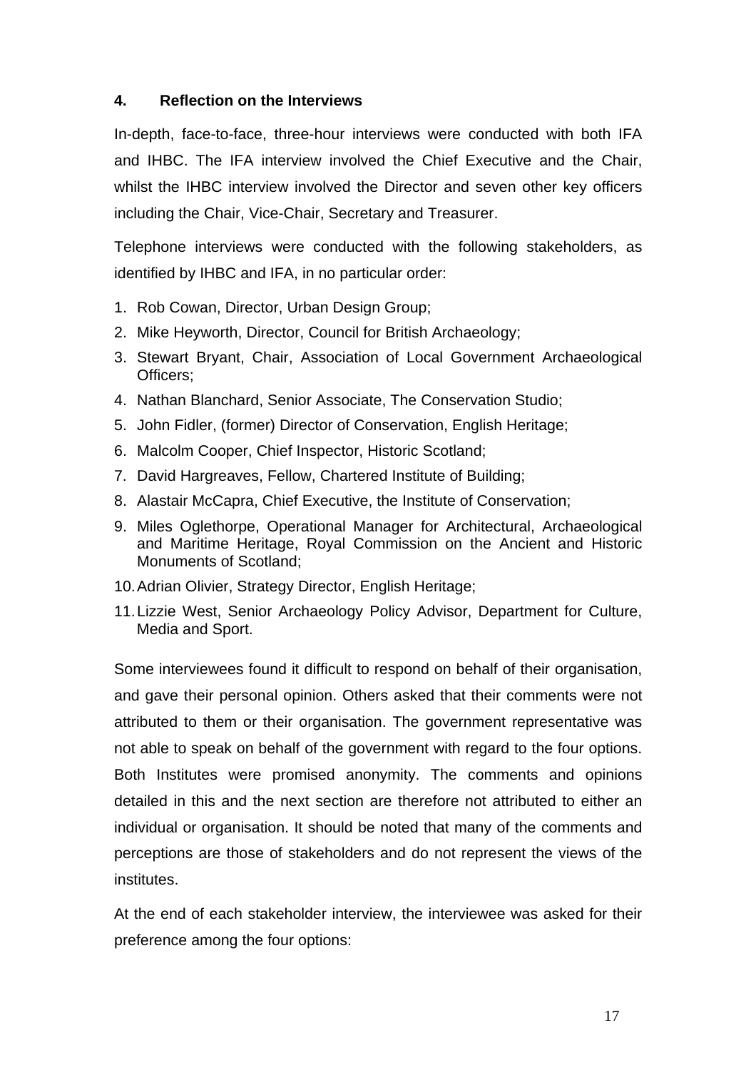## 4. Reflection on the Interviews

In-depth, face-to-face, three-hour interviews were conducted with both IFA and IHBC. The IFA interview involved the Chief Executive and the Chair, whilst the IHBC interview involved the Director and seven other key officers including the Chair, Vice-Chair, Secretary and Treasurer.

Telephone interviews were conducted with the following stakeholders, as identified by IHBC and IFA, in no particular order:

1. Rob Cowan, Director, Urban Design Group;
2. Mike Heyworth, Director, Council for British Archaeology;
3. Stewart Bryant, Chair, Association of Local Government Archaeological Officers;
4. Nathan Blanchard, Senior Associate, The Conservation Studio;
5. John Fidler, (former) Director of Conservation, English Heritage;
6. Malcolm Cooper, Chief Inspector, Historic Scotland;
7. David Hargreaves, Fellow, Chartered Institute of Building;
8. Alastair McCapra, Chief Executive, the Institute of Conservation;
9. Miles Oglethorpe, Operational Manager for Architectural, Archaeological and Maritime Heritage, Royal Commission on the Ancient and Historic Monuments of Scotland;
10. Adrian Olivier, Strategy Director, English Heritage;
11. Lizzie West, Senior Archaeology Policy Advisor, Department for Culture, Media and Sport.

Some interviewees found it difficult to respond on behalf of their organisation, and gave their personal opinion. Others asked that their comments were not attributed to them or their organisation. The government representative was not able to speak on behalf of the government with regard to the four options. Both Institutes were promised anonymity. The comments and opinions detailed in this and the next section are therefore not attributed to either an individual or organisation. It should be noted that many of the comments and perceptions are those of stakeholders and do not represent the views of the institutes.

At the end of each stakeholder interview, the interviewee was asked for their preference among the four options: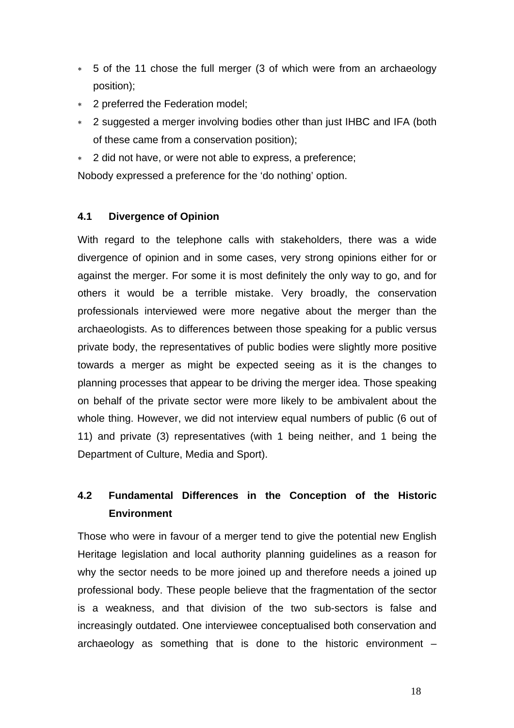- 5 of the 11 chose the full merger (3 of which were from an archaeology position);
- 2 preferred the Federation model;
- 2 suggested a merger involving bodies other than just IHBC and IFA (both of these came from a conservation position);
- 2 did not have, or were not able to express, a preference;

Nobody expressed a preference for the 'do nothing' option.

### 4.1 Divergence of Opinion

With regard to the telephone calls with stakeholders, there was a wide divergence of opinion and in some cases, very strong opinions either for or against the merger. For some it is most definitely the only way to go, and for others it would be a terrible mistake. Very broadly, the conservation professionals interviewed were more negative about the merger than the archaeologists. As to differences between those speaking for a public versus private body, the representatives of public bodies were slightly more positive towards a merger as might be expected seeing as it is the changes to planning processes that appear to be driving the merger idea. Those speaking on behalf of the private sector were more likely to be ambivalent about the whole thing. However, we did not interview equal numbers of public (6 out of 11) and private (3) representatives (with 1 being neither, and 1 being the Department of Culture, Media and Sport).

### 4.2 Fundamental Differences in the Conception of the Historic Environment

Those who were in favour of a merger tend to give the potential new English Heritage legislation and local authority planning guidelines as a reason for why the sector needs to be more joined up and therefore needs a joined up professional body. These people believe that the fragmentation of the sector is a weakness, and that division of the two sub-sectors is false and increasingly outdated. One interviewee conceptualised both conservation and archaeology as something that is done to the historic environment –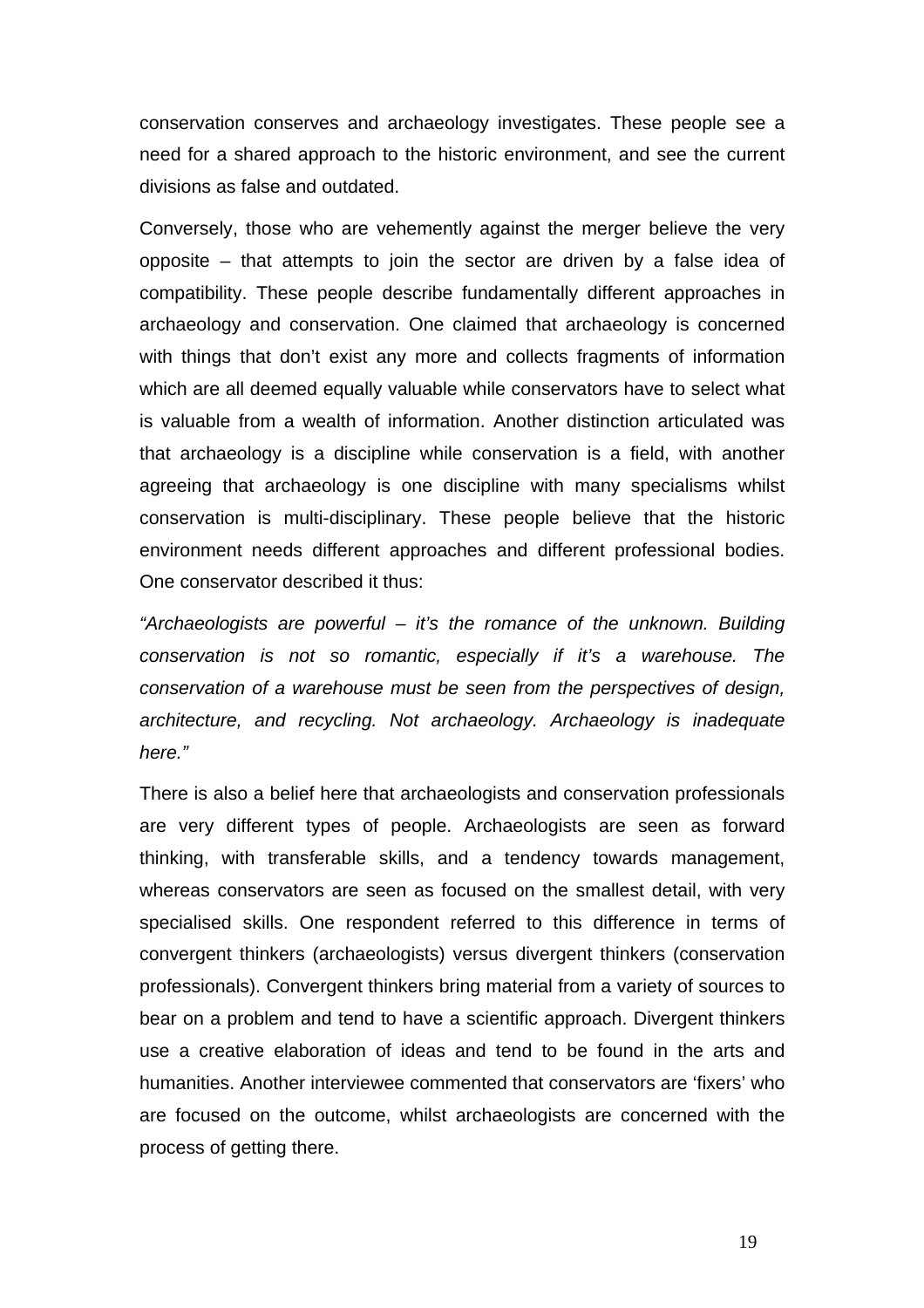conservation conserves and archaeology investigates. These people see a need for a shared approach to the historic environment, and see the current divisions as false and outdated.

Conversely, those who are vehemently against the merger believe the very opposite – that attempts to join the sector are driven by a false idea of compatibility. These people describe fundamentally different approaches in archaeology and conservation. One claimed that archaeology is concerned with things that don't exist any more and collects fragments of information which are all deemed equally valuable while conservators have to select what is valuable from a wealth of information. Another distinction articulated was that archaeology is a discipline while conservation is a field, with another agreeing that archaeology is one discipline with many specialisms whilst conservation is multi-disciplinary. These people believe that the historic environment needs different approaches and different professional bodies. One conservator described it thus:

*"Archaeologists are powerful – it's the romance of the unknown. Building conservation is not so romantic, especially if it's a warehouse. The conservation of a warehouse must be seen from the perspectives of design, architecture, and recycling. Not archaeology. Archaeology is inadequate here."*

There is also a belief here that archaeologists and conservation professionals are very different types of people. Archaeologists are seen as forward thinking, with transferable skills, and a tendency towards management, whereas conservators are seen as focused on the smallest detail, with very specialised skills. One respondent referred to this difference in terms of convergent thinkers (archaeologists) versus divergent thinkers (conservation professionals). Convergent thinkers bring material from a variety of sources to bear on a problem and tend to have a scientific approach. Divergent thinkers use a creative elaboration of ideas and tend to be found in the arts and humanities. Another interviewee commented that conservators are 'fixers' who are focused on the outcome, whilst archaeologists are concerned with the process of getting there.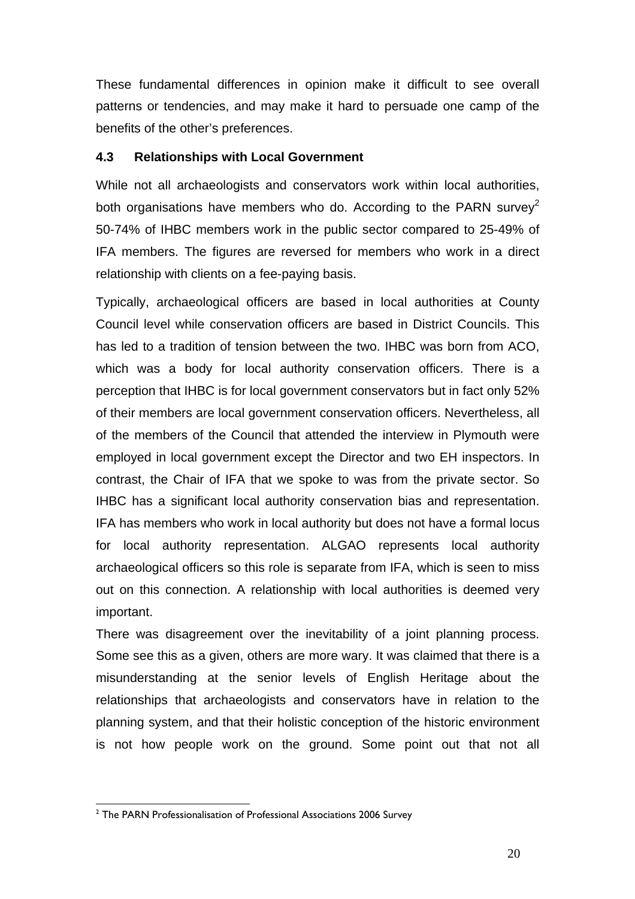These fundamental differences in opinion make it difficult to see overall patterns or tendencies, and may make it hard to persuade one camp of the benefits of the other's preferences.

### 4.3 Relationships with Local Government

While not all archaeologists and conservators work within local authorities, both organisations have members who do. According to the PARN survey[2] 50-74% of IHBC members work in the public sector compared to 25-49% of IFA members. The figures are reversed for members who work in a direct relationship with clients on a fee-paying basis.

Typically, archaeological officers are based in local authorities at County Council level while conservation officers are based in District Councils. This has led to a tradition of tension between the two. IHBC was born from ACO, which was a body for local authority conservation officers. There is a perception that IHBC is for local government conservators but in fact only 52% of their members are local government conservation officers. Nevertheless, all of the members of the Council that attended the interview in Plymouth were employed in local government except the Director and two EH inspectors. In contrast, the Chair of IFA that we spoke to was from the private sector. So IHBC has a significant local authority conservation bias and representation. IFA has members who work in local authority but does not have a formal locus for local authority representation. ALGAO represents local authority archaeological officers so this role is separate from IFA, which is seen to miss out on this connection. A relationship with local authorities is deemed very important.

There was disagreement over the inevitability of a joint planning process. Some see this as a given, others are more wary. It was claimed that there is a misunderstanding at the senior levels of English Heritage about the relationships that archaeologists and conservators have in relation to the planning system, and that their holistic conception of the historic environment is not how people work on the ground. Some point out that not all

---

[2] The PARN Professionalisation of Professional Associations 2006 Survey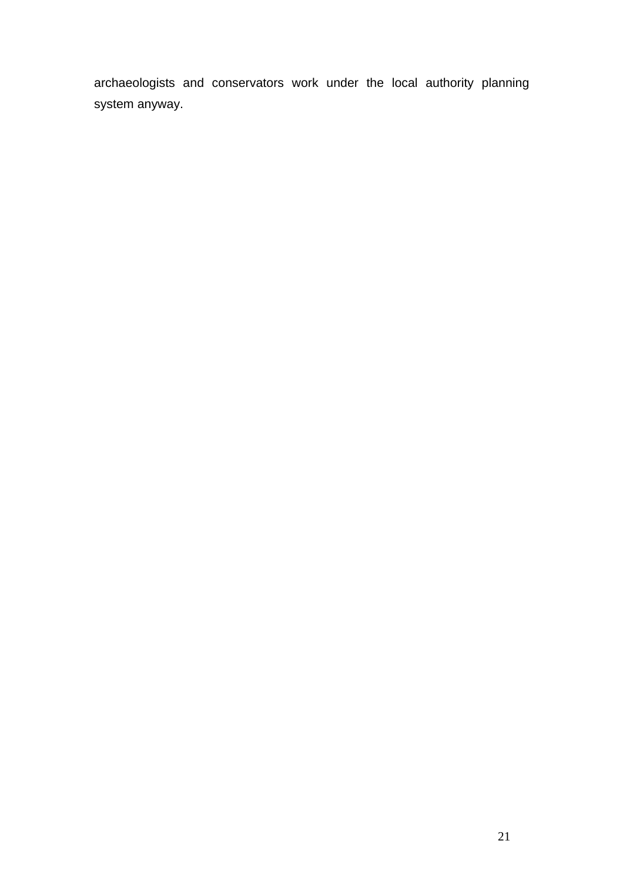archaeologists and conservators work under the local authority planning system anyway.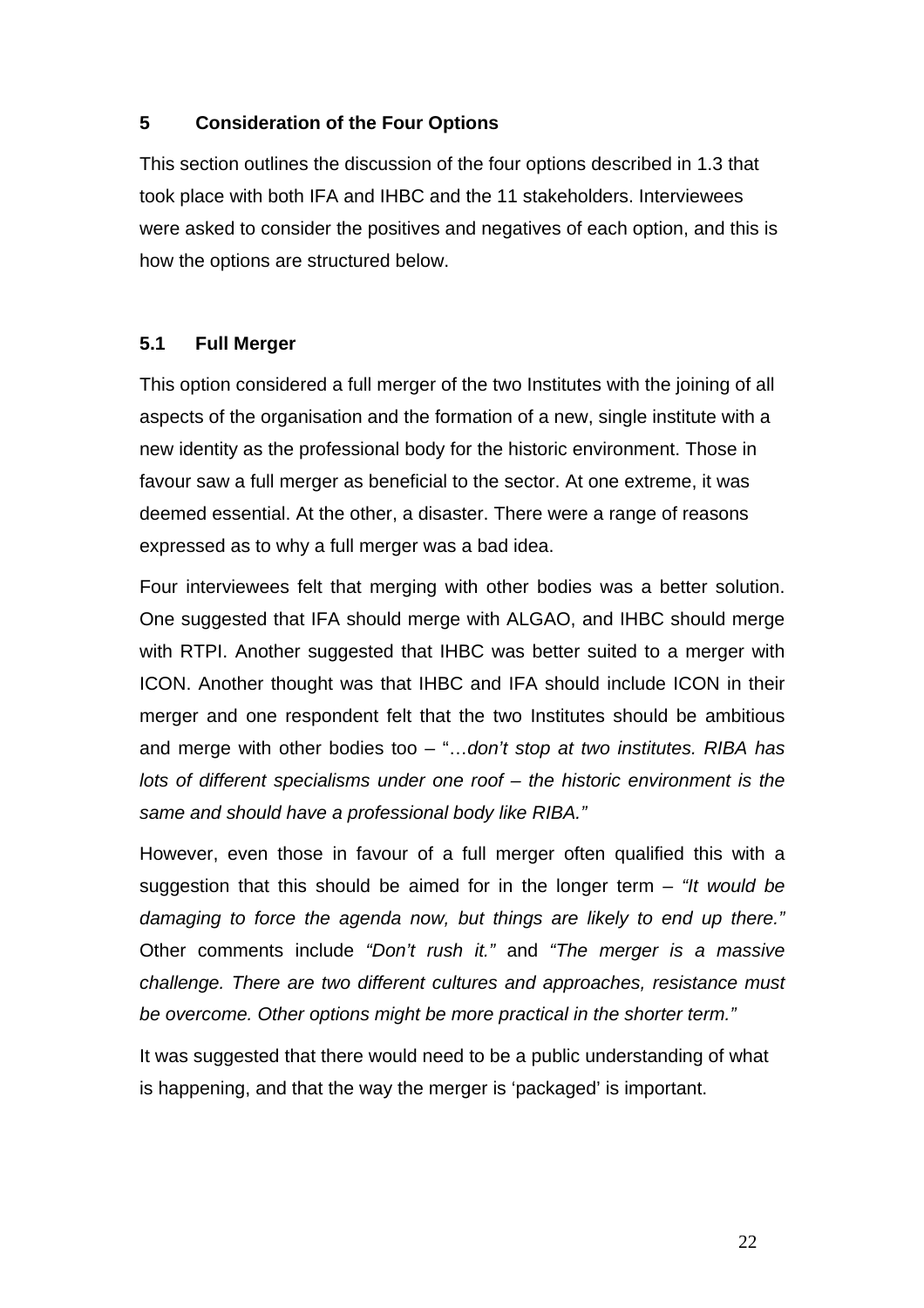## 5 Consideration of the Four Options

This section outlines the discussion of the four options described in 1.3 that took place with both IFA and IHBC and the 11 stakeholders. Interviewees were asked to consider the positives and negatives of each option, and this is how the options are structured below.

### 5.1 Full Merger

This option considered a full merger of the two Institutes with the joining of all aspects of the organisation and the formation of a new, single institute with a new identity as the professional body for the historic environment. Those in favour saw a full merger as beneficial to the sector. At one extreme, it was deemed essential. At the other, a disaster. There were a range of reasons expressed as to why a full merger was a bad idea.

Four interviewees felt that merging with other bodies was a better solution. One suggested that IFA should merge with ALGAO, and IHBC should merge with RTPI. Another suggested that IHBC was better suited to a merger with ICON. Another thought was that IHBC and IFA should include ICON in their merger and one respondent felt that the two Institutes should be ambitious and merge with other bodies too – "…*don't stop at two institutes. RIBA has lots of different specialisms under one roof – the historic environment is the same and should have a professional body like RIBA."*

However, even those in favour of a full merger often qualified this with a suggestion that this should be aimed for in the longer term – *"It would be damaging to force the agenda now, but things are likely to end up there."* Other comments include *"Don't rush it."* and *"The merger is a massive challenge. There are two different cultures and approaches, resistance must be overcome. Other options might be more practical in the shorter term."*

It was suggested that there would need to be a public understanding of what is happening, and that the way the merger is 'packaged' is important.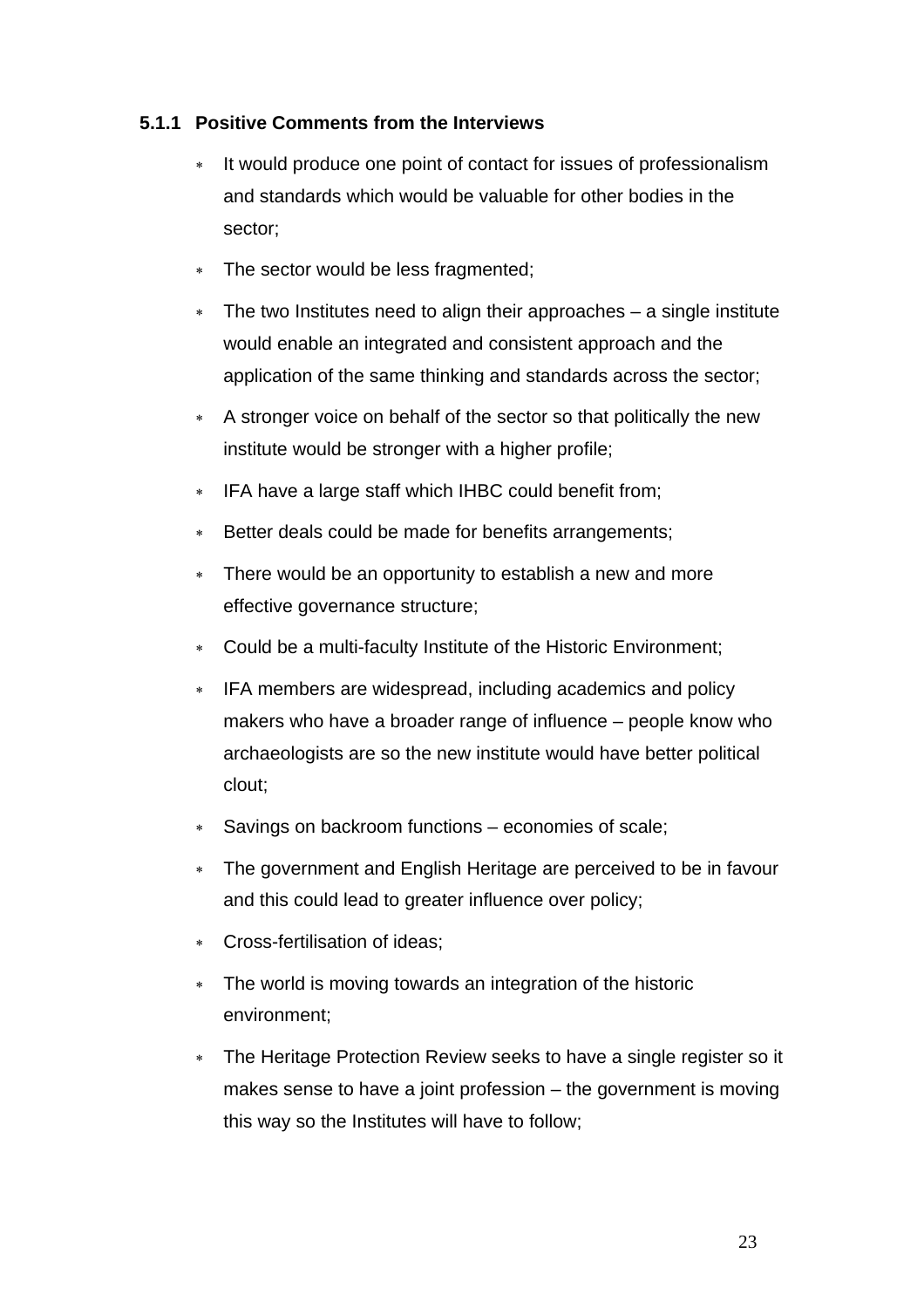### 5.1.1 Positive Comments from the Interviews

- It would produce one point of contact for issues of professionalism and standards which would be valuable for other bodies in the sector;
- The sector would be less fragmented;
- The two Institutes need to align their approaches – a single institute would enable an integrated and consistent approach and the application of the same thinking and standards across the sector;
- A stronger voice on behalf of the sector so that politically the new institute would be stronger with a higher profile;
- IFA have a large staff which IHBC could benefit from;
- Better deals could be made for benefits arrangements;
- There would be an opportunity to establish a new and more effective governance structure;
- Could be a multi-faculty Institute of the Historic Environment;
- IFA members are widespread, including academics and policy makers who have a broader range of influence – people know who archaeologists are so the new institute would have better political clout;
- Savings on backroom functions – economies of scale;
- The government and English Heritage are perceived to be in favour and this could lead to greater influence over policy;
- Cross-fertilisation of ideas;
- The world is moving towards an integration of the historic environment;
- The Heritage Protection Review seeks to have a single register so it makes sense to have a joint profession – the government is moving this way so the Institutes will have to follow;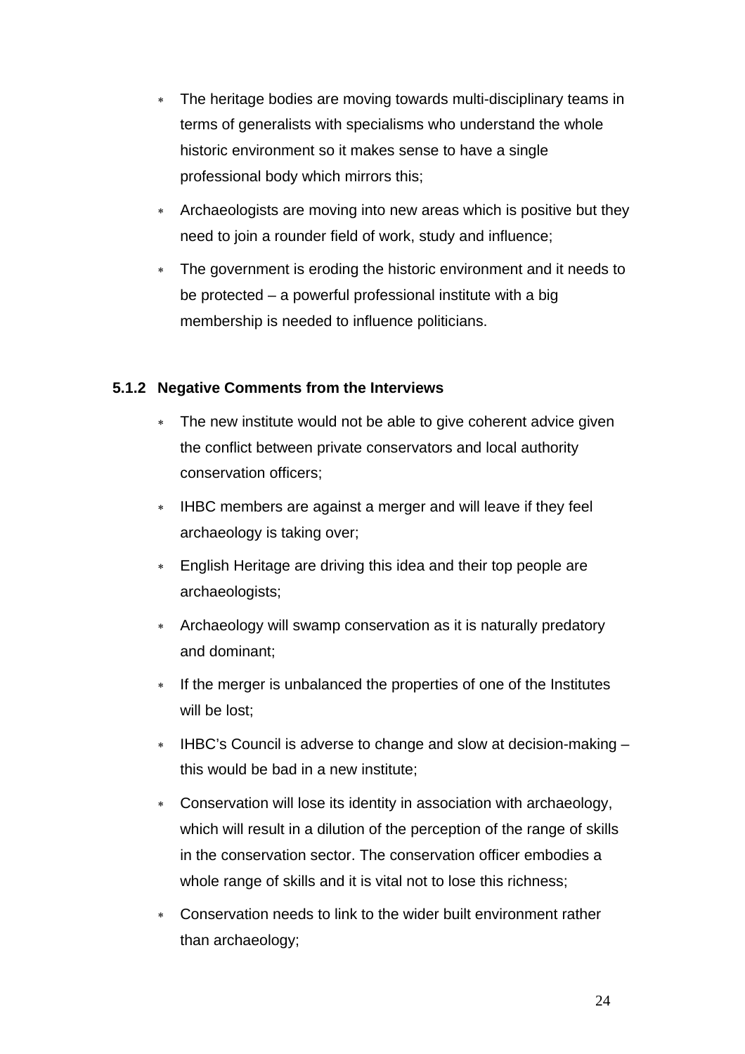- The heritage bodies are moving towards multi-disciplinary teams in terms of generalists with specialisms who understand the whole historic environment so it makes sense to have a single professional body which mirrors this;
- Archaeologists are moving into new areas which is positive but they need to join a rounder field of work, study and influence;
- The government is eroding the historic environment and it needs to be protected – a powerful professional institute with a big membership is needed to influence politicians.

#### 5.1.2 Negative Comments from the Interviews

- The new institute would not be able to give coherent advice given the conflict between private conservators and local authority conservation officers;
- IHBC members are against a merger and will leave if they feel archaeology is taking over;
- English Heritage are driving this idea and their top people are archaeologists;
- Archaeology will swamp conservation as it is naturally predatory and dominant;
- If the merger is unbalanced the properties of one of the Institutes will be lost;
- IHBC's Council is adverse to change and slow at decision-making – this would be bad in a new institute;
- Conservation will lose its identity in association with archaeology, which will result in a dilution of the perception of the range of skills in the conservation sector. The conservation officer embodies a whole range of skills and it is vital not to lose this richness;
- Conservation needs to link to the wider built environment rather than archaeology;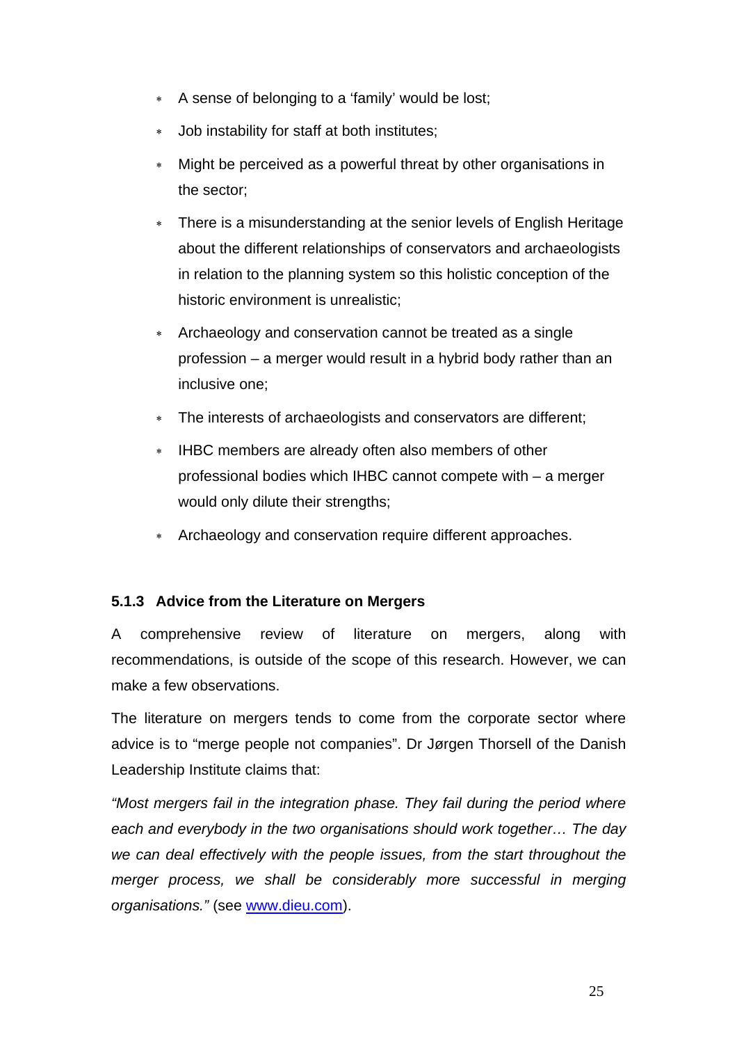- A sense of belonging to a 'family' would be lost;
- Job instability for staff at both institutes;
- Might be perceived as a powerful threat by other organisations in the sector;
- There is a misunderstanding at the senior levels of English Heritage about the different relationships of conservators and archaeologists in relation to the planning system so this holistic conception of the historic environment is unrealistic;
- Archaeology and conservation cannot be treated as a single profession – a merger would result in a hybrid body rather than an inclusive one;
- The interests of archaeologists and conservators are different;
- IHBC members are already often also members of other professional bodies which IHBC cannot compete with – a merger would only dilute their strengths;
- Archaeology and conservation require different approaches.

### 5.1.3 Advice from the Literature on Mergers

A comprehensive review of literature on mergers, along with recommendations, is outside of the scope of this research. However, we can make a few observations.

The literature on mergers tends to come from the corporate sector where advice is to "merge people not companies". Dr Jørgen Thorsell of the Danish Leadership Institute claims that:

*"Most mergers fail in the integration phase. They fail during the period where each and everybody in the two organisations should work together… The day we can deal effectively with the people issues, from the start throughout the merger process, we shall be considerably more successful in merging organisations."* (see [www.dieu.com](www.dieu.com)).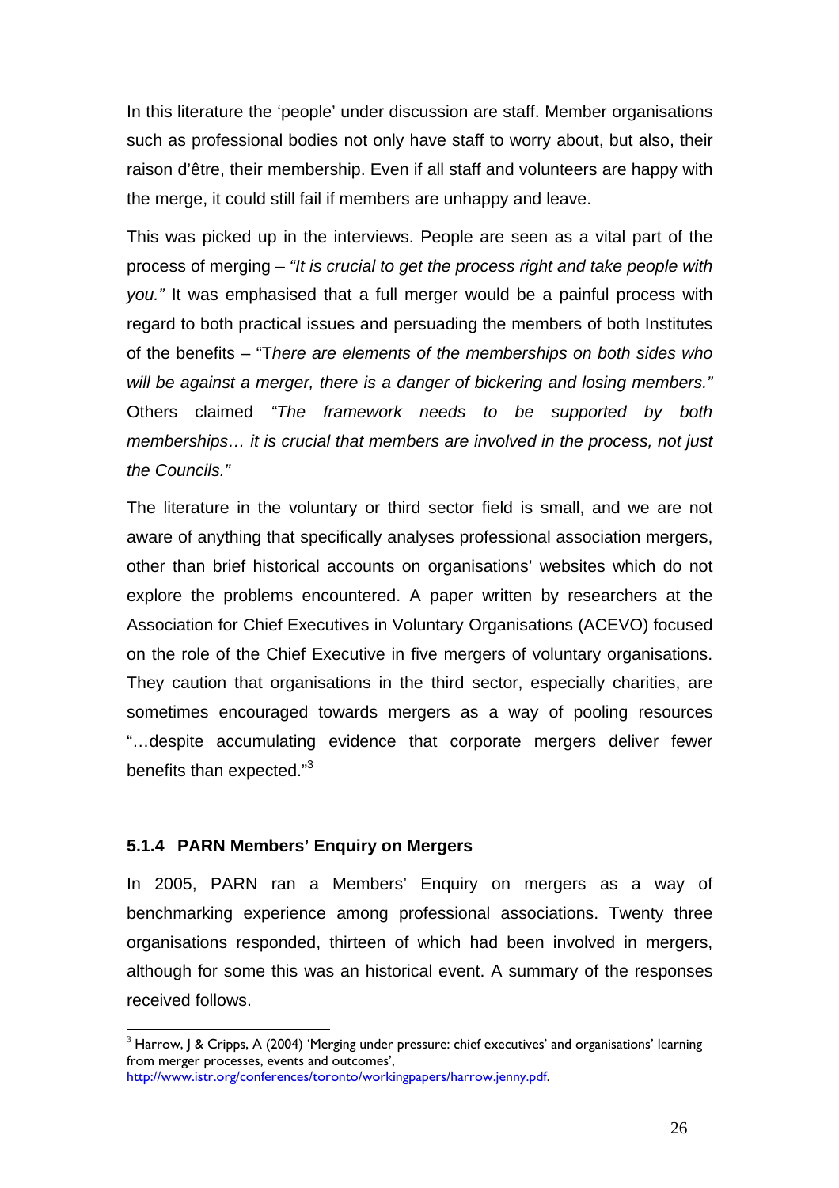In this literature the 'people' under discussion are staff. Member organisations such as professional bodies not only have staff to worry about, but also, their raison d'être, their membership. Even if all staff and volunteers are happy with the merge, it could still fail if members are unhappy and leave.

This was picked up in the interviews. People are seen as a vital part of the process of merging – *"It is crucial to get the process right and take people with you."* It was emphasised that a full merger would be a painful process with regard to both practical issues and persuading the members of both Institutes of the benefits – "T*here are elements of the memberships on both sides who will be against a merger, there is a danger of bickering and losing members."* Others claimed *"The framework needs to be supported by both memberships… it is crucial that members are involved in the process, not just the Councils."*

The literature in the voluntary or third sector field is small, and we are not aware of anything that specifically analyses professional association mergers, other than brief historical accounts on organisations' websites which do not explore the problems encountered. A paper written by researchers at the Association for Chief Executives in Voluntary Organisations (ACEVO) focused on the role of the Chief Executive in five mergers of voluntary organisations. They caution that organisations in the third sector, especially charities, are sometimes encouraged towards mergers as a way of pooling resources "…despite accumulating evidence that corporate mergers deliver fewer benefits than expected."[3]

### 5.1.4 PARN Members' Enquiry on Mergers

In 2005, PARN ran a Members' Enquiry on mergers as a way of benchmarking experience among professional associations. Twenty three organisations responded, thirteen of which had been involved in mergers, although for some this was an historical event. A summary of the responses received follows.

---

[3] Harrow, J & Cripps, A (2004) 'Merging under pressure: chief executives' and organisations' learning from merger processes, events and outcomes', http://www.istr.org/conferences/toronto/workingpapers/harrow.jenny.pdf.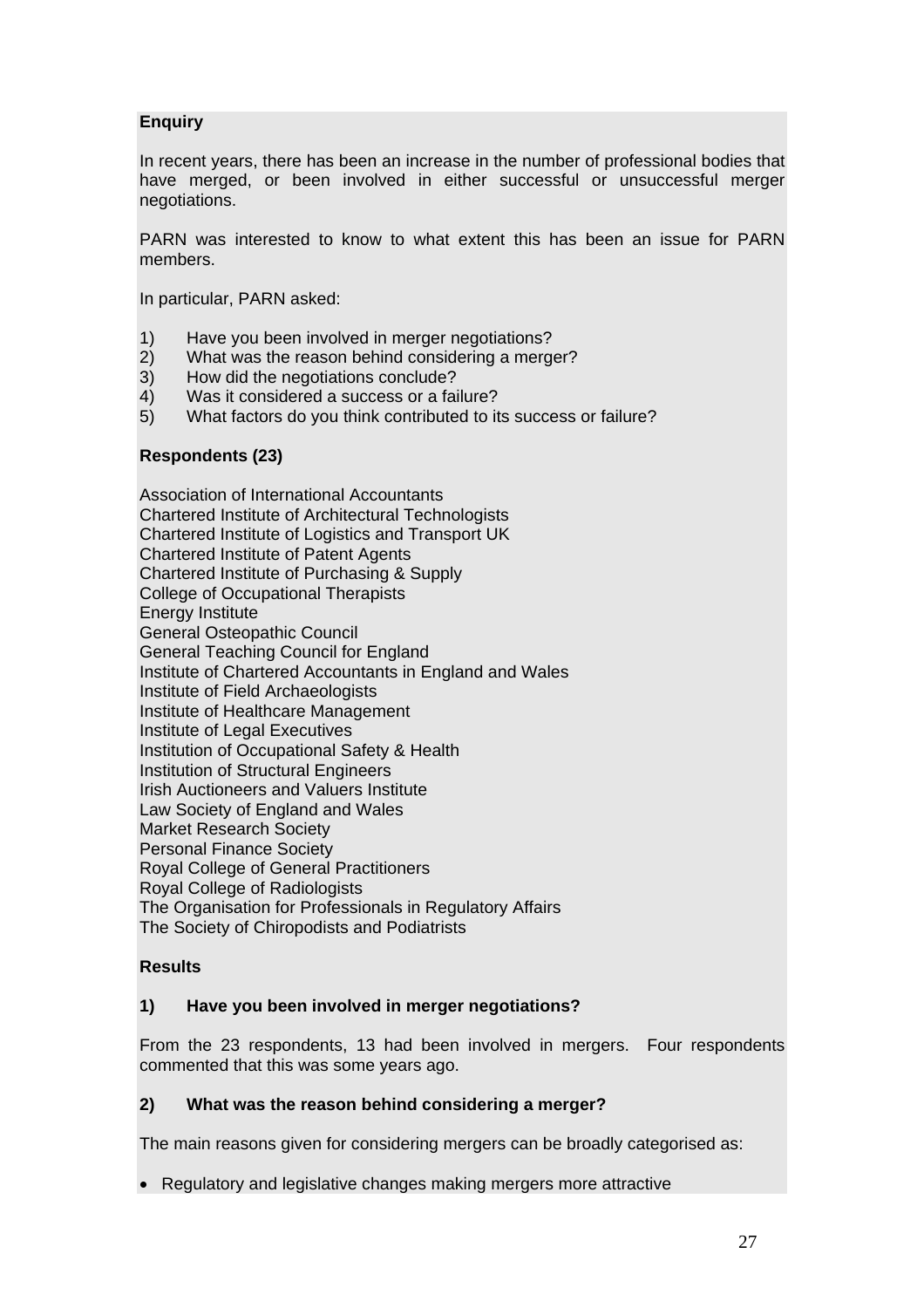**Enquiry**

In recent years, there has been an increase in the number of professional bodies that have merged, or been involved in either successful or unsuccessful merger negotiations.

PARN was interested to know to what extent this has been an issue for PARN members.

In particular, PARN asked:

1) Have you been involved in merger negotiations?
2) What was the reason behind considering a merger?
3) How did the negotiations conclude?
4) Was it considered a success or a failure?
5) What factors do you think contributed to its success or failure?

**Respondents (23)**

Association of International Accountants
Chartered Institute of Architectural Technologists
Chartered Institute of Logistics and Transport UK
Chartered Institute of Patent Agents
Chartered Institute of Purchasing & Supply
College of Occupational Therapists
Energy Institute
General Osteopathic Council
General Teaching Council for England
Institute of Chartered Accountants in England and Wales
Institute of Field Archaeologists
Institute of Healthcare Management
Institute of Legal Executives
Institution of Occupational Safety & Health
Institution of Structural Engineers
Irish Auctioneers and Valuers Institute
Law Society of England and Wales
Market Research Society
Personal Finance Society
Royal College of General Practitioners
Royal College of Radiologists
The Organisation for Professionals in Regulatory Affairs
The Society of Chiropodists and Podiatrists

**Results**

**1) Have you been involved in merger negotiations?**

From the 23 respondents, 13 had been involved in mergers. Four respondents commented that this was some years ago.

**2) What was the reason behind considering a merger?**

The main reasons given for considering mergers can be broadly categorised as:

- Regulatory and legislative changes making mergers more attractive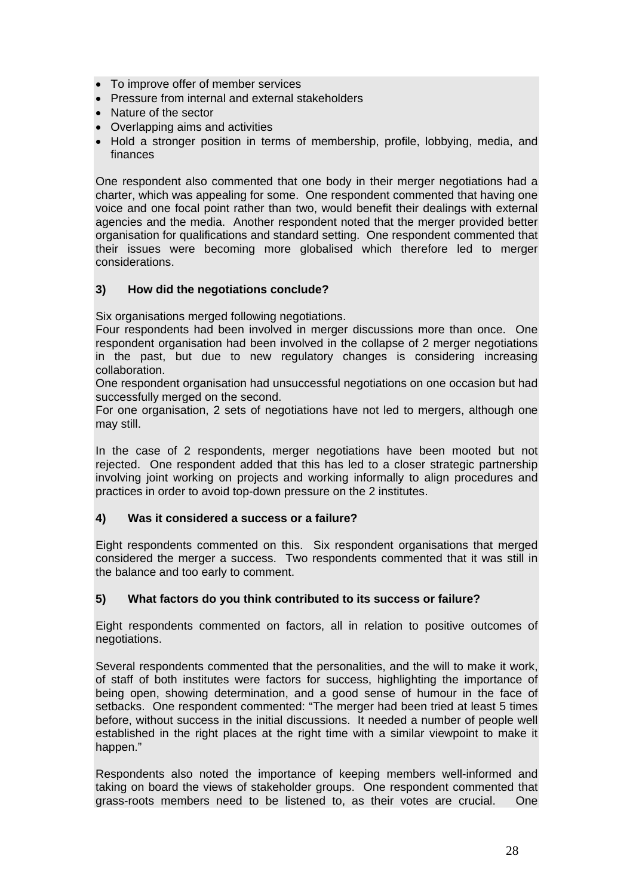- To improve offer of member services
- Pressure from internal and external stakeholders
- Nature of the sector
- Overlapping aims and activities
- Hold a stronger position in terms of membership, profile, lobbying, media, and finances

One respondent also commented that one body in their merger negotiations had a charter, which was appealing for some. One respondent commented that having one voice and one focal point rather than two, would benefit their dealings with external agencies and the media. Another respondent noted that the merger provided better organisation for qualifications and standard setting. One respondent commented that their issues were becoming more globalised which therefore led to merger considerations.

**3) How did the negotiations conclude?**

Six organisations merged following negotiations.
Four respondents had been involved in merger discussions more than once. One respondent organisation had been involved in the collapse of 2 merger negotiations in the past, but due to new regulatory changes is considering increasing collaboration.
One respondent organisation had unsuccessful negotiations on one occasion but had successfully merged on the second.
For one organisation, 2 sets of negotiations have not led to mergers, although one may still.

In the case of 2 respondents, merger negotiations have been mooted but not rejected. One respondent added that this has led to a closer strategic partnership involving joint working on projects and working informally to align procedures and practices in order to avoid top-down pressure on the 2 institutes.

**4) Was it considered a success or a failure?**

Eight respondents commented on this. Six respondent organisations that merged considered the merger a success. Two respondents commented that it was still in the balance and too early to comment.

**5) What factors do you think contributed to its success or failure?**

Eight respondents commented on factors, all in relation to positive outcomes of negotiations.

Several respondents commented that the personalities, and the will to make it work, of staff of both institutes were factors for success, highlighting the importance of being open, showing determination, and a good sense of humour in the face of setbacks. One respondent commented: "The merger had been tried at least 5 times before, without success in the initial discussions. It needed a number of people well established in the right places at the right time with a similar viewpoint to make it happen."

Respondents also noted the importance of keeping members well-informed and taking on board the views of stakeholder groups. One respondent commented that grass-roots members need to be listened to, as their votes are crucial. One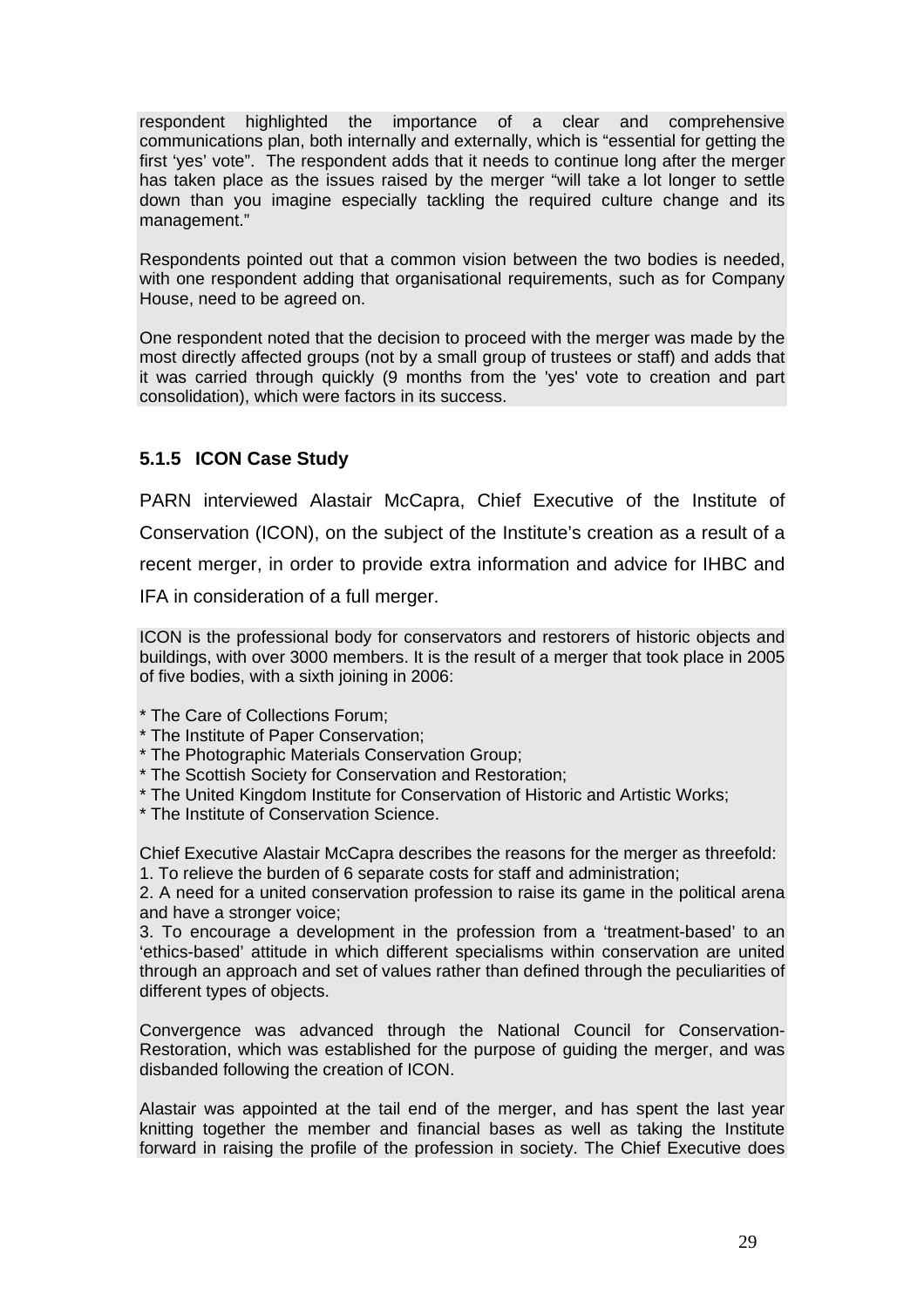respondent highlighted the importance of a clear and comprehensive communications plan, both internally and externally, which is "essential for getting the first 'yes' vote". The respondent adds that it needs to continue long after the merger has taken place as the issues raised by the merger "will take a lot longer to settle down than you imagine especially tackling the required culture change and its management."

Respondents pointed out that a common vision between the two bodies is needed, with one respondent adding that organisational requirements, such as for Company House, need to be agreed on.

One respondent noted that the decision to proceed with the merger was made by the most directly affected groups (not by a small group of trustees or staff) and adds that it was carried through quickly (9 months from the 'yes' vote to creation and part consolidation), which were factors in its success.

### 5.1.5 ICON Case Study

PARN interviewed Alastair McCapra, Chief Executive of the Institute of Conservation (ICON), on the subject of the Institute's creation as a result of a recent merger, in order to provide extra information and advice for IHBC and IFA in consideration of a full merger.

ICON is the professional body for conservators and restorers of historic objects and buildings, with over 3000 members. It is the result of a merger that took place in 2005 of five bodies, with a sixth joining in 2006:

* The Care of Collections Forum;
* The Institute of Paper Conservation;
* The Photographic Materials Conservation Group;
* The Scottish Society for Conservation and Restoration;
* The United Kingdom Institute for Conservation of Historic and Artistic Works;
* The Institute of Conservation Science.

Chief Executive Alastair McCapra describes the reasons for the merger as threefold:
1. To relieve the burden of 6 separate costs for staff and administration;
2. A need for a united conservation profession to raise its game in the political arena and have a stronger voice;
3. To encourage a development in the profession from a 'treatment-based' to an 'ethics-based' attitude in which different specialisms within conservation are united through an approach and set of values rather than defined through the peculiarities of different types of objects.

Convergence was advanced through the National Council for Conservation-Restoration, which was established for the purpose of guiding the merger, and was disbanded following the creation of ICON.

Alastair was appointed at the tail end of the merger, and has spent the last year knitting together the member and financial bases as well as taking the Institute forward in raising the profile of the profession in society. The Chief Executive does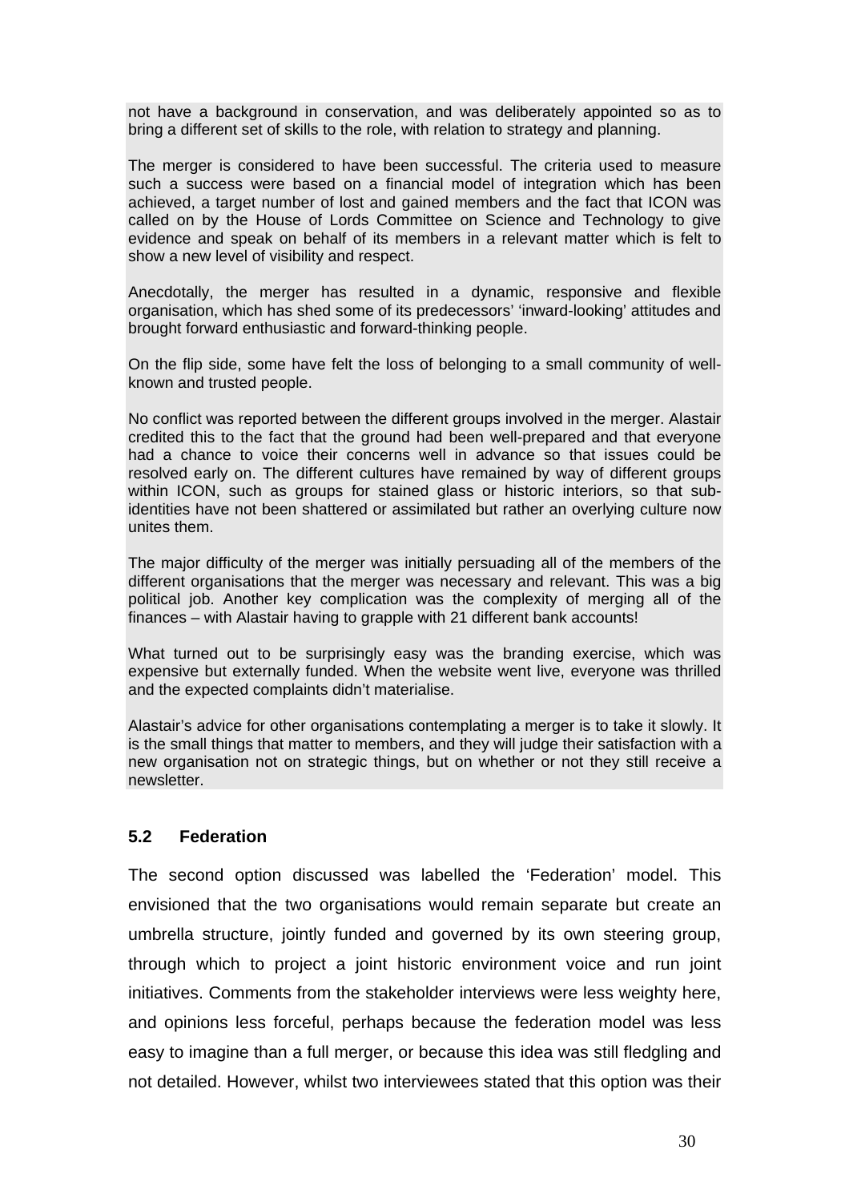not have a background in conservation, and was deliberately appointed so as to bring a different set of skills to the role, with relation to strategy and planning.

The merger is considered to have been successful. The criteria used to measure such a success were based on a financial model of integration which has been achieved, a target number of lost and gained members and the fact that ICON was called on by the House of Lords Committee on Science and Technology to give evidence and speak on behalf of its members in a relevant matter which is felt to show a new level of visibility and respect.

Anecdotally, the merger has resulted in a dynamic, responsive and flexible organisation, which has shed some of its predecessors' 'inward-looking' attitudes and brought forward enthusiastic and forward-thinking people.

On the flip side, some have felt the loss of belonging to a small community of well-known and trusted people.

No conflict was reported between the different groups involved in the merger. Alastair credited this to the fact that the ground had been well-prepared and that everyone had a chance to voice their concerns well in advance so that issues could be resolved early on. The different cultures have remained by way of different groups within ICON, such as groups for stained glass or historic interiors, so that sub-identities have not been shattered or assimilated but rather an overlying culture now unites them.

The major difficulty of the merger was initially persuading all of the members of the different organisations that the merger was necessary and relevant. This was a big political job. Another key complication was the complexity of merging all of the finances – with Alastair having to grapple with 21 different bank accounts!

What turned out to be surprisingly easy was the branding exercise, which was expensive but externally funded. When the website went live, everyone was thrilled and the expected complaints didn't materialise.

Alastair's advice for other organisations contemplating a merger is to take it slowly. It is the small things that matter to members, and they will judge their satisfaction with a new organisation not on strategic things, but on whether or not they still receive a newsletter.

### 5.2 Federation

The second option discussed was labelled the 'Federation' model. This envisioned that the two organisations would remain separate but create an umbrella structure, jointly funded and governed by its own steering group, through which to project a joint historic environment voice and run joint initiatives. Comments from the stakeholder interviews were less weighty here, and opinions less forceful, perhaps because the federation model was less easy to imagine than a full merger, or because this idea was still fledgling and not detailed. However, whilst two interviewees stated that this option was their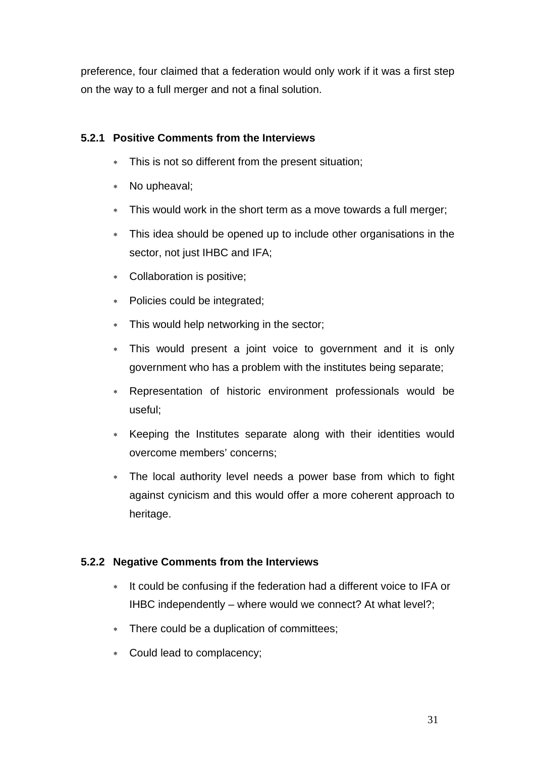preference, four claimed that a federation would only work if it was a first step on the way to a full merger and not a final solution.

### 5.2.1 Positive Comments from the Interviews

- This is not so different from the present situation;
- No upheaval;
- This would work in the short term as a move towards a full merger;
- This idea should be opened up to include other organisations in the sector, not just IHBC and IFA;
- Collaboration is positive;
- Policies could be integrated;
- This would help networking in the sector;
- This would present a joint voice to government and it is only government who has a problem with the institutes being separate;
- Representation of historic environment professionals would be useful;
- Keeping the Institutes separate along with their identities would overcome members' concerns;
- The local authority level needs a power base from which to fight against cynicism and this would offer a more coherent approach to heritage.

### 5.2.2 Negative Comments from the Interviews

- It could be confusing if the federation had a different voice to IFA or IHBC independently – where would we connect? At what level?;
- There could be a duplication of committees;
- Could lead to complacency;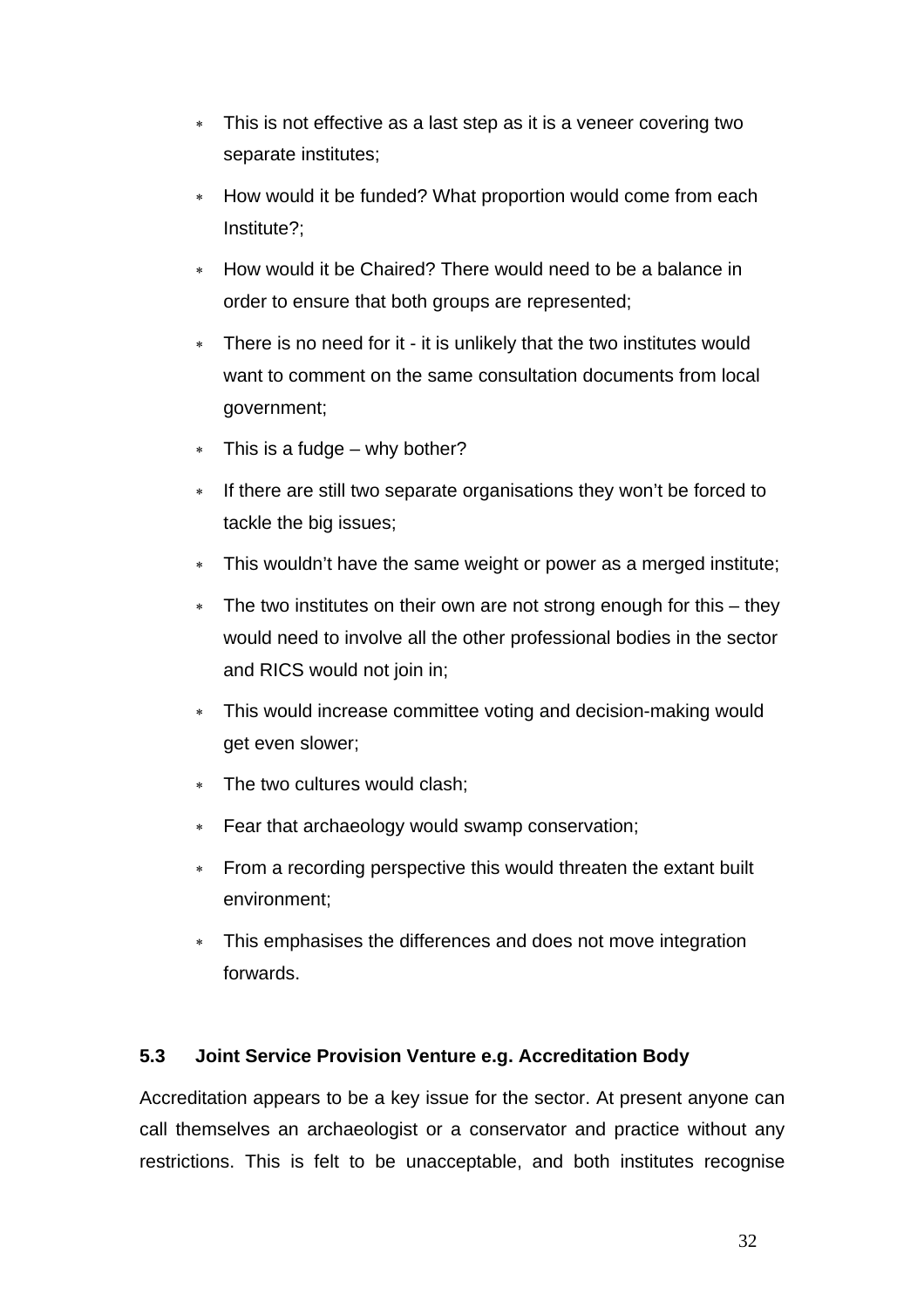- This is not effective as a last step as it is a veneer covering two separate institutes;
- How would it be funded? What proportion would come from each Institute?;
- How would it be Chaired? There would need to be a balance in order to ensure that both groups are represented;
- There is no need for it - it is unlikely that the two institutes would want to comment on the same consultation documents from local government;
- This is a fudge – why bother?
- If there are still two separate organisations they won't be forced to tackle the big issues;
- This wouldn't have the same weight or power as a merged institute;
- The two institutes on their own are not strong enough for this – they would need to involve all the other professional bodies in the sector and RICS would not join in;
- This would increase committee voting and decision-making would get even slower;
- The two cultures would clash;
- Fear that archaeology would swamp conservation;
- From a recording perspective this would threaten the extant built environment;
- This emphasises the differences and does not move integration forwards.

### 5.3 Joint Service Provision Venture e.g. Accreditation Body

Accreditation appears to be a key issue for the sector. At present anyone can call themselves an archaeologist or a conservator and practice without any restrictions. This is felt to be unacceptable, and both institutes recognise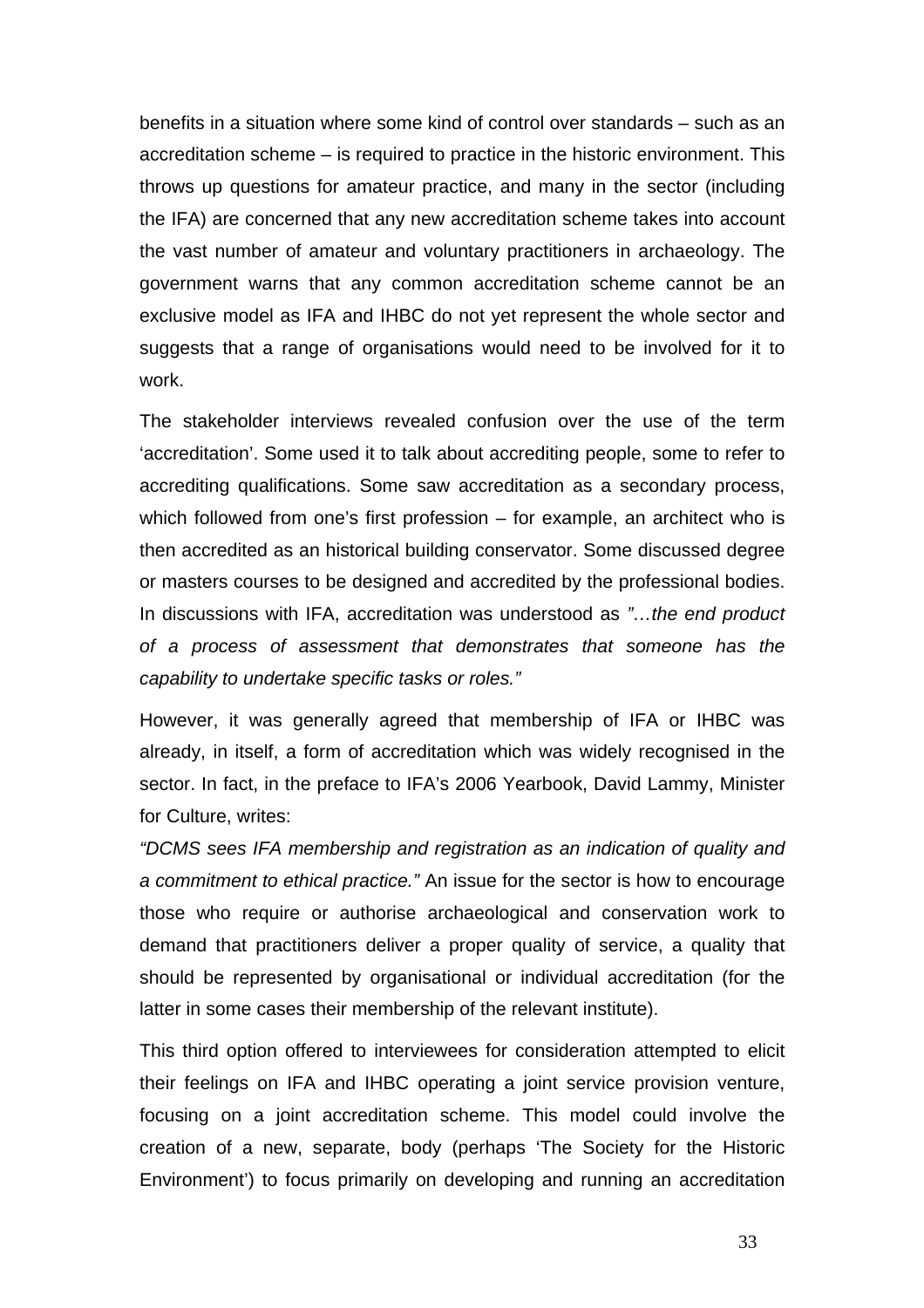benefits in a situation where some kind of control over standards – such as an accreditation scheme – is required to practice in the historic environment. This throws up questions for amateur practice, and many in the sector (including the IFA) are concerned that any new accreditation scheme takes into account the vast number of amateur and voluntary practitioners in archaeology. The government warns that any common accreditation scheme cannot be an exclusive model as IFA and IHBC do not yet represent the whole sector and suggests that a range of organisations would need to be involved for it to work.

The stakeholder interviews revealed confusion over the use of the term 'accreditation'. Some used it to talk about accrediting people, some to refer to accrediting qualifications. Some saw accreditation as a secondary process, which followed from one's first profession – for example, an architect who is then accredited as an historical building conservator. Some discussed degree or masters courses to be designed and accredited by the professional bodies. In discussions with IFA, accreditation was understood as *"…the end product of a process of assessment that demonstrates that someone has the capability to undertake specific tasks or roles."*

However, it was generally agreed that membership of IFA or IHBC was already, in itself, a form of accreditation which was widely recognised in the sector. In fact, in the preface to IFA's 2006 Yearbook, David Lammy, Minister for Culture, writes:

*"DCMS sees IFA membership and registration as an indication of quality and a commitment to ethical practice."* An issue for the sector is how to encourage those who require or authorise archaeological and conservation work to demand that practitioners deliver a proper quality of service, a quality that should be represented by organisational or individual accreditation (for the latter in some cases their membership of the relevant institute).

This third option offered to interviewees for consideration attempted to elicit their feelings on IFA and IHBC operating a joint service provision venture, focusing on a joint accreditation scheme. This model could involve the creation of a new, separate, body (perhaps 'The Society for the Historic Environment') to focus primarily on developing and running an accreditation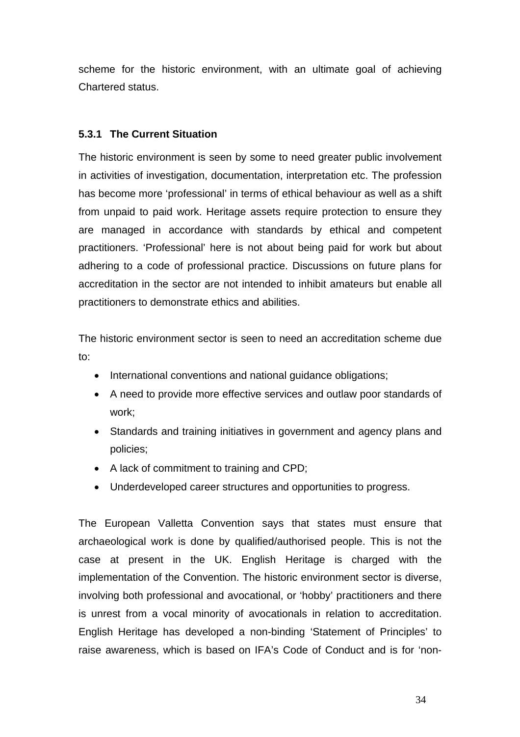scheme for the historic environment, with an ultimate goal of achieving Chartered status.

### 5.3.1 The Current Situation

The historic environment is seen by some to need greater public involvement in activities of investigation, documentation, interpretation etc. The profession has become more 'professional' in terms of ethical behaviour as well as a shift from unpaid to paid work. Heritage assets require protection to ensure they are managed in accordance with standards by ethical and competent practitioners. 'Professional' here is not about being paid for work but about adhering to a code of professional practice. Discussions on future plans for accreditation in the sector are not intended to inhibit amateurs but enable all practitioners to demonstrate ethics and abilities.

The historic environment sector is seen to need an accreditation scheme due to:

- International conventions and national guidance obligations;
- A need to provide more effective services and outlaw poor standards of work;
- Standards and training initiatives in government and agency plans and policies;
- A lack of commitment to training and CPD;
- Underdeveloped career structures and opportunities to progress.

The European Valletta Convention says that states must ensure that archaeological work is done by qualified/authorised people. This is not the case at present in the UK. English Heritage is charged with the implementation of the Convention. The historic environment sector is diverse, involving both professional and avocational, or 'hobby' practitioners and there is unrest from a vocal minority of avocationals in relation to accreditation. English Heritage has developed a non-binding 'Statement of Principles' to raise awareness, which is based on IFA's Code of Conduct and is for 'non-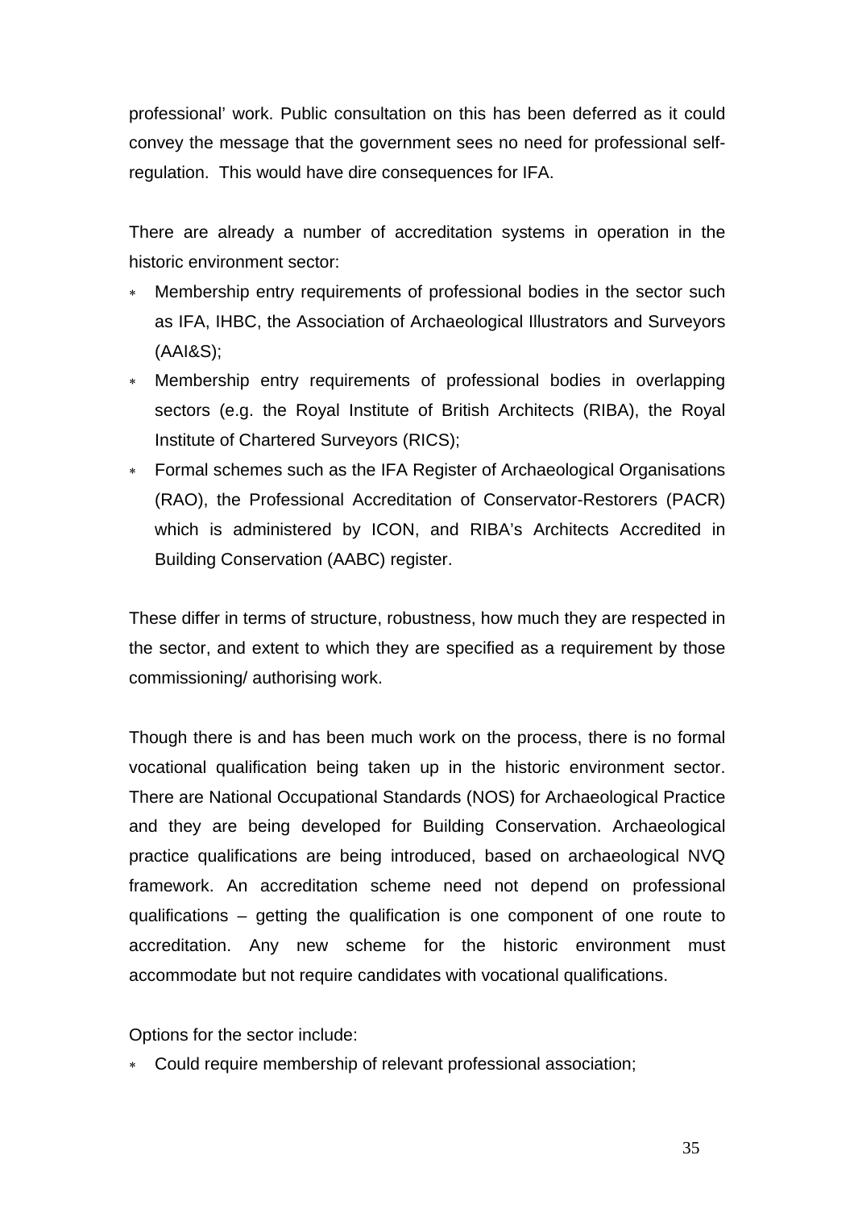professional' work. Public consultation on this has been deferred as it could convey the message that the government sees no need for professional self-regulation. This would have dire consequences for IFA.

There are already a number of accreditation systems in operation in the historic environment sector:

- Membership entry requirements of professional bodies in the sector such as IFA, IHBC, the Association of Archaeological Illustrators and Surveyors (AAI&S);
- Membership entry requirements of professional bodies in overlapping sectors (e.g. the Royal Institute of British Architects (RIBA), the Royal Institute of Chartered Surveyors (RICS);
- Formal schemes such as the IFA Register of Archaeological Organisations (RAO), the Professional Accreditation of Conservator-Restorers (PACR) which is administered by ICON, and RIBA's Architects Accredited in Building Conservation (AABC) register.

These differ in terms of structure, robustness, how much they are respected in the sector, and extent to which they are specified as a requirement by those commissioning/ authorising work.

Though there is and has been much work on the process, there is no formal vocational qualification being taken up in the historic environment sector. There are National Occupational Standards (NOS) for Archaeological Practice and they are being developed for Building Conservation. Archaeological practice qualifications are being introduced, based on archaeological NVQ framework. An accreditation scheme need not depend on professional qualifications – getting the qualification is one component of one route to accreditation. Any new scheme for the historic environment must accommodate but not require candidates with vocational qualifications.

Options for the sector include:

- Could require membership of relevant professional association;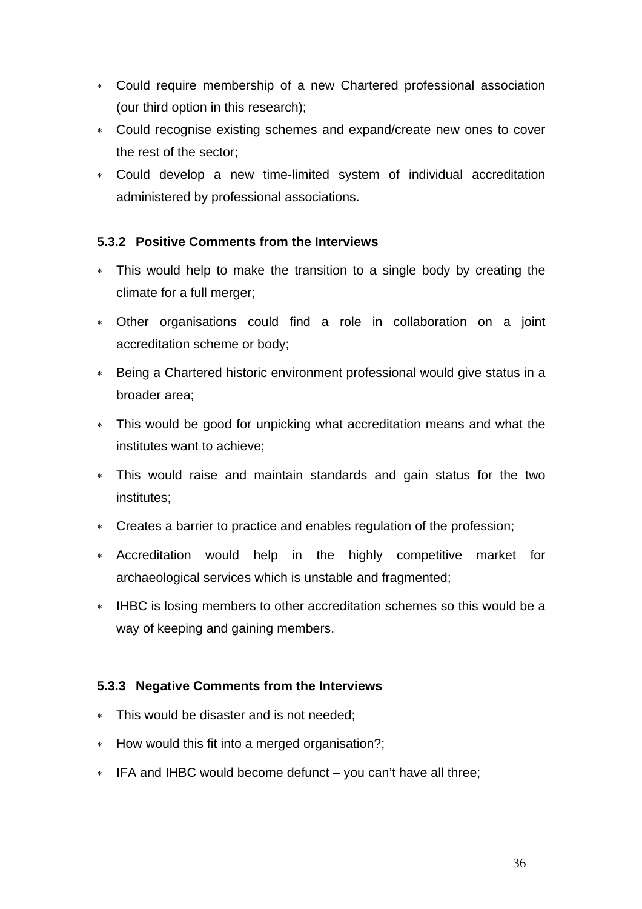- Could require membership of a new Chartered professional association (our third option in this research);
- Could recognise existing schemes and expand/create new ones to cover the rest of the sector;
- Could develop a new time-limited system of individual accreditation administered by professional associations.

### 5.3.2 Positive Comments from the Interviews

- This would help to make the transition to a single body by creating the climate for a full merger;
- Other organisations could find a role in collaboration on a joint accreditation scheme or body;
- Being a Chartered historic environment professional would give status in a broader area;
- This would be good for unpicking what accreditation means and what the institutes want to achieve;
- This would raise and maintain standards and gain status for the two institutes;
- Creates a barrier to practice and enables regulation of the profession;
- Accreditation would help in the highly competitive market for archaeological services which is unstable and fragmented;
- IHBC is losing members to other accreditation schemes so this would be a way of keeping and gaining members.

### 5.3.3 Negative Comments from the Interviews

- This would be disaster and is not needed;
- How would this fit into a merged organisation?;
- IFA and IHBC would become defunct – you can't have all three;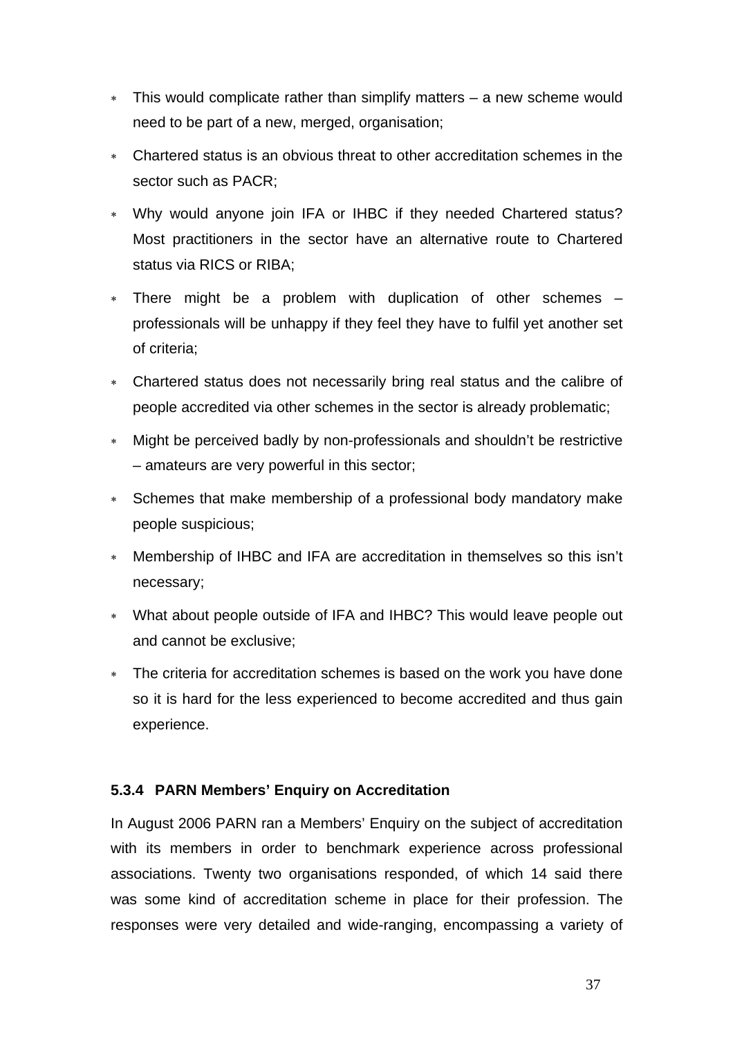- This would complicate rather than simplify matters – a new scheme would need to be part of a new, merged, organisation;
- Chartered status is an obvious threat to other accreditation schemes in the sector such as PACR;
- Why would anyone join IFA or IHBC if they needed Chartered status? Most practitioners in the sector have an alternative route to Chartered status via RICS or RIBA;
- There might be a problem with duplication of other schemes – professionals will be unhappy if they feel they have to fulfil yet another set of criteria;
- Chartered status does not necessarily bring real status and the calibre of people accredited via other schemes in the sector is already problematic;
- Might be perceived badly by non-professionals and shouldn't be restrictive – amateurs are very powerful in this sector;
- Schemes that make membership of a professional body mandatory make people suspicious;
- Membership of IHBC and IFA are accreditation in themselves so this isn't necessary;
- What about people outside of IFA and IHBC? This would leave people out and cannot be exclusive;
- The criteria for accreditation schemes is based on the work you have done so it is hard for the less experienced to become accredited and thus gain experience.

#### 5.3.4 PARN Members' Enquiry on Accreditation

In August 2006 PARN ran a Members' Enquiry on the subject of accreditation with its members in order to benchmark experience across professional associations. Twenty two organisations responded, of which 14 said there was some kind of accreditation scheme in place for their profession. The responses were very detailed and wide-ranging, encompassing a variety of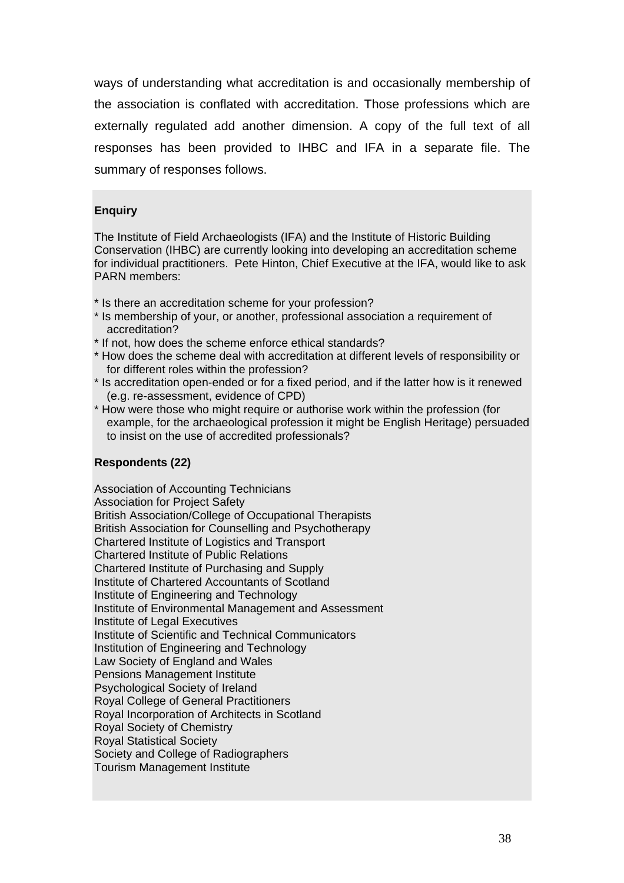ways of understanding what accreditation is and occasionally membership of the association is conflated with accreditation. Those professions which are externally regulated add another dimension. A copy of the full text of all responses has been provided to IHBC and IFA in a separate file. The summary of responses follows.

**Enquiry**

The Institute of Field Archaeologists (IFA) and the Institute of Historic Building Conservation (IHBC) are currently looking into developing an accreditation scheme for individual practitioners. Pete Hinton, Chief Executive at the IFA, would like to ask PARN members:

* Is there an accreditation scheme for your profession?
* Is membership of your, or another, professional association a requirement of accreditation?
* If not, how does the scheme enforce ethical standards?
* How does the scheme deal with accreditation at different levels of responsibility or for different roles within the profession?
* Is accreditation open-ended or for a fixed period, and if the latter how is it renewed (e.g. re-assessment, evidence of CPD)
* How were those who might require or authorise work within the profession (for example, for the archaeological profession it might be English Heritage) persuaded to insist on the use of accredited professionals?

**Respondents (22)**

Association of Accounting Technicians
Association for Project Safety
British Association/College of Occupational Therapists
British Association for Counselling and Psychotherapy
Chartered Institute of Logistics and Transport
Chartered Institute of Public Relations
Chartered Institute of Purchasing and Supply
Institute of Chartered Accountants of Scotland
Institute of Engineering and Technology
Institute of Environmental Management and Assessment
Institute of Legal Executives
Institute of Scientific and Technical Communicators
Institution of Engineering and Technology
Law Society of England and Wales
Pensions Management Institute
Psychological Society of Ireland
Royal College of General Practitioners
Royal Incorporation of Architects in Scotland
Royal Society of Chemistry
Royal Statistical Society
Society and College of Radiographers
Tourism Management Institute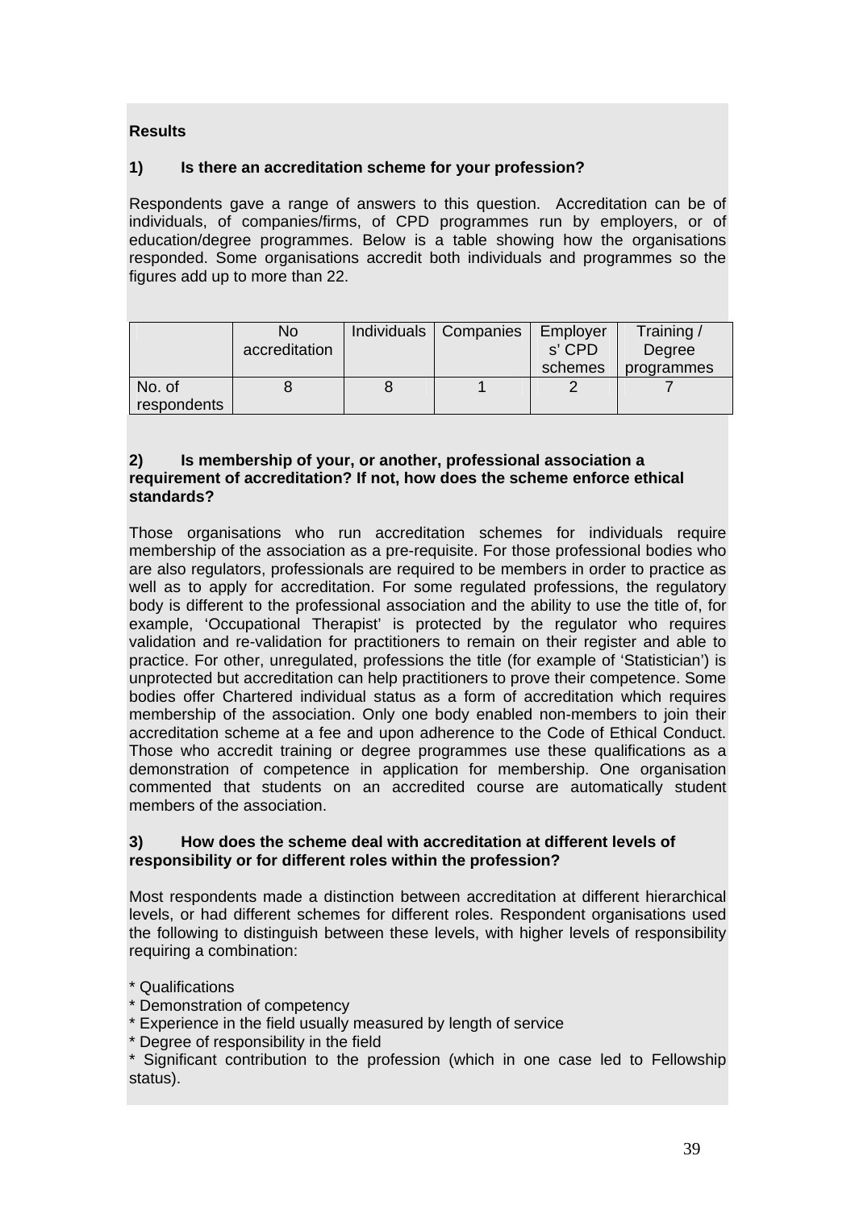**Results**

**1) Is there an accreditation scheme for your profession?**

Respondents gave a range of answers to this question. Accreditation can be of individuals, of companies/firms, of CPD programmes run by employers, or of education/degree programmes. Below is a table showing how the organisations responded. Some organisations accredit both individuals and programmes so the figures add up to more than 22.

| | No accreditation | Individuals | Companies | Employers' CPD schemes | Training / Degree programmes |
|---|---|---|---|---|---|
| No. of respondents | 8 | 8 | 1 | 2 | 7 |

**2) Is membership of your, or another, professional association a requirement of accreditation? If not, how does the scheme enforce ethical standards?**

Those organisations who run accreditation schemes for individuals require membership of the association as a pre-requisite. For those professional bodies who are also regulators, professionals are required to be members in order to practice as well as to apply for accreditation. For some regulated professions, the regulatory body is different to the professional association and the ability to use the title of, for example, 'Occupational Therapist' is protected by the regulator who requires validation and re-validation for practitioners to remain on their register and able to practice. For other, unregulated, professions the title (for example of 'Statistician') is unprotected but accreditation can help practitioners to prove their competence. Some bodies offer Chartered individual status as a form of accreditation which requires membership of the association. Only one body enabled non-members to join their accreditation scheme at a fee and upon adherence to the Code of Ethical Conduct. Those who accredit training or degree programmes use these qualifications as a demonstration of competence in application for membership. One organisation commented that students on an accredited course are automatically student members of the association.

**3) How does the scheme deal with accreditation at different levels of responsibility or for different roles within the profession?**

Most respondents made a distinction between accreditation at different hierarchical levels, or had different schemes for different roles. Respondent organisations used the following to distinguish between these levels, with higher levels of responsibility requiring a combination:

* Qualifications
* Demonstration of competency
* Experience in the field usually measured by length of service
* Degree of responsibility in the field
* Significant contribution to the profession (which in one case led to Fellowship status).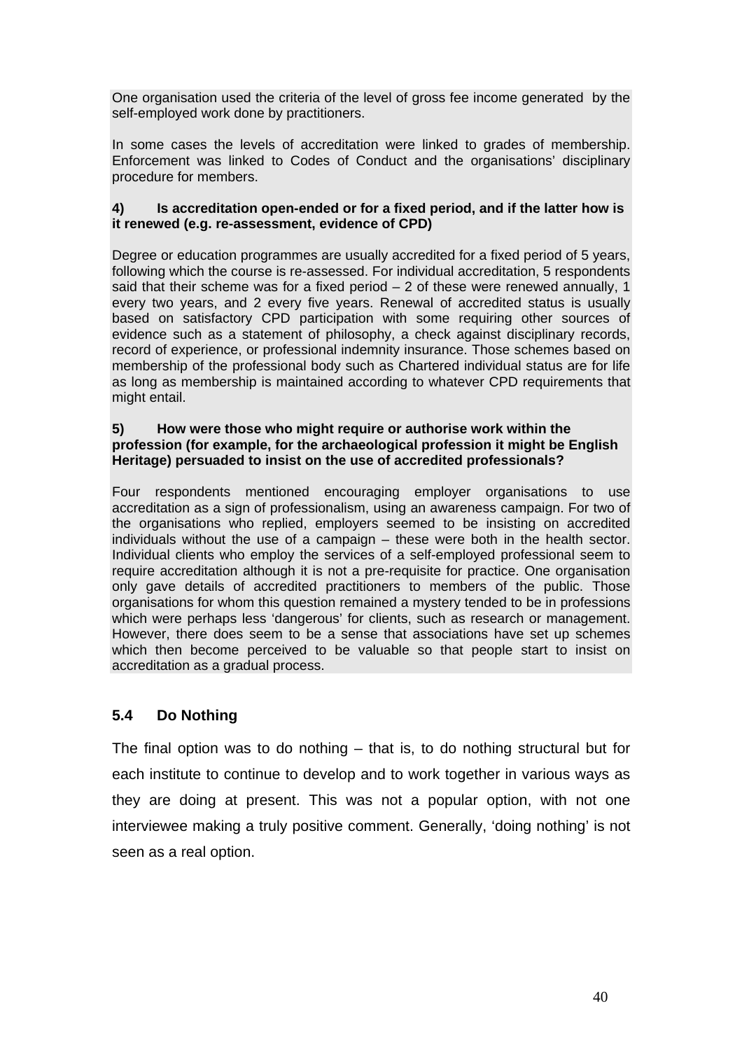One organisation used the criteria of the level of gross fee income generated by the self-employed work done by practitioners.

In some cases the levels of accreditation were linked to grades of membership. Enforcement was linked to Codes of Conduct and the organisations' disciplinary procedure for members.

**4) Is accreditation open-ended or for a fixed period, and if the latter how is it renewed (e.g. re-assessment, evidence of CPD)**

Degree or education programmes are usually accredited for a fixed period of 5 years, following which the course is re-assessed. For individual accreditation, 5 respondents said that their scheme was for a fixed period – 2 of these were renewed annually, 1 every two years, and 2 every five years. Renewal of accredited status is usually based on satisfactory CPD participation with some requiring other sources of evidence such as a statement of philosophy, a check against disciplinary records, record of experience, or professional indemnity insurance. Those schemes based on membership of the professional body such as Chartered individual status are for life as long as membership is maintained according to whatever CPD requirements that might entail.

**5) How were those who might require or authorise work within the profession (for example, for the archaeological profession it might be English Heritage) persuaded to insist on the use of accredited professionals?**

Four respondents mentioned encouraging employer organisations to use accreditation as a sign of professionalism, using an awareness campaign. For two of the organisations who replied, employers seemed to be insisting on accredited individuals without the use of a campaign – these were both in the health sector. Individual clients who employ the services of a self-employed professional seem to require accreditation although it is not a pre-requisite for practice. One organisation only gave details of accredited practitioners to members of the public. Those organisations for whom this question remained a mystery tended to be in professions which were perhaps less 'dangerous' for clients, such as research or management. However, there does seem to be a sense that associations have set up schemes which then become perceived to be valuable so that people start to insist on accreditation as a gradual process.

## 5.4 Do Nothing

The final option was to do nothing – that is, to do nothing structural but for each institute to continue to develop and to work together in various ways as they are doing at present. This was not a popular option, with not one interviewee making a truly positive comment. Generally, 'doing nothing' is not seen as a real option.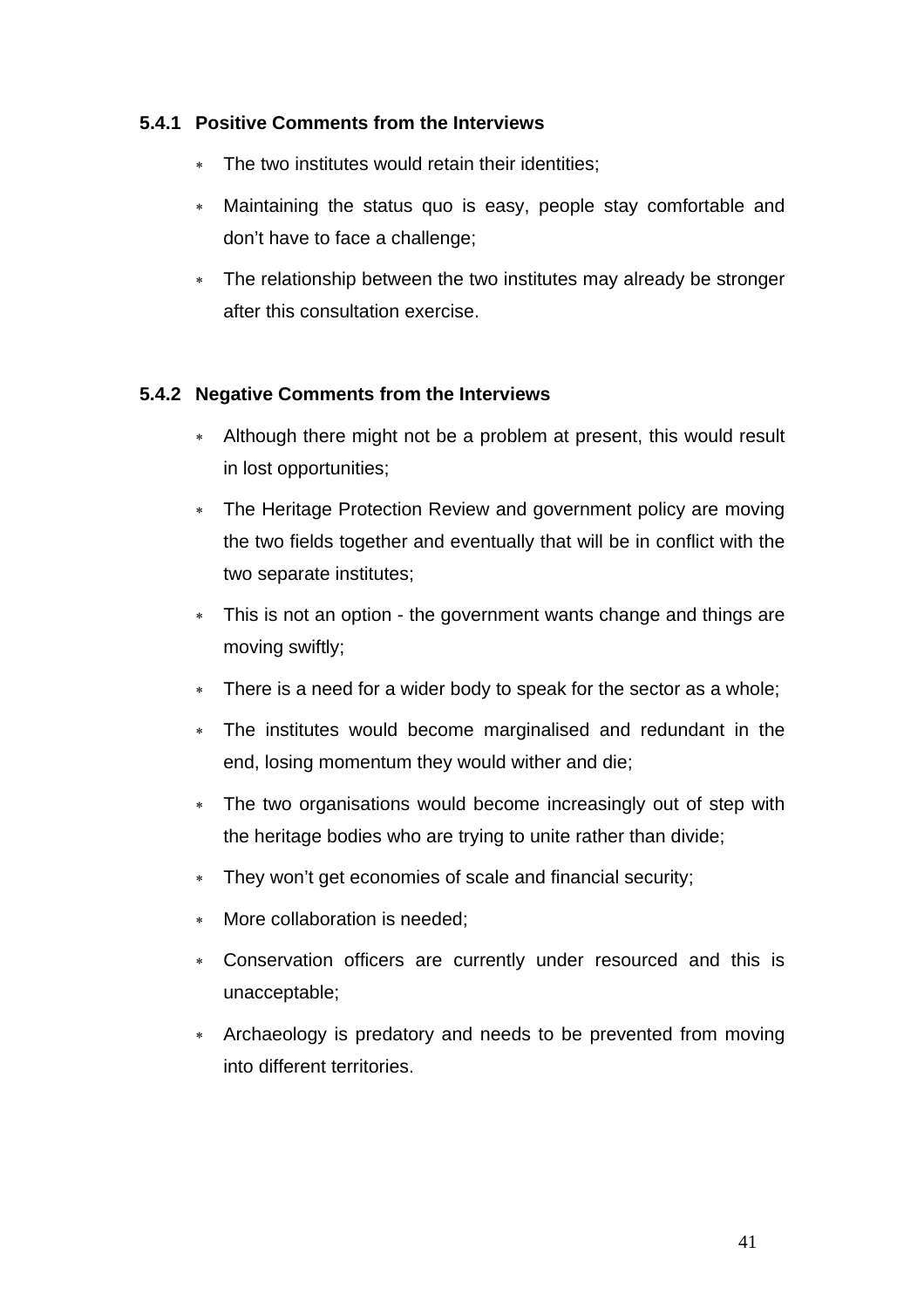#### 5.4.1 Positive Comments from the Interviews

- The two institutes would retain their identities;
- Maintaining the status quo is easy, people stay comfortable and don't have to face a challenge;
- The relationship between the two institutes may already be stronger after this consultation exercise.

#### 5.4.2 Negative Comments from the Interviews

- Although there might not be a problem at present, this would result in lost opportunities;
- The Heritage Protection Review and government policy are moving the two fields together and eventually that will be in conflict with the two separate institutes;
- This is not an option - the government wants change and things are moving swiftly;
- There is a need for a wider body to speak for the sector as a whole;
- The institutes would become marginalised and redundant in the end, losing momentum they would wither and die;
- The two organisations would become increasingly out of step with the heritage bodies who are trying to unite rather than divide;
- They won't get economies of scale and financial security;
- More collaboration is needed;
- Conservation officers are currently under resourced and this is unacceptable;
- Archaeology is predatory and needs to be prevented from moving into different territories.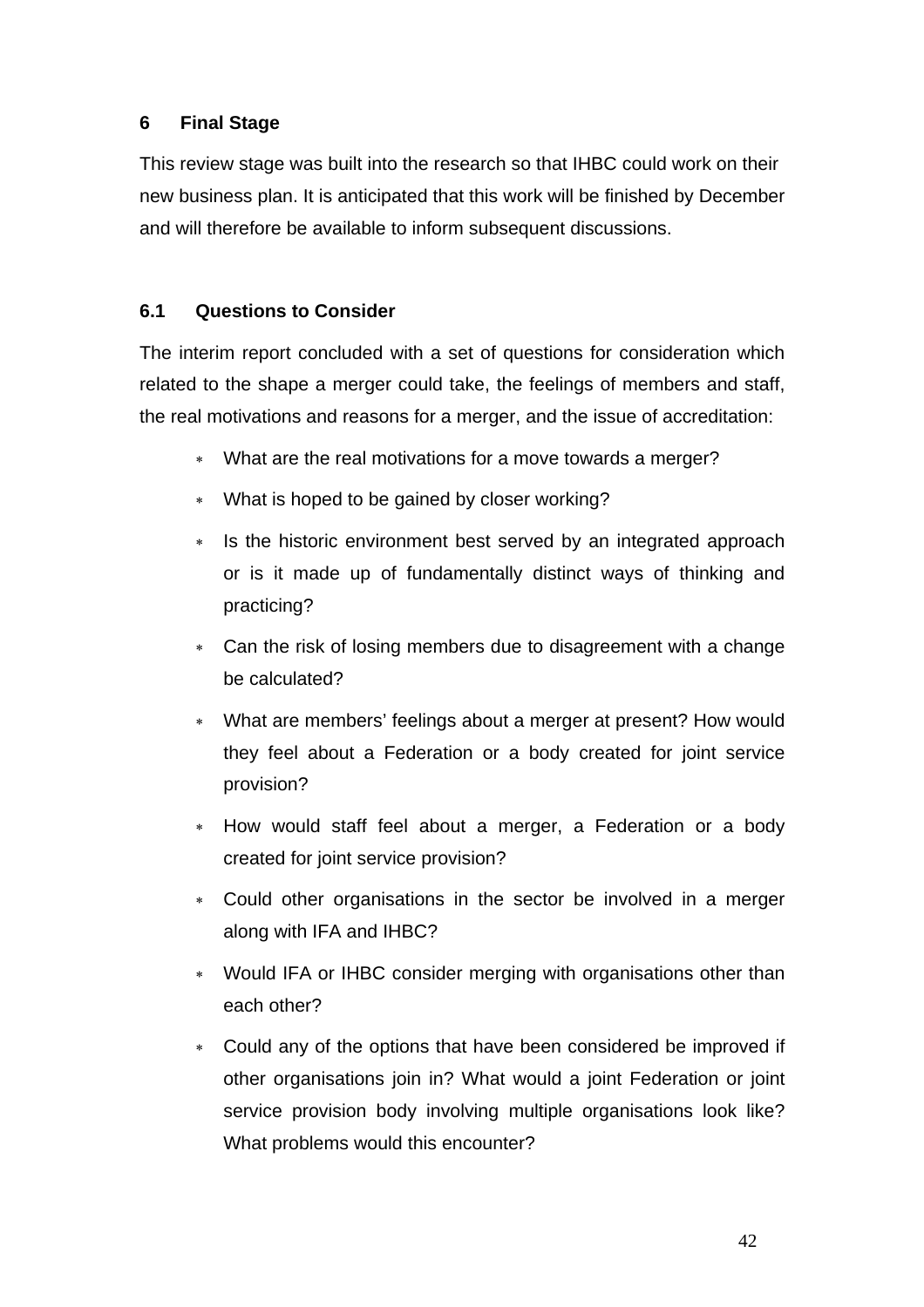## 6 Final Stage

This review stage was built into the research so that IHBC could work on their new business plan. It is anticipated that this work will be finished by December and will therefore be available to inform subsequent discussions.

### 6.1 Questions to Consider

The interim report concluded with a set of questions for consideration which related to the shape a merger could take, the feelings of members and staff, the real motivations and reasons for a merger, and the issue of accreditation:

- What are the real motivations for a move towards a merger?
- What is hoped to be gained by closer working?
- Is the historic environment best served by an integrated approach or is it made up of fundamentally distinct ways of thinking and practicing?
- Can the risk of losing members due to disagreement with a change be calculated?
- What are members' feelings about a merger at present? How would they feel about a Federation or a body created for joint service provision?
- How would staff feel about a merger, a Federation or a body created for joint service provision?
- Could other organisations in the sector be involved in a merger along with IFA and IHBC?
- Would IFA or IHBC consider merging with organisations other than each other?
- Could any of the options that have been considered be improved if other organisations join in? What would a joint Federation or joint service provision body involving multiple organisations look like? What problems would this encounter?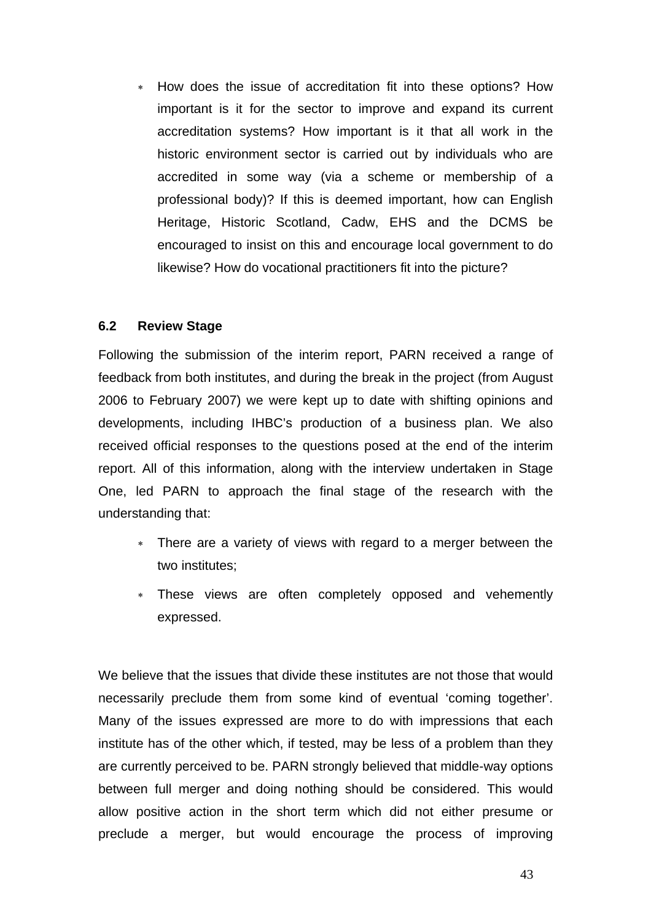- How does the issue of accreditation fit into these options? How important is it for the sector to improve and expand its current accreditation systems? How important is it that all work in the historic environment sector is carried out by individuals who are accredited in some way (via a scheme or membership of a professional body)? If this is deemed important, how can English Heritage, Historic Scotland, Cadw, EHS and the DCMS be encouraged to insist on this and encourage local government to do likewise? How do vocational practitioners fit into the picture?

### 6.2 Review Stage

Following the submission of the interim report, PARN received a range of feedback from both institutes, and during the break in the project (from August 2006 to February 2007) we were kept up to date with shifting opinions and developments, including IHBC's production of a business plan. We also received official responses to the questions posed at the end of the interim report. All of this information, along with the interview undertaken in Stage One, led PARN to approach the final stage of the research with the understanding that:

- There are a variety of views with regard to a merger between the two institutes;
- These views are often completely opposed and vehemently expressed.

We believe that the issues that divide these institutes are not those that would necessarily preclude them from some kind of eventual 'coming together'. Many of the issues expressed are more to do with impressions that each institute has of the other which, if tested, may be less of a problem than they are currently perceived to be. PARN strongly believed that middle-way options between full merger and doing nothing should be considered. This would allow positive action in the short term which did not either presume or preclude a merger, but would encourage the process of improving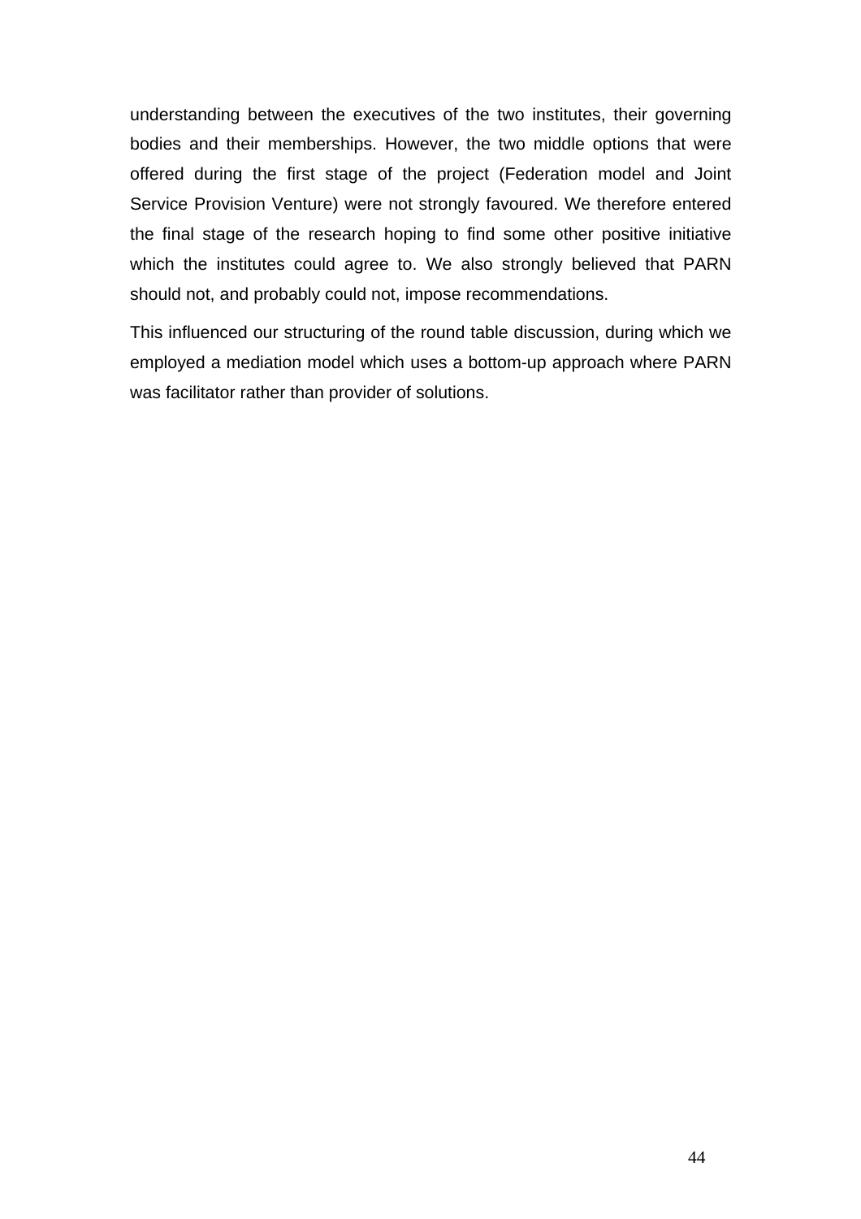understanding between the executives of the two institutes, their governing bodies and their memberships. However, the two middle options that were offered during the first stage of the project (Federation model and Joint Service Provision Venture) were not strongly favoured. We therefore entered the final stage of the research hoping to find some other positive initiative which the institutes could agree to. We also strongly believed that PARN should not, and probably could not, impose recommendations.

This influenced our structuring of the round table discussion, during which we employed a mediation model which uses a bottom-up approach where PARN was facilitator rather than provider of solutions.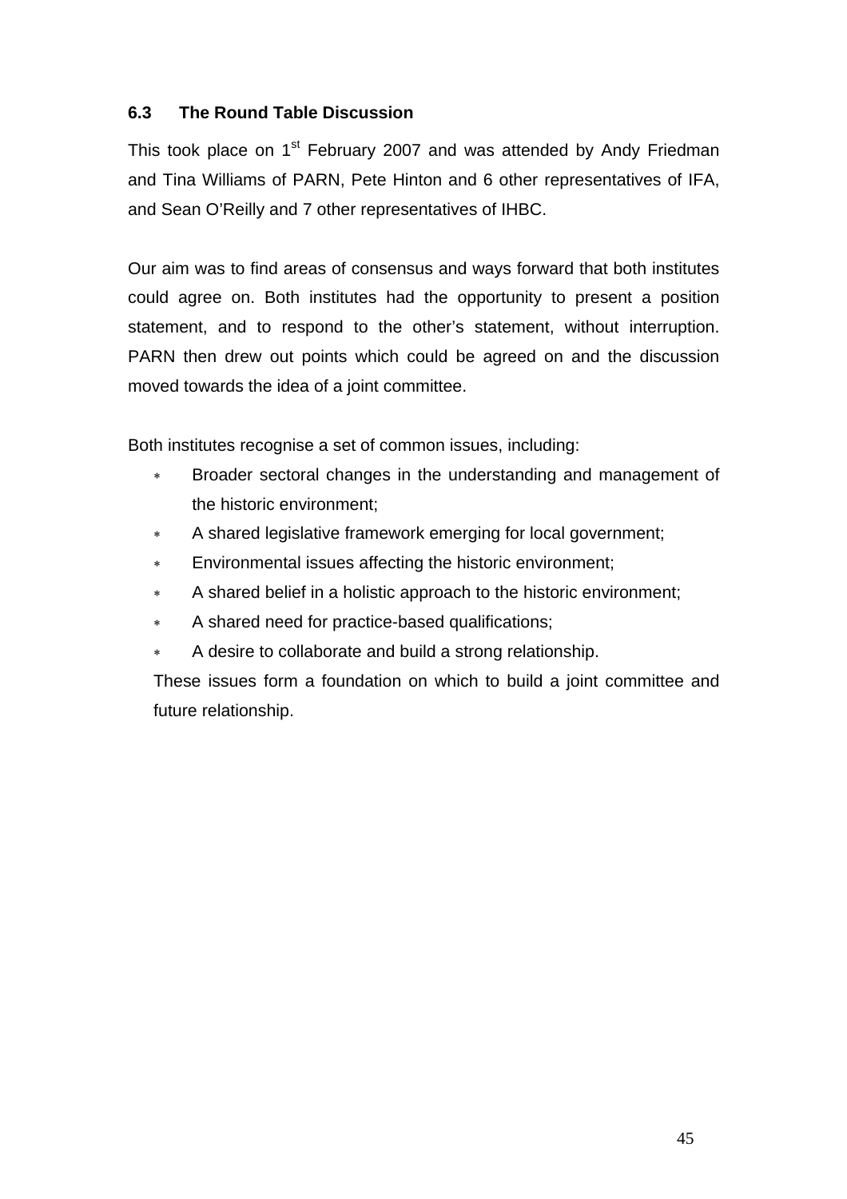### 6.3 The Round Table Discussion

This took place on 1st February 2007 and was attended by Andy Friedman and Tina Williams of PARN, Pete Hinton and 6 other representatives of IFA, and Sean O'Reilly and 7 other representatives of IHBC.

Our aim was to find areas of consensus and ways forward that both institutes could agree on. Both institutes had the opportunity to present a position statement, and to respond to the other's statement, without interruption. PARN then drew out points which could be agreed on and the discussion moved towards the idea of a joint committee.

Both institutes recognise a set of common issues, including:

- Broader sectoral changes in the understanding and management of the historic environment;
- A shared legislative framework emerging for local government;
- Environmental issues affecting the historic environment;
- A shared belief in a holistic approach to the historic environment;
- A shared need for practice-based qualifications;
- A desire to collaborate and build a strong relationship.

These issues form a foundation on which to build a joint committee and future relationship.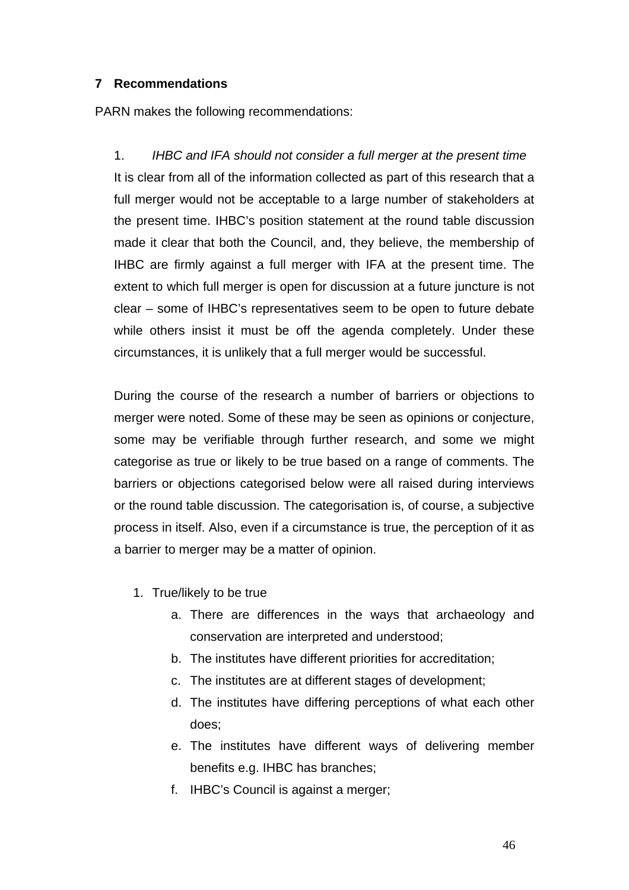## 7 Recommendations

PARN makes the following recommendations:

1. *IHBC and IFA should not consider a full merger at the present time*

It is clear from all of the information collected as part of this research that a full merger would not be acceptable to a large number of stakeholders at the present time. IHBC's position statement at the round table discussion made it clear that both the Council, and, they believe, the membership of IHBC are firmly against a full merger with IFA at the present time. The extent to which full merger is open for discussion at a future juncture is not clear – some of IHBC's representatives seem to be open to future debate while others insist it must be off the agenda completely. Under these circumstances, it is unlikely that a full merger would be successful.

During the course of the research a number of barriers or objections to merger were noted. Some of these may be seen as opinions or conjecture, some may be verifiable through further research, and some we might categorise as true or likely to be true based on a range of comments. The barriers or objections categorised below were all raised during interviews or the round table discussion. The categorisation is, of course, a subjective process in itself. Also, even if a circumstance is true, the perception of it as a barrier to merger may be a matter of opinion.

1. True/likely to be true
   a. There are differences in the ways that archaeology and conservation are interpreted and understood;
   b. The institutes have different priorities for accreditation;
   c. The institutes are at different stages of development;
   d. The institutes have differing perceptions of what each other does;
   e. The institutes have different ways of delivering member benefits e.g. IHBC has branches;
   f. IHBC's Council is against a merger;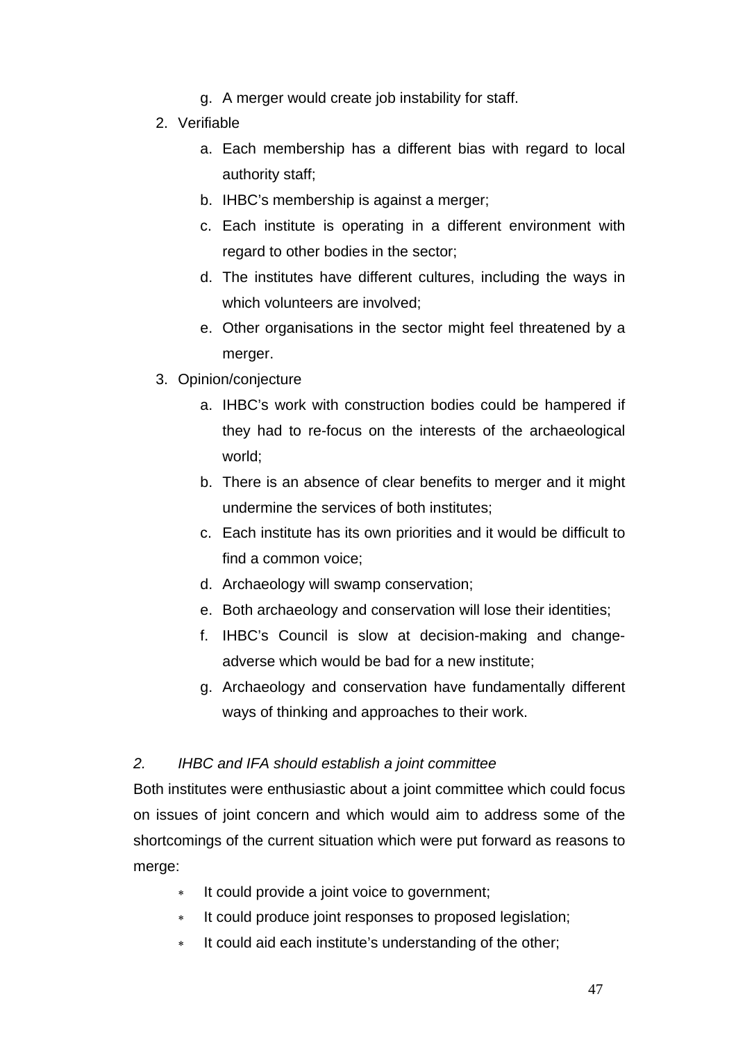g. A merger would create job instability for staff.

2. Verifiable
   a. Each membership has a different bias with regard to local authority staff;
   b. IHBC's membership is against a merger;
   c. Each institute is operating in a different environment with regard to other bodies in the sector;
   d. The institutes have different cultures, including the ways in which volunteers are involved;
   e. Other organisations in the sector might feel threatened by a merger.

3. Opinion/conjecture
   a. IHBC's work with construction bodies could be hampered if they had to re-focus on the interests of the archaeological world;
   b. There is an absence of clear benefits to merger and it might undermine the services of both institutes;
   c. Each institute has its own priorities and it would be difficult to find a common voice;
   d. Archaeology will swamp conservation;
   e. Both archaeology and conservation will lose their identities;
   f. IHBC's Council is slow at decision-making and change-adverse which would be bad for a new institute;
   g. Archaeology and conservation have fundamentally different ways of thinking and approaches to their work.

*2. IHBC and IFA should establish a joint committee*

Both institutes were enthusiastic about a joint committee which could focus on issues of joint concern and which would aim to address some of the shortcomings of the current situation which were put forward as reasons to merge:

- It could provide a joint voice to government;
- It could produce joint responses to proposed legislation;
- It could aid each institute's understanding of the other;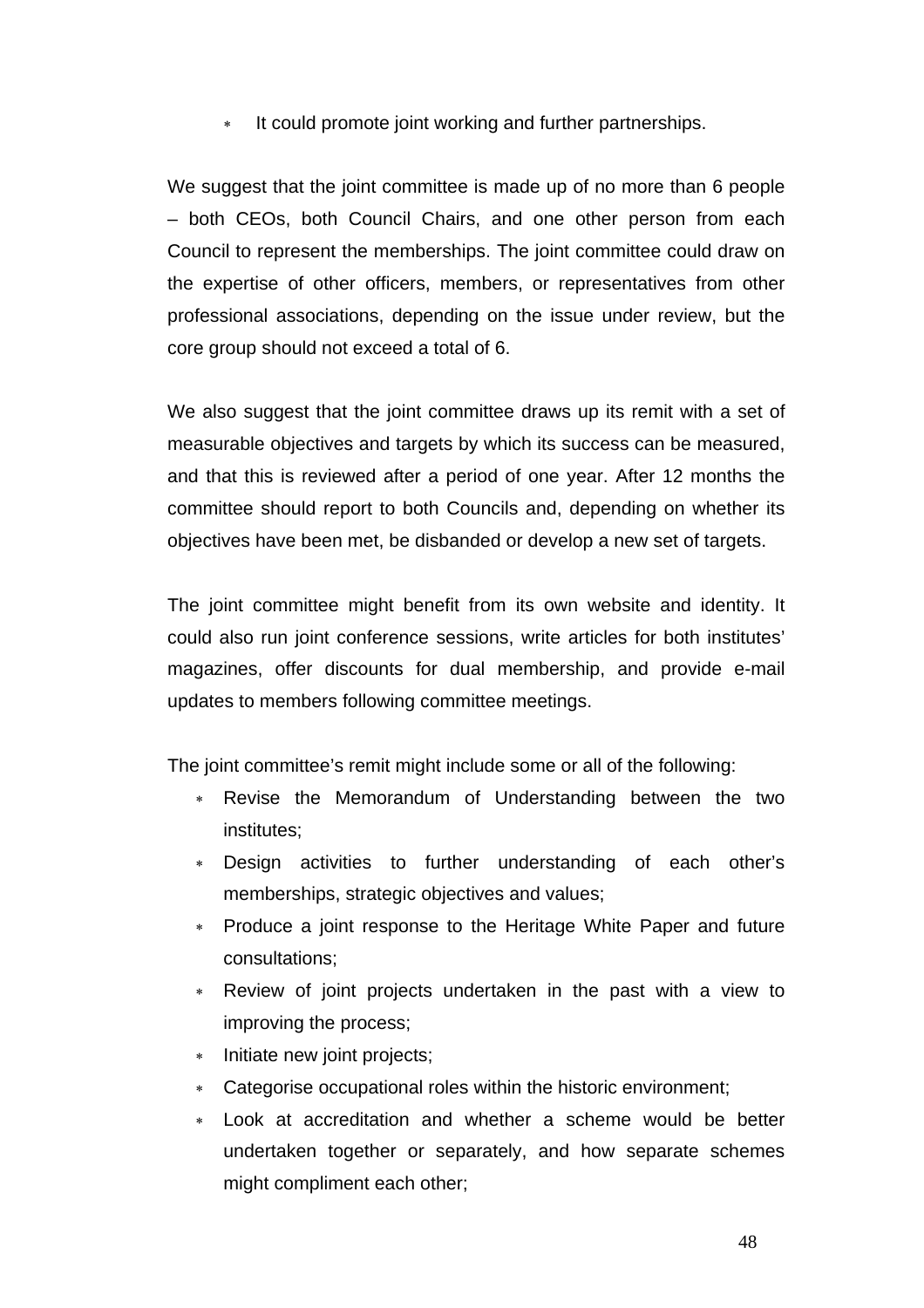- It could promote joint working and further partnerships.

We suggest that the joint committee is made up of no more than 6 people – both CEOs, both Council Chairs, and one other person from each Council to represent the memberships. The joint committee could draw on the expertise of other officers, members, or representatives from other professional associations, depending on the issue under review, but the core group should not exceed a total of 6.

We also suggest that the joint committee draws up its remit with a set of measurable objectives and targets by which its success can be measured, and that this is reviewed after a period of one year. After 12 months the committee should report to both Councils and, depending on whether its objectives have been met, be disbanded or develop a new set of targets.

The joint committee might benefit from its own website and identity. It could also run joint conference sessions, write articles for both institutes' magazines, offer discounts for dual membership, and provide e-mail updates to members following committee meetings.

The joint committee's remit might include some or all of the following:

- Revise the Memorandum of Understanding between the two institutes;
- Design activities to further understanding of each other's memberships, strategic objectives and values;
- Produce a joint response to the Heritage White Paper and future consultations;
- Review of joint projects undertaken in the past with a view to improving the process;
- Initiate new joint projects;
- Categorise occupational roles within the historic environment;
- Look at accreditation and whether a scheme would be better undertaken together or separately, and how separate schemes might compliment each other;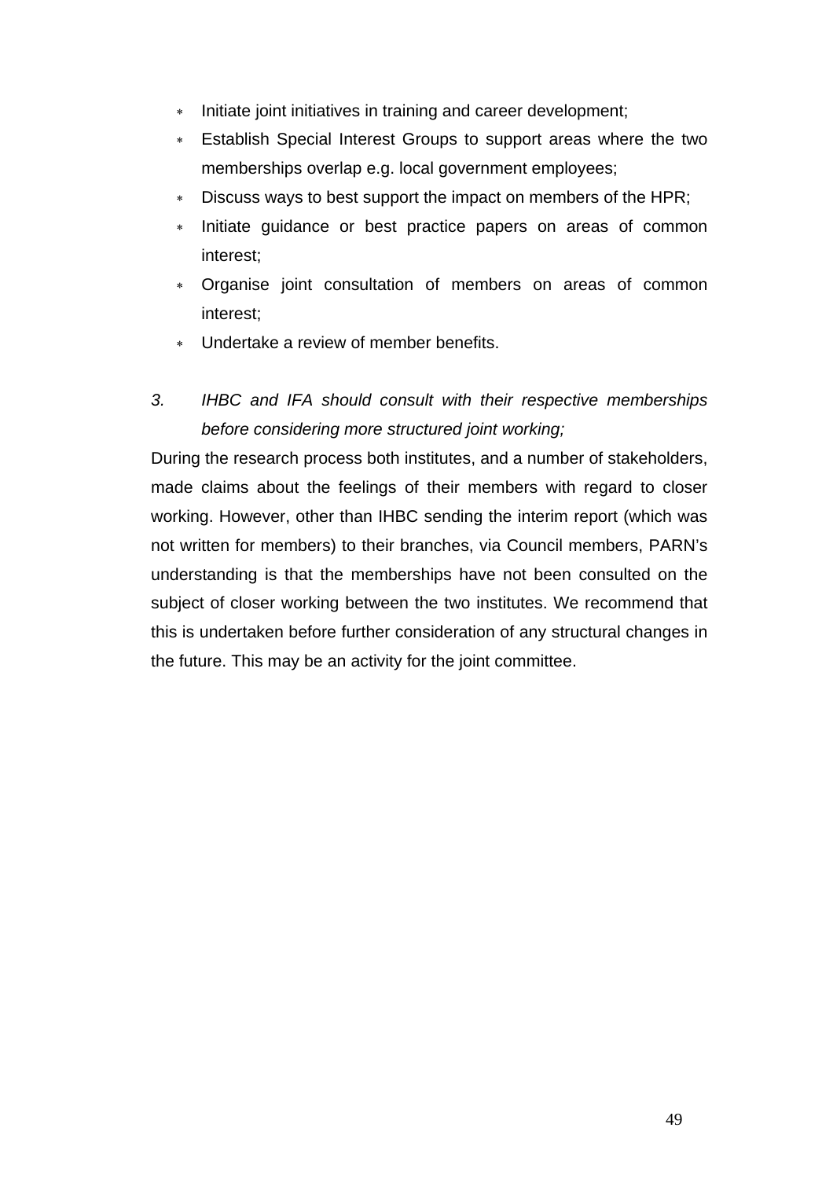- Initiate joint initiatives in training and career development;
- Establish Special Interest Groups to support areas where the two memberships overlap e.g. local government employees;
- Discuss ways to best support the impact on members of the HPR;
- Initiate guidance or best practice papers on areas of common interest;
- Organise joint consultation of members on areas of common interest;
- Undertake a review of member benefits.

3. *IHBC and IFA should consult with their respective memberships before considering more structured joint working;*

During the research process both institutes, and a number of stakeholders, made claims about the feelings of their members with regard to closer working. However, other than IHBC sending the interim report (which was not written for members) to their branches, via Council members, PARN's understanding is that the memberships have not been consulted on the subject of closer working between the two institutes. We recommend that this is undertaken before further consideration of any structural changes in the future. This may be an activity for the joint committee.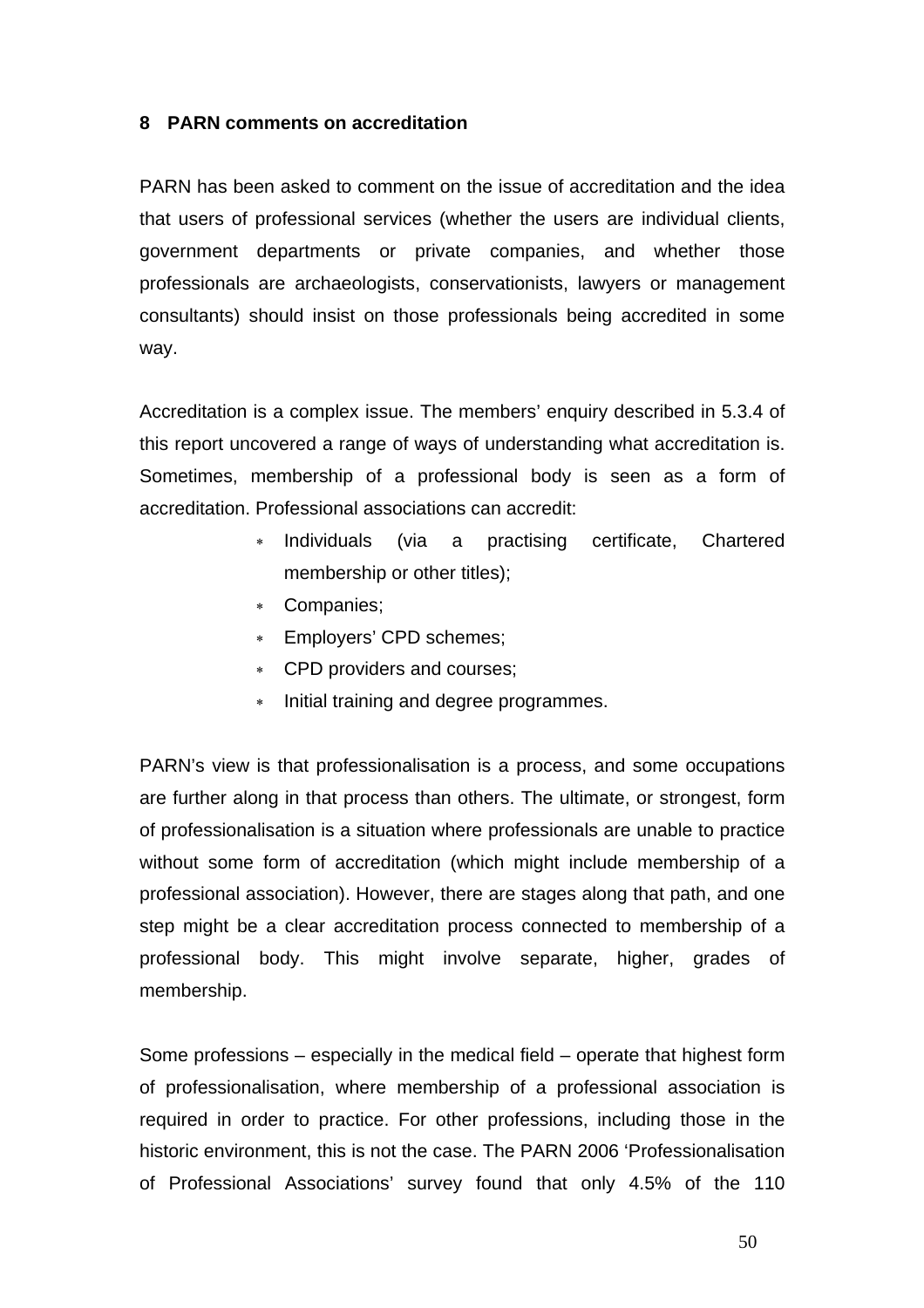## 8 PARN comments on accreditation

PARN has been asked to comment on the issue of accreditation and the idea that users of professional services (whether the users are individual clients, government departments or private companies, and whether those professionals are archaeologists, conservationists, lawyers or management consultants) should insist on those professionals being accredited in some way.

Accreditation is a complex issue. The members' enquiry described in 5.3.4 of this report uncovered a range of ways of understanding what accreditation is. Sometimes, membership of a professional body is seen as a form of accreditation. Professional associations can accredit:

- Individuals (via a practising certificate, Chartered membership or other titles);
- Companies;
- Employers' CPD schemes;
- CPD providers and courses;
- Initial training and degree programmes.

PARN's view is that professionalisation is a process, and some occupations are further along in that process than others. The ultimate, or strongest, form of professionalisation is a situation where professionals are unable to practice without some form of accreditation (which might include membership of a professional association). However, there are stages along that path, and one step might be a clear accreditation process connected to membership of a professional body. This might involve separate, higher, grades of membership.

Some professions – especially in the medical field – operate that highest form of professionalisation, where membership of a professional association is required in order to practice. For other professions, including those in the historic environment, this is not the case. The PARN 2006 'Professionalisation of Professional Associations' survey found that only 4.5% of the 110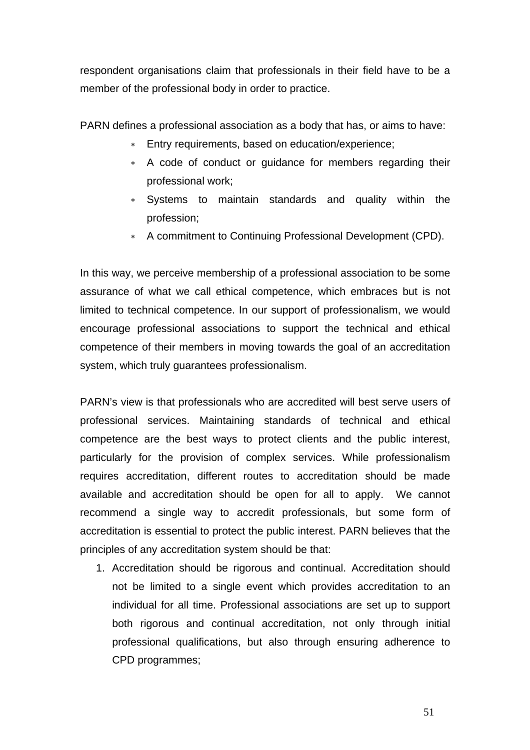respondent organisations claim that professionals in their field have to be a member of the professional body in order to practice.

PARN defines a professional association as a body that has, or aims to have:

* Entry requirements, based on education/experience;
* A code of conduct or guidance for members regarding their professional work;
* Systems to maintain standards and quality within the profession;
* A commitment to Continuing Professional Development (CPD).

In this way, we perceive membership of a professional association to be some assurance of what we call ethical competence, which embraces but is not limited to technical competence. In our support of professionalism, we would encourage professional associations to support the technical and ethical competence of their members in moving towards the goal of an accreditation system, which truly guarantees professionalism.

PARN's view is that professionals who are accredited will best serve users of professional services. Maintaining standards of technical and ethical competence are the best ways to protect clients and the public interest, particularly for the provision of complex services. While professionalism requires accreditation, different routes to accreditation should be made available and accreditation should be open for all to apply. We cannot recommend a single way to accredit professionals, but some form of accreditation is essential to protect the public interest. PARN believes that the principles of any accreditation system should be that:

1. Accreditation should be rigorous and continual. Accreditation should not be limited to a single event which provides accreditation to an individual for all time. Professional associations are set up to support both rigorous and continual accreditation, not only through initial professional qualifications, but also through ensuring adherence to CPD programmes;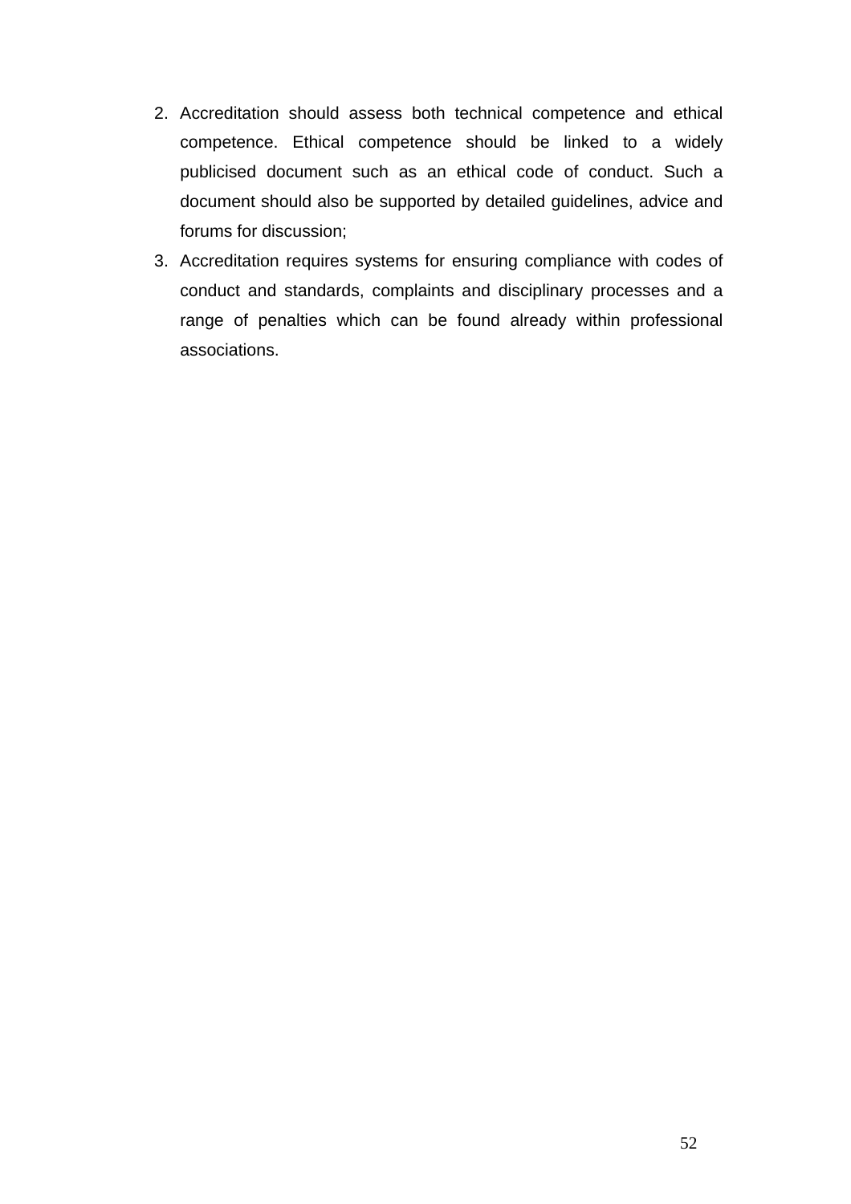2. Accreditation should assess both technical competence and ethical competence. Ethical competence should be linked to a widely publicised document such as an ethical code of conduct. Such a document should also be supported by detailed guidelines, advice and forums for discussion;
3. Accreditation requires systems for ensuring compliance with codes of conduct and standards, complaints and disciplinary processes and a range of penalties which can be found already within professional associations.